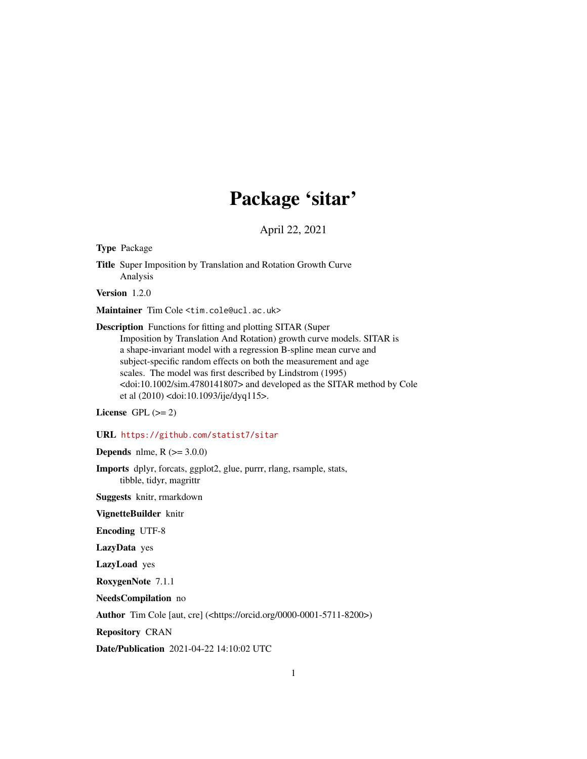# Package 'sitar'

April 22, 2021

**Type** Package

**Title** Super Imposition by Translation and Rotation Growth Curve Analysis

**Version** 1.2.0

**Maintainer** Tim Cole <tim.cole@ucl.ac.uk>

**Description** Functions for fitting and plotting SITAR (Super Imposition by Translation And Rotation) growth curve models. SITAR is a shape-invariant model with a regression B-spline mean curve and subject-specific random effects on both the measurement and age scales. The model was first described by Lindstrom (1995) <doi:10.1002/sim.4780141807> and developed as the SITAR method by Cole et al (2010) <doi:10.1093/ije/dyq115>.

**License** GPL (>= 2)

**URL** https://github.com/statist7/sitar

**Depends** nlme, R (>= 3.0.0)

**Imports** dplyr, forcats, ggplot2, glue, purrr, rlang, rsample, stats, tibble, tidyr, magrittr

**Suggests** knitr, rmarkdown

**VignetteBuilder** knitr

**Encoding** UTF-8

**LazyData** yes

**LazyLoad** yes

**RoxygenNote** 7.1.1

**NeedsCompilation** no

**Author** Tim Cole [aut, cre] (<https://orcid.org/0000-0001-5711-8200>)

**Repository** CRAN

**Date/Publication** 2021-04-22 14:10:02 UTC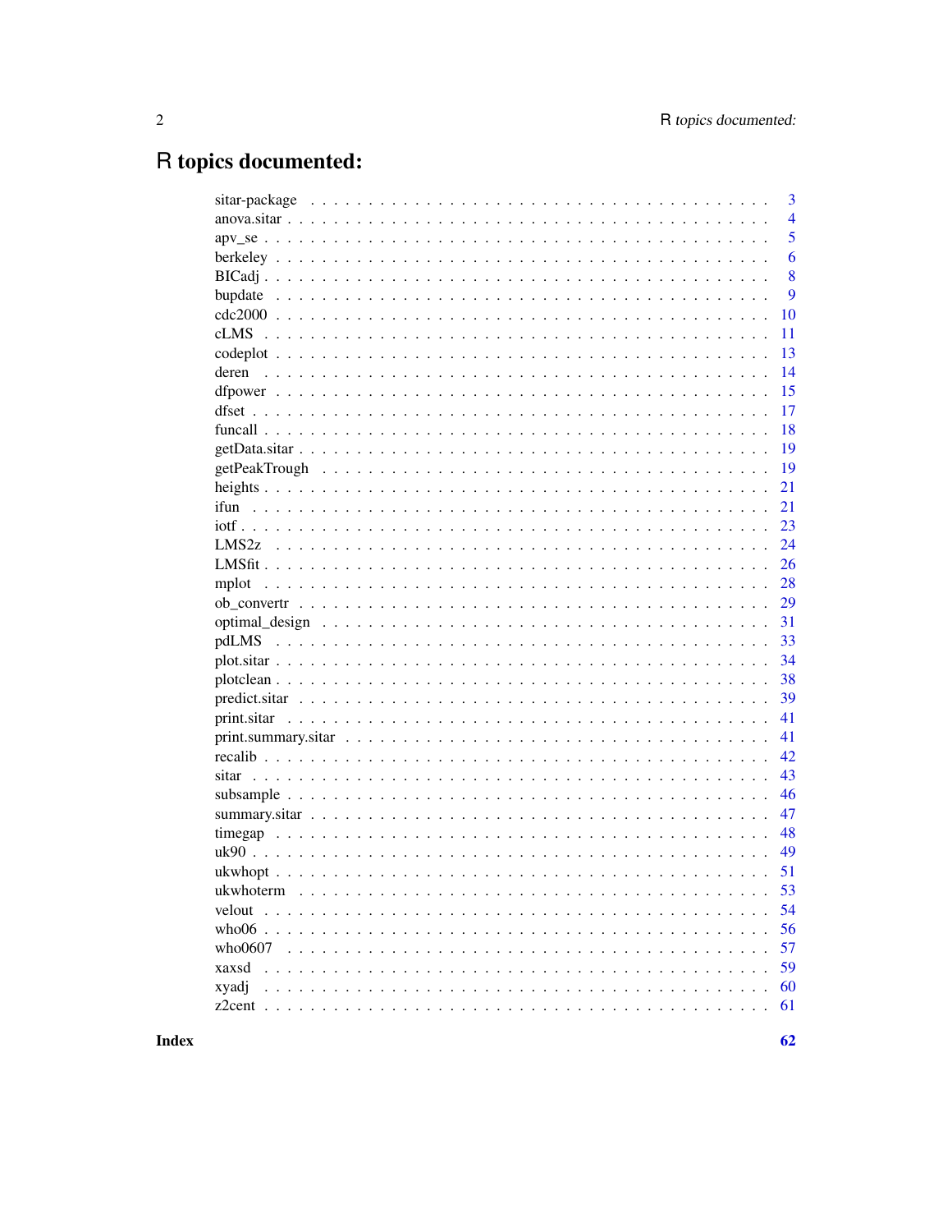# R topics documented:

| | |
|---|---|
| sitar-package | 3 |
| anova.sitar | 4 |
| apv_se | 5 |
| berkeley | 6 |
| BICadj | 8 |
| bupdate | 9 |
| cdc2000 | 10 |
| cLMS | 11 |
| codeplot | 13 |
| deren | 14 |
| dfpower | 15 |
| dfset | 17 |
| funcall | 18 |
| getData.sitar | 19 |
| getPeakTrough | 19 |
| heights | 21 |
| ifun | 21 |
| iotf | 23 |
| LMS2z | 24 |
| LMSfit | 26 |
| mplot | 28 |
| ob_convertr | 29 |
| optimal_design | 31 |
| pdLMS | 33 |
| plot.sitar | 34 |
| plotclean | 38 |
| predict.sitar | 39 |
| print.sitar | 41 |
| print.summary.sitar | 41 |
| recalib | 42 |
| sitar | 43 |
| subsample | 46 |
| summary.sitar | 47 |
| timegap | 48 |
| uk90 | 49 |
| ukwhopt | 51 |
| ukwhoterm | 53 |
| velout | 54 |
| who06 | 56 |
| who0607 | 57 |
| xaxsd | 59 |
| xyadj | 60 |
| z2cent | 61 |

**Index** **62**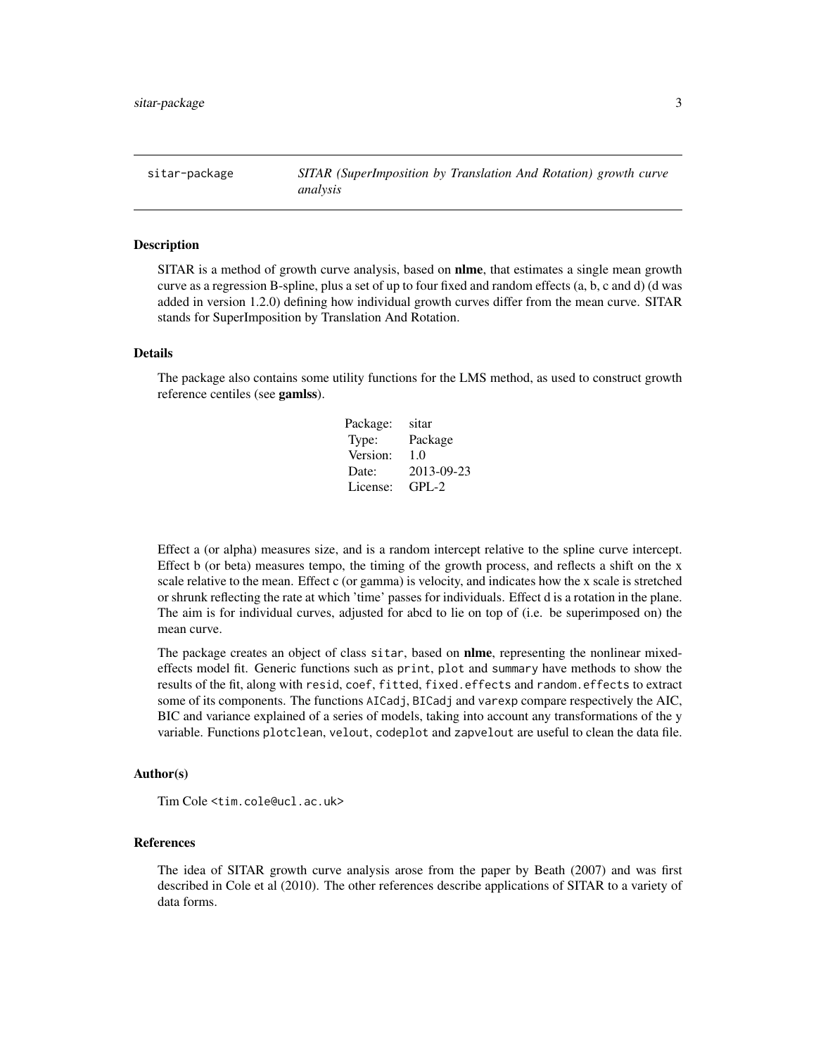sitar-package *SITAR (SuperImposition by Translation And Rotation) growth curve analysis*

## Description

SITAR is a method of growth curve analysis, based on **nlme**, that estimates a single mean growth curve as a regression B-spline, plus a set of up to four fixed and random effects (a, b, c and d) (d was added in version 1.2.0) defining how individual growth curves differ from the mean curve. SITAR stands for SuperImposition by Translation And Rotation.

## Details

The package also contains some utility functions for the LMS method, as used to construct growth reference centiles (see **gamlss**).

| | |
|---|---|
| Package: | sitar |
| Type: | Package |
| Version: | 1.0 |
| Date: | 2013-09-23 |
| License: | GPL-2 |

Effect a (or alpha) measures size, and is a random intercept relative to the spline curve intercept. Effect b (or beta) measures tempo, the timing of the growth process, and reflects a shift on the x scale relative to the mean. Effect c (or gamma) is velocity, and indicates how the x scale is stretched or shrunk reflecting the rate at which 'time' passes for individuals. Effect d is a rotation in the plane. The aim is for individual curves, adjusted for abcd to lie on top of (i.e. be superimposed on) the mean curve.

The package creates an object of class `sitar`, based on **nlme**, representing the nonlinear mixed-effects model fit. Generic functions such as `print`, `plot` and `summary` have methods to show the results of the fit, along with `resid`, `coef`, `fitted`, `fixed.effects` and `random.effects` to extract some of its components. The functions `AICadj`, `BICadj` and `varexp` compare respectively the AIC, BIC and variance explained of a series of models, taking into account any transformations of the y variable. Functions `plotclean`, `velout`, `codeplot` and `zapvelout` are useful to clean the data file.

## Author(s)

Tim Cole <tim.cole@ucl.ac.uk>

## References

The idea of SITAR growth curve analysis arose from the paper by Beath (2007) and was first described in Cole et al (2010). The other references describe applications of SITAR to a variety of data forms.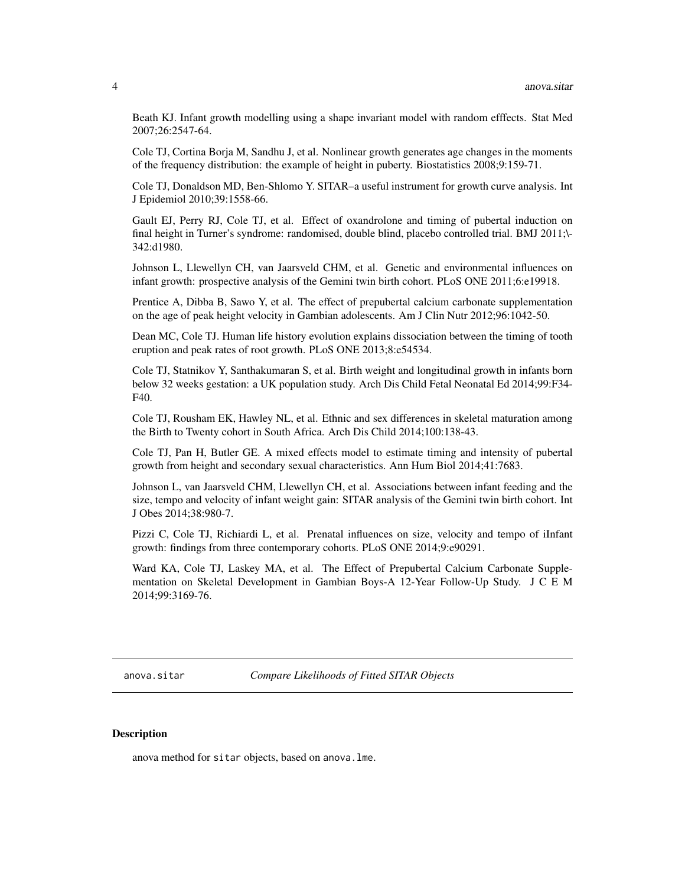Beath KJ. Infant growth modelling using a shape invariant model with random efffects. Stat Med 2007;26:2547-64.

Cole TJ, Cortina Borja M, Sandhu J, et al. Nonlinear growth generates age changes in the moments of the frequency distribution: the example of height in puberty. Biostatistics 2008;9:159-71.

Cole TJ, Donaldson MD, Ben-Shlomo Y. SITAR–a useful instrument for growth curve analysis. Int J Epidemiol 2010;39:1558-66.

Gault EJ, Perry RJ, Cole TJ, et al. Effect of oxandrolone and timing of pubertal induction on final height in Turner's syndrome: randomised, double blind, placebo controlled trial. BMJ 2011;\-342:d1980.

Johnson L, Llewellyn CH, van Jaarsveld CHM, et al. Genetic and environmental influences on infant growth: prospective analysis of the Gemini twin birth cohort. PLoS ONE 2011;6:e19918.

Prentice A, Dibba B, Sawo Y, et al. The effect of prepubertal calcium carbonate supplementation on the age of peak height velocity in Gambian adolescents. Am J Clin Nutr 2012;96:1042-50.

Dean MC, Cole TJ. Human life history evolution explains dissociation between the timing of tooth eruption and peak rates of root growth. PLoS ONE 2013;8:e54534.

Cole TJ, Statnikov Y, Santhakumaran S, et al. Birth weight and longitudinal growth in infants born below 32 weeks gestation: a UK population study. Arch Dis Child Fetal Neonatal Ed 2014;99:F34-F40.

Cole TJ, Rousham EK, Hawley NL, et al. Ethnic and sex differences in skeletal maturation among the Birth to Twenty cohort in South Africa. Arch Dis Child 2014;100:138-43.

Cole TJ, Pan H, Butler GE. A mixed effects model to estimate timing and intensity of pubertal growth from height and secondary sexual characteristics. Ann Hum Biol 2014;41:7683.

Johnson L, van Jaarsveld CHM, Llewellyn CH, et al. Associations between infant feeding and the size, tempo and velocity of infant weight gain: SITAR analysis of the Gemini twin birth cohort. Int J Obes 2014;38:980-7.

Pizzi C, Cole TJ, Richiardi L, et al. Prenatal influences on size, velocity and tempo of iInfant growth: findings from three contemporary cohorts. PLoS ONE 2014;9:e90291.

Ward KA, Cole TJ, Laskey MA, et al. The Effect of Prepubertal Calcium Carbonate Supplementation on Skeletal Development in Gambian Boys-A 12-Year Follow-Up Study. J C E M 2014;99:3169-76.

---

## anova.sitar — *Compare Likelihoods of Fitted SITAR Objects*

### Description

anova method for `sitar` objects, based on `anova.lme`.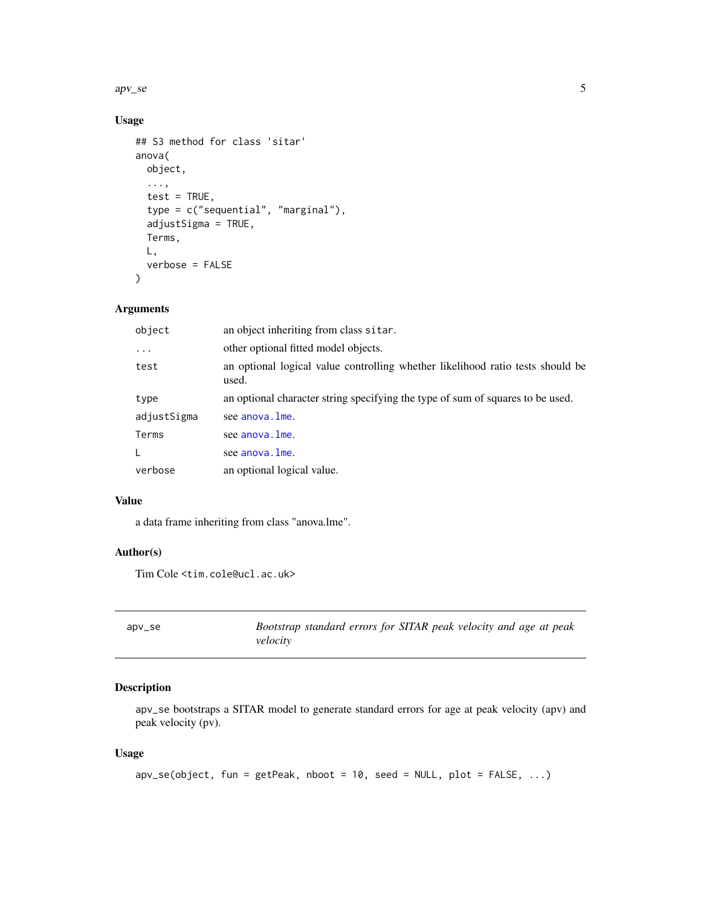### Usage

```
## S3 method for class 'sitar'
anova(
  object,
  ...,
  test = TRUE,
  type = c("sequential", "marginal"),
  adjustSigma = TRUE,
  Terms,
  L,
  verbose = FALSE
)
```

### Arguments

| | |
|---|---|
| `object` | an object inheriting from class `sitar`. |
| `...` | other optional fitted model objects. |
| `test` | an optional logical value controlling whether likelihood ratio tests should be used. |
| `type` | an optional character string specifying the type of sum of squares to be used. |
| `adjustSigma` | see `anova.lme`. |
| `Terms` | see `anova.lme`. |
| `L` | see `anova.lme`. |
| `verbose` | an optional logical value. |

### Value

a data frame inheriting from class "anova.lme".

### Author(s)

Tim Cole <tim.cole@ucl.ac.uk>

---

## apv_se — *Bootstrap standard errors for SITAR peak velocity and age at peak velocity*

### Description

apv_se bootstraps a SITAR model to generate standard errors for age at peak velocity (apv) and peak velocity (pv).

### Usage

```
apv_se(object, fun = getPeak, nboot = 10, seed = NULL, plot = FALSE, ...)
```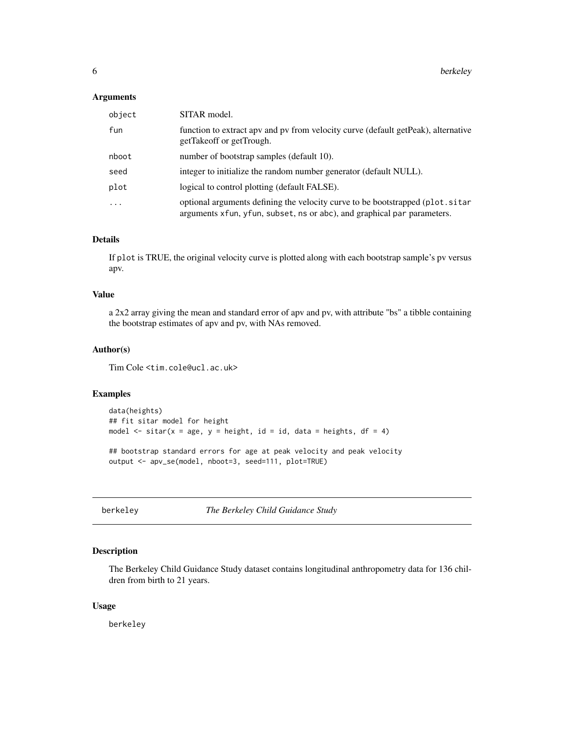### Arguments

| | |
|---|---|
| `object` | SITAR model. |
| `fun` | function to extract apv and pv from velocity curve (default getPeak), alternative getTakeoff or getTrough. |
| `nboot` | number of bootstrap samples (default 10). |
| `seed` | integer to initialize the random number generator (default NULL). |
| `plot` | logical to control plotting (default FALSE). |
| `...` | optional arguments defining the velocity curve to be bootstrapped (`plot.sitar` arguments `xfun`, `yfun`, `subset`, `ns` or `abc`), and graphical `par` parameters. |

### Details

If `plot` is TRUE, the original velocity curve is plotted along with each bootstrap sample's pv versus apv.

### Value

a 2x2 array giving the mean and standard error of apv and pv, with attribute "bs" a tibble containing the bootstrap estimates of apv and pv, with NAs removed.

### Author(s)

Tim Cole <tim.cole@ucl.ac.uk>

### Examples

```
data(heights)
## fit sitar model for height
model <- sitar(x = age, y = height, id = id, data = heights, df = 4)

## bootstrap standard errors for age at peak velocity and peak velocity
output <- apv_se(model, nboot=3, seed=111, plot=TRUE)
```

---

## berkeley — *The Berkeley Child Guidance Study*

### Description

The Berkeley Child Guidance Study dataset contains longitudinal anthropometry data for 136 children from birth to 21 years.

### Usage

```
berkeley
```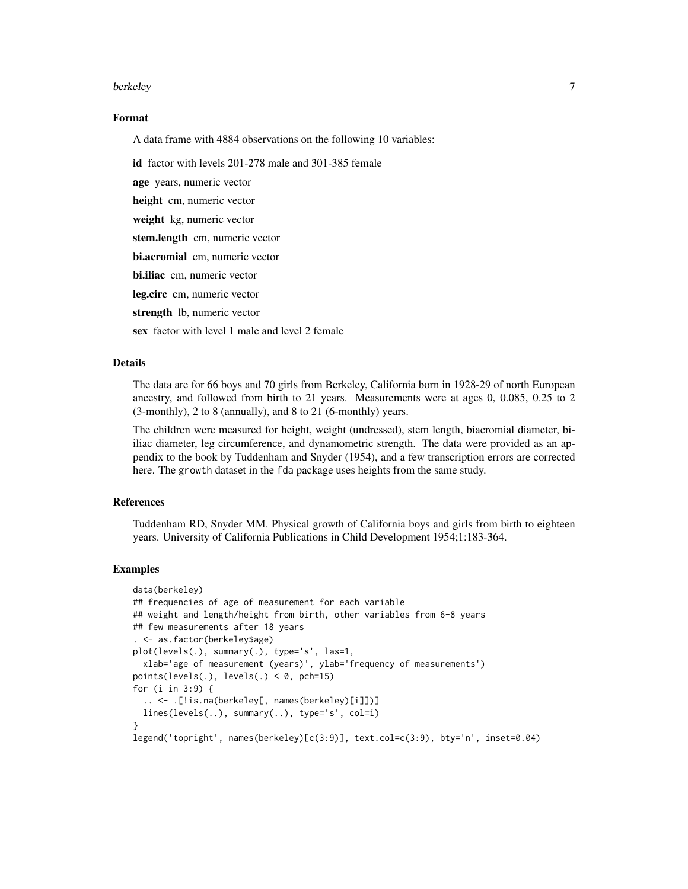### Format

A data frame with 4884 observations on the following 10 variables:

**id** factor with levels 201-278 male and 301-385 female

**age** years, numeric vector

**height** cm, numeric vector

**weight** kg, numeric vector

**stem.length** cm, numeric vector

**bi.acromial** cm, numeric vector

**bi.iliac** cm, numeric vector

**leg.circ** cm, numeric vector

**strength** lb, numeric vector

**sex** factor with level 1 male and level 2 female

### Details

The data are for 66 boys and 70 girls from Berkeley, California born in 1928-29 of north European ancestry, and followed from birth to 21 years. Measurements were at ages 0, 0.085, 0.25 to 2 (3-monthly), 2 to 8 (annually), and 8 to 21 (6-monthly) years.

The children were measured for height, weight (undressed), stem length, biacromial diameter, bi-iliac diameter, leg circumference, and dynamometric strength. The data were provided as an appendix to the book by Tuddenham and Snyder (1954), and a few transcription errors are corrected here. The `growth` dataset in the `fda` package uses heights from the same study.

### References

Tuddenham RD, Snyder MM. Physical growth of California boys and girls from birth to eighteen years. University of California Publications in Child Development 1954;1:183-364.

### Examples

```
data(berkeley)
## frequencies of age of measurement for each variable
## weight and length/height from birth, other variables from 6-8 years
## few measurements after 18 years
. <- as.factor(berkeley$age)
plot(levels(.), summary(.), type='s', las=1,
  xlab='age of measurement (years)', ylab='frequency of measurements')
points(levels(.), levels(.) < 0, pch=15)
for (i in 3:9) {
  .. <- .[!is.na(berkeley[, names(berkeley)[i]])]
  lines(levels(..), summary(..), type='s', col=i)
}
legend('topright', names(berkeley)[c(3:9)], text.col=c(3:9), bty='n', inset=0.04)
```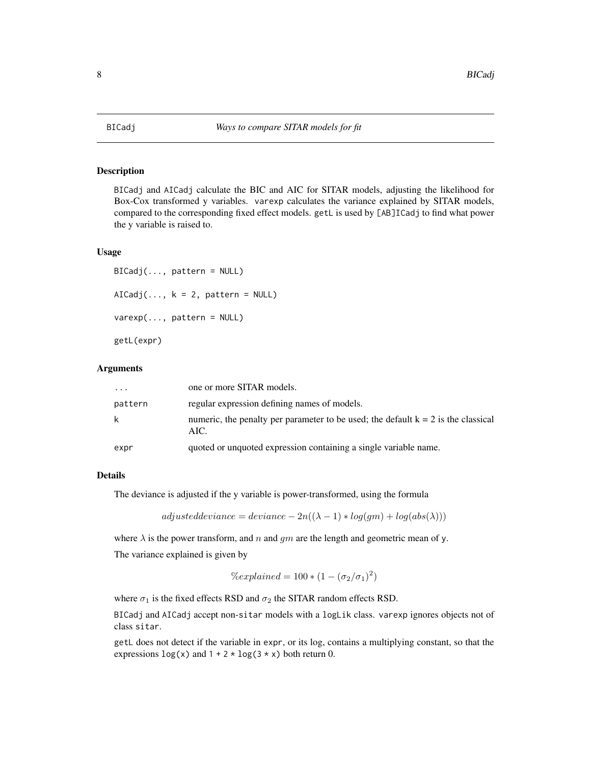# BICadj — *Ways to compare SITAR models for fit*

## Description

BICadj and AICadj calculate the BIC and AIC for SITAR models, adjusting the likelihood for Box-Cox transformed y variables. varexp calculates the variance explained by SITAR models, compared to the corresponding fixed effect models. getL is used by [AB]ICadj to find what power the y variable is raised to.

## Usage

```
BICadj(..., pattern = NULL)

AICadj(..., k = 2, pattern = NULL)

varexp(..., pattern = NULL)

getL(expr)
```

## Arguments

| | |
|---|---|
| ... | one or more SITAR models. |
| pattern | regular expression defining names of models. |
| k | numeric, the penalty per parameter to be used; the default k = 2 is the classical AIC. |
| expr | quoted or unquoted expression containing a single variable name. |

## Details

The deviance is adjusted if the y variable is power-transformed, using the formula

$$adjusteddeviance = deviance - 2n((\lambda - 1) * log(gm) + log(abs(\lambda)))$$

where $\lambda$ is the power transform, and $n$ and $gm$ are the length and geometric mean of y.

The variance explained is given by

$$\%explained = 100 * (1 - (\sigma_2/\sigma_1)^2)$$

where $\sigma_1$ is the fixed effects RSD and $\sigma_2$ the SITAR random effects RSD.

BICadj and AICadj accept non-sitar models with a logLik class. varexp ignores objects not of class sitar.

getL does not detect if the variable in expr, or its log, contains a multiplying constant, so that the expressions log(x) and 1 + 2 * log(3 * x) both return 0.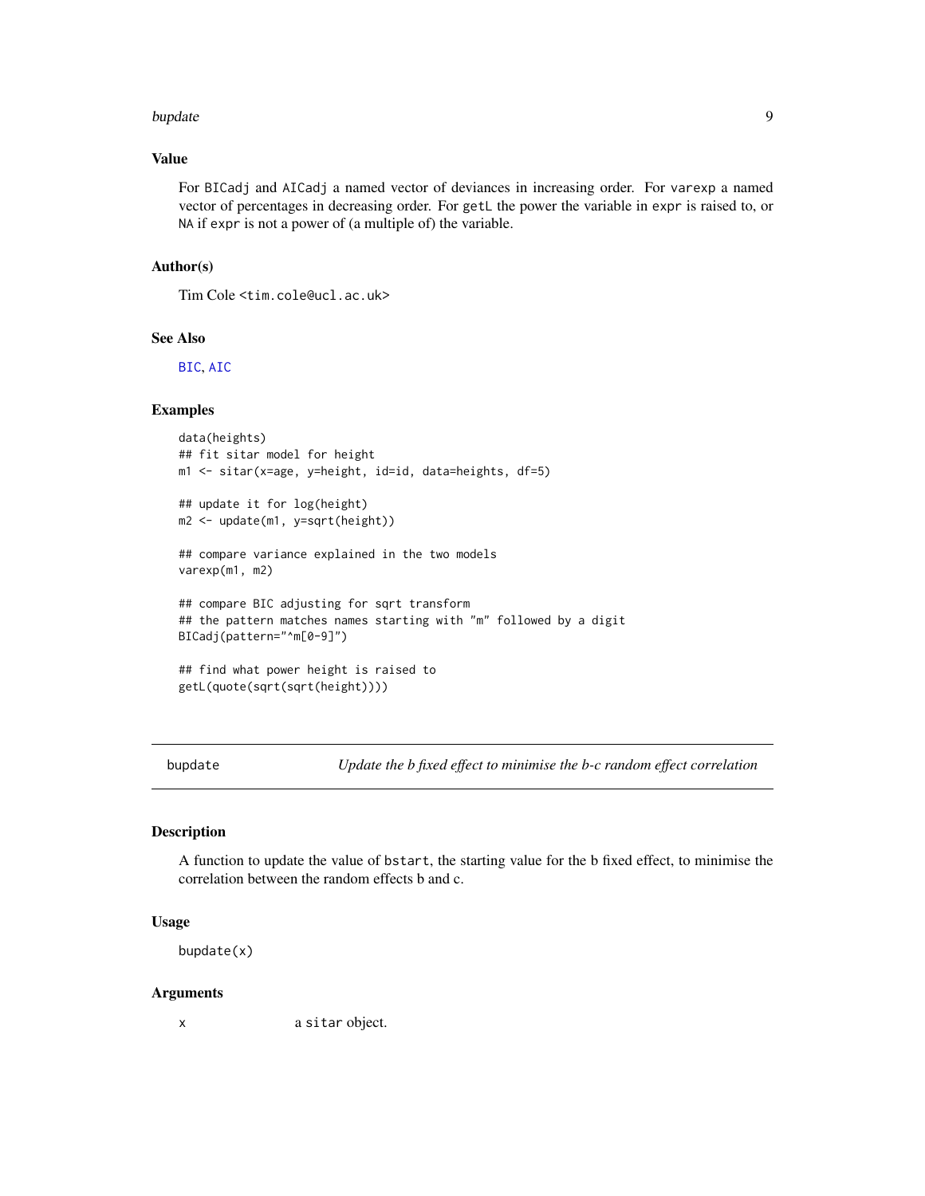### Value

For BICadj and AICadj a named vector of deviances in increasing order. For varexp a named vector of percentages in decreasing order. For getL the power the variable in expr is raised to, or NA if expr is not a power of (a multiple of) the variable.

### Author(s)

Tim Cole <tim.cole@ucl.ac.uk>

### See Also

BIC, AIC

### Examples

```
data(heights)
## fit sitar model for height
m1 <- sitar(x=age, y=height, id=id, data=heights, df=5)

## update it for log(height)
m2 <- update(m1, y=sqrt(height))

## compare variance explained in the two models
varexp(m1, m2)

## compare BIC adjusting for sqrt transform
## the pattern matches names starting with "m" followed by a digit
BICadj(pattern="^m[0-9]")

## find what power height is raised to
getL(quote(sqrt(sqrt(height))))
```

---

## bupdate — *Update the b fixed effect to minimise the b-c random effect correlation*

### Description

A function to update the value of bstart, the starting value for the b fixed effect, to minimise the correlation between the random effects b and c.

### Usage

```
bupdate(x)
```

### Arguments

| | |
|---|---|
| x | a sitar object. |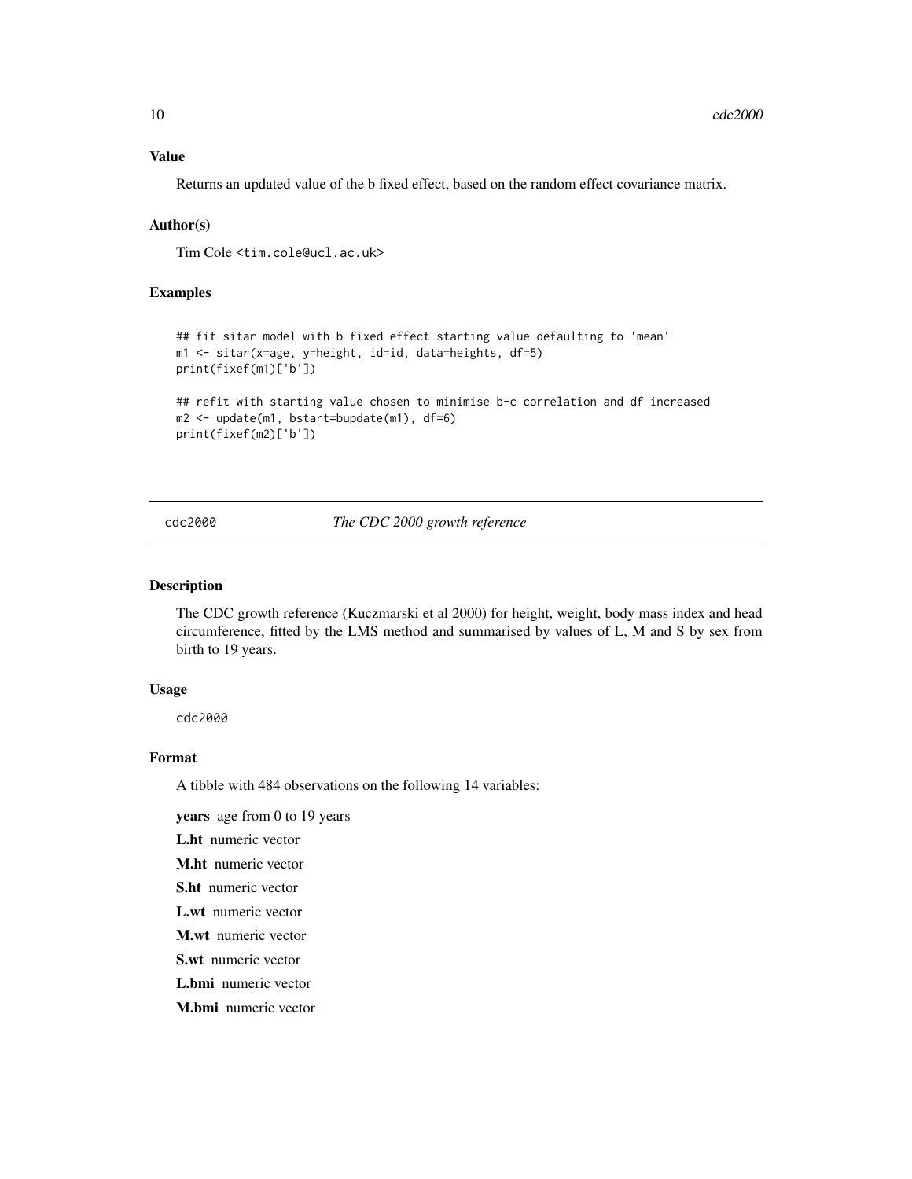### Value

Returns an updated value of the b fixed effect, based on the random effect covariance matrix.

### Author(s)

Tim Cole <tim.cole@ucl.ac.uk>

### Examples

```
## fit sitar model with b fixed effect starting value defaulting to 'mean'
m1 <- sitar(x=age, y=height, id=id, data=heights, df=5)
print(fixef(m1)['b'])

## refit with starting value chosen to minimise b-c correlation and df increased
m2 <- update(m1, bstart=bupdate(m1), df=6)
print(fixef(m2)['b'])
```

---

## cdc2000 — *The CDC 2000 growth reference*

### Description

The CDC growth reference (Kuczmarski et al 2000) for height, weight, body mass index and head circumference, fitted by the LMS method and summarised by values of L, M and S by sex from birth to 19 years.

### Usage

```
cdc2000
```

### Format

A tibble with 484 observations on the following 14 variables:

**years** age from 0 to 19 years

**L.ht** numeric vector

**M.ht** numeric vector

**S.ht** numeric vector

**L.wt** numeric vector

**M.wt** numeric vector

**S.wt** numeric vector

**L.bmi** numeric vector

**M.bmi** numeric vector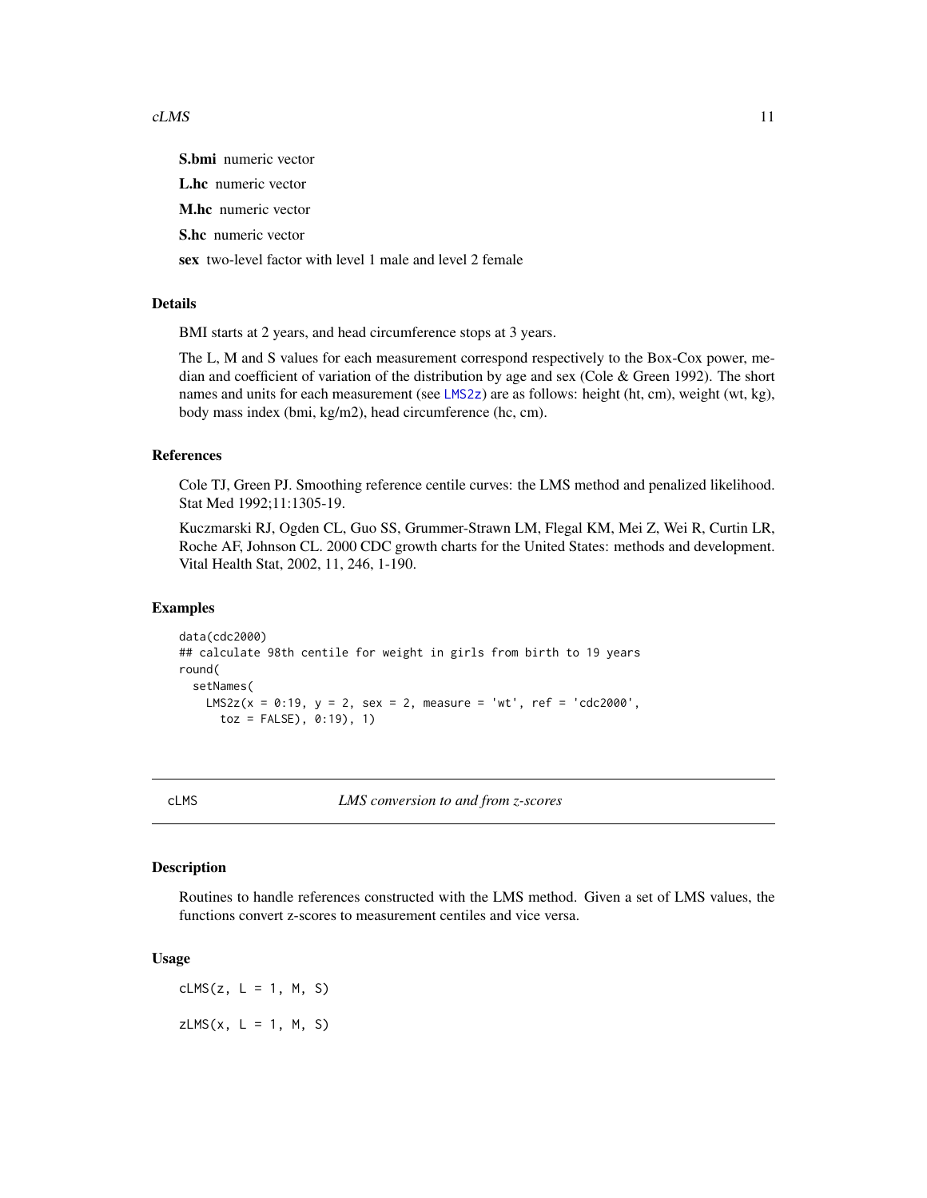**S.bmi** numeric vector

**L.hc** numeric vector

**M.hc** numeric vector

**S.hc** numeric vector

**sex** two-level factor with level 1 male and level 2 female

### Details

BMI starts at 2 years, and head circumference stops at 3 years.

The L, M and S values for each measurement correspond respectively to the Box-Cox power, median and coefficient of variation of the distribution by age and sex (Cole & Green 1992). The short names and units for each measurement (see `LMS2z`) are as follows: height (ht, cm), weight (wt, kg), body mass index (bmi, kg/m2), head circumference (hc, cm).

### References

Cole TJ, Green PJ. Smoothing reference centile curves: the LMS method and penalized likelihood. Stat Med 1992;11:1305-19.

Kuczmarski RJ, Ogden CL, Guo SS, Grummer-Strawn LM, Flegal KM, Mei Z, Wei R, Curtin LR, Roche AF, Johnson CL. 2000 CDC growth charts for the United States: methods and development. Vital Health Stat, 2002, 11, 246, 1-190.

### Examples

```
data(cdc2000)
## calculate 98th centile for weight in girls from birth to 19 years
round(
  setNames(
    LMS2z(x = 0:19, y = 2, sex = 2, measure = 'wt', ref = 'cdc2000',
      toz = FALSE), 0:19), 1)
```

## cLMS — *LMS conversion to and from z-scores*

### Description

Routines to handle references constructed with the LMS method. Given a set of LMS values, the functions convert z-scores to measurement centiles and vice versa.

### Usage

```
cLMS(z, L = 1, M, S)

zLMS(x, L = 1, M, S)
```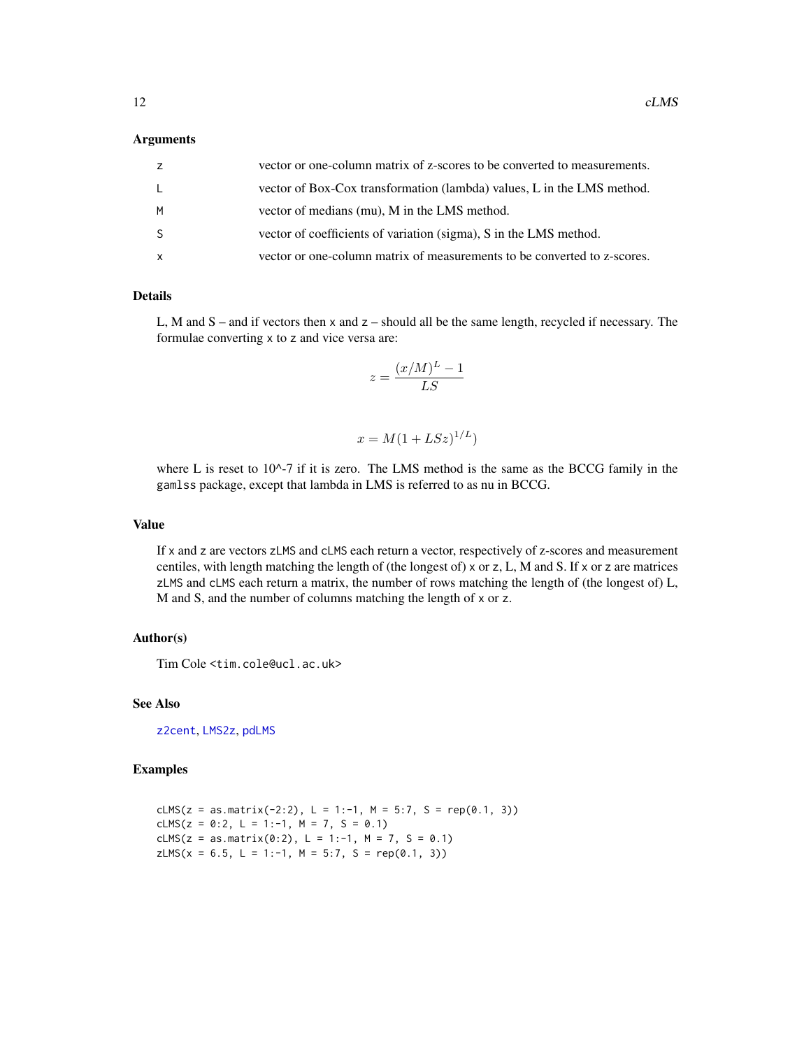## Arguments

| | |
|---|---|
| z | vector or one-column matrix of z-scores to be converted to measurements. |
| L | vector of Box-Cox transformation (lambda) values, L in the LMS method. |
| M | vector of medians (mu), M in the LMS method. |
| S | vector of coefficients of variation (sigma), S in the LMS method. |
| x | vector or one-column matrix of measurements to be converted to z-scores. |

## Details

L, M and S – and if vectors then x and z – should all be the same length, recycled if necessary. The formulae converting x to z and vice versa are:

$$z = \frac{(x/M)^L - 1}{LS}$$

$$x = M(1 + LSz)^{1/L})$$

where L is reset to 10^-7 if it is zero. The LMS method is the same as the BCCG family in the gamlss package, except that lambda in LMS is referred to as nu in BCCG.

## Value

If x and z are vectors zLMS and cLMS each return a vector, respectively of z-scores and measurement centiles, with length matching the length of (the longest of) x or z, L, M and S. If x or z are matrices zLMS and cLMS each return a matrix, the number of rows matching the length of (the longest of) L, M and S, and the number of columns matching the length of x or z.

## Author(s)

Tim Cole <tim.cole@ucl.ac.uk>

## See Also

z2cent, LMS2z, pdLMS

## Examples

```
cLMS(z = as.matrix(-2:2), L = 1:-1, M = 5:7, S = rep(0.1, 3))
cLMS(z = 0:2, L = 1:-1, M = 7, S = 0.1)
cLMS(z = as.matrix(0:2), L = 1:-1, M = 7, S = 0.1)
zLMS(x = 6.5, L = 1:-1, M = 5:7, S = rep(0.1, 3))
```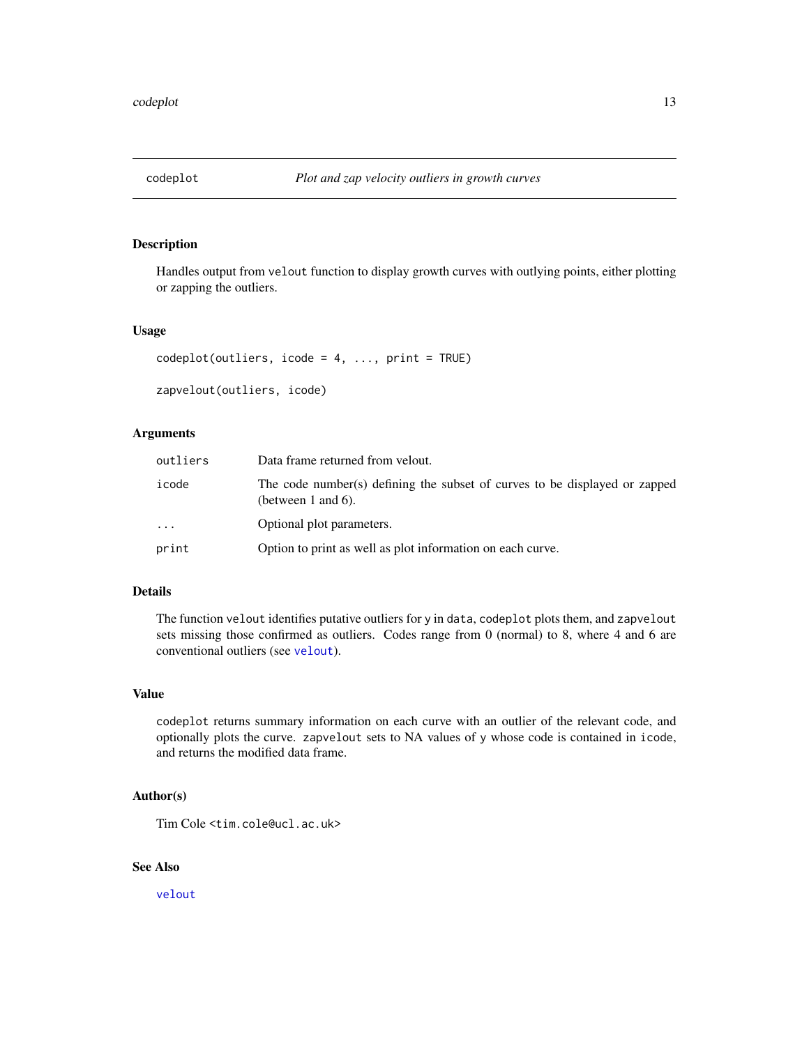## codeplot *Plot and zap velocity outliers in growth curves*

### Description

Handles output from `velout` function to display growth curves with outlying points, either plotting or zapping the outliers.

### Usage

```
codeplot(outliers, icode = 4, ..., print = TRUE)

zapvelout(outliers, icode)
```

### Arguments

| | |
|---|---|
| `outliers` | Data frame returned from velout. |
| `icode` | The code number(s) defining the subset of curves to be displayed or zapped (between 1 and 6). |
| `...` | Optional plot parameters. |
| `print` | Option to print as well as plot information on each curve. |

### Details

The function `velout` identifies putative outliers for `y` in `data`, `codeplot` plots them, and `zapvelout` sets missing those confirmed as outliers. Codes range from 0 (normal) to 8, where 4 and 6 are conventional outliers (see `velout`).

### Value

`codeplot` returns summary information on each curve with an outlier of the relevant code, and optionally plots the curve. `zapvelout` sets to NA values of `y` whose code is contained in `icode`, and returns the modified data frame.

### Author(s)

Tim Cole <tim.cole@ucl.ac.uk>

### See Also

`velout`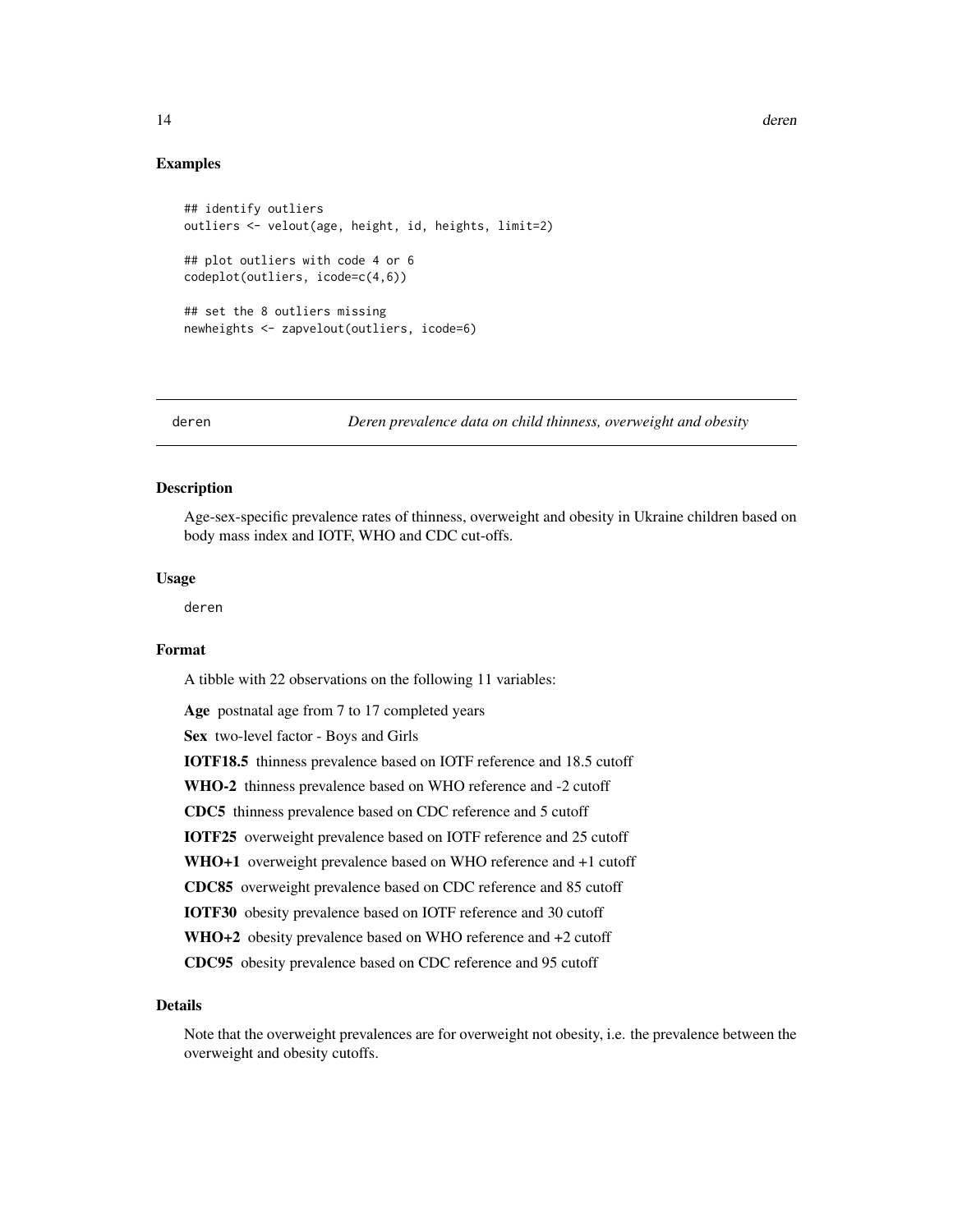## Examples

```
## identify outliers
outliers <- velout(age, height, id, heights, limit=2)

## plot outliers with code 4 or 6
codeplot(outliers, icode=c(4,6))

## set the 8 outliers missing
newheights <- zapvelout(outliers, icode=6)
```

---

# deren — *Deren prevalence data on child thinness, overweight and obesity*

---

### Description

Age-sex-specific prevalence rates of thinness, overweight and obesity in Ukraine children based on body mass index and IOTF, WHO and CDC cut-offs.

### Usage

```
deren
```

### Format

A tibble with 22 observations on the following 11 variables:

**Age** postnatal age from 7 to 17 completed years

**Sex** two-level factor - Boys and Girls

**IOTF18.5** thinness prevalence based on IOTF reference and 18.5 cutoff

**WHO-2** thinness prevalence based on WHO reference and -2 cutoff

**CDC5** thinness prevalence based on CDC reference and 5 cutoff

**IOTF25** overweight prevalence based on IOTF reference and 25 cutoff

**WHO+1** overweight prevalence based on WHO reference and +1 cutoff

**CDC85** overweight prevalence based on CDC reference and 85 cutoff

**IOTF30** obesity prevalence based on IOTF reference and 30 cutoff

**WHO+2** obesity prevalence based on WHO reference and +2 cutoff

**CDC95** obesity prevalence based on CDC reference and 95 cutoff

### Details

Note that the overweight prevalences are for overweight not obesity, i.e. the prevalence between the overweight and obesity cutoffs.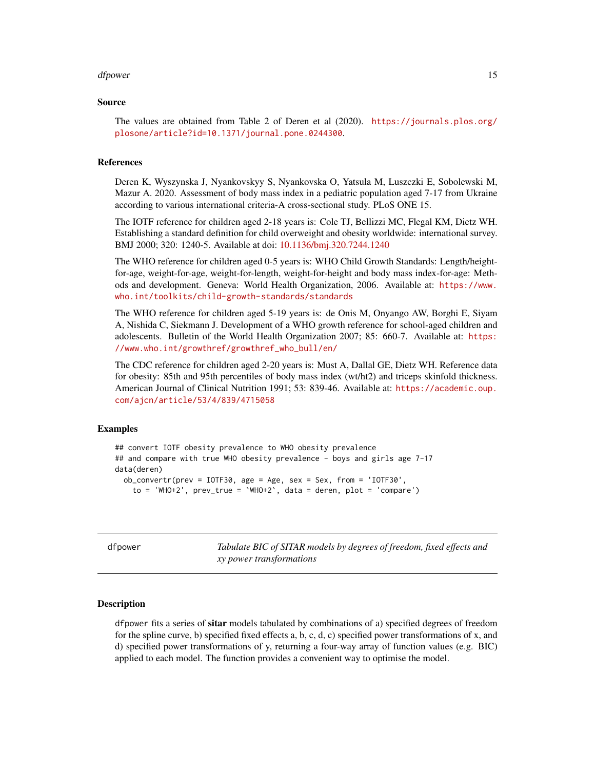### Source

The values are obtained from Table 2 of Deren et al (2020). https://journals.plos.org/plosone/article?id=10.1371/journal.pone.0244300.

### References

Deren K, Wyszynska J, Nyankovskyy S, Nyankovska O, Yatsula M, Luszczki E, Sobolewski M, Mazur A. 2020. Assessment of body mass index in a pediatric population aged 7-17 from Ukraine according to various international criteria-A cross-sectional study. PLoS ONE 15.

The IOTF reference for children aged 2-18 years is: Cole TJ, Bellizzi MC, Flegal KM, Dietz WH. Establishing a standard definition for child overweight and obesity worldwide: international survey. BMJ 2000; 320: 1240-5. Available at doi: 10.1136/bmj.320.7244.1240

The WHO reference for children aged 0-5 years is: WHO Child Growth Standards: Length/height-for-age, weight-for-age, weight-for-length, weight-for-height and body mass index-for-age: Methods and development. Geneva: World Health Organization, 2006. Available at: https://www.who.int/toolkits/child-growth-standards/standards

The WHO reference for children aged 5-19 years is: de Onis M, Onyango AW, Borghi E, Siyam A, Nishida C, Siekmann J. Development of a WHO growth reference for school-aged children and adolescents. Bulletin of the World Health Organization 2007; 85: 660-7. Available at: https://www.who.int/growthref/growthref_who_bull/en/

The CDC reference for children aged 2-20 years is: Must A, Dallal GE, Dietz WH. Reference data for obesity: 85th and 95th percentiles of body mass index (wt/ht2) and triceps skinfold thickness. American Journal of Clinical Nutrition 1991; 53: 839-46. Available at: https://academic.oup.com/ajcn/article/53/4/839/4715058

### Examples

```
## convert IOTF obesity prevalence to WHO obesity prevalence
## and compare with true WHO obesity prevalence - boys and girls age 7-17
data(deren)
  ob_convertr(prev = IOTF30, age = Age, sex = Sex, from = 'IOTF30',
    to = 'WHO+2', prev_true = `WHO+2`, data = deren, plot = 'compare')
```

---

## dfpower — *Tabulate BIC of SITAR models by degrees of freedom, fixed effects and xy power transformations*

### Description

dfpower fits a series of **sitar** models tabulated by combinations of a) specified degrees of freedom for the spline curve, b) specified fixed effects a, b, c, d, c) specified power transformations of x, and d) specified power transformations of y, returning a four-way array of function values (e.g. BIC) applied to each model. The function provides a convenient way to optimise the model.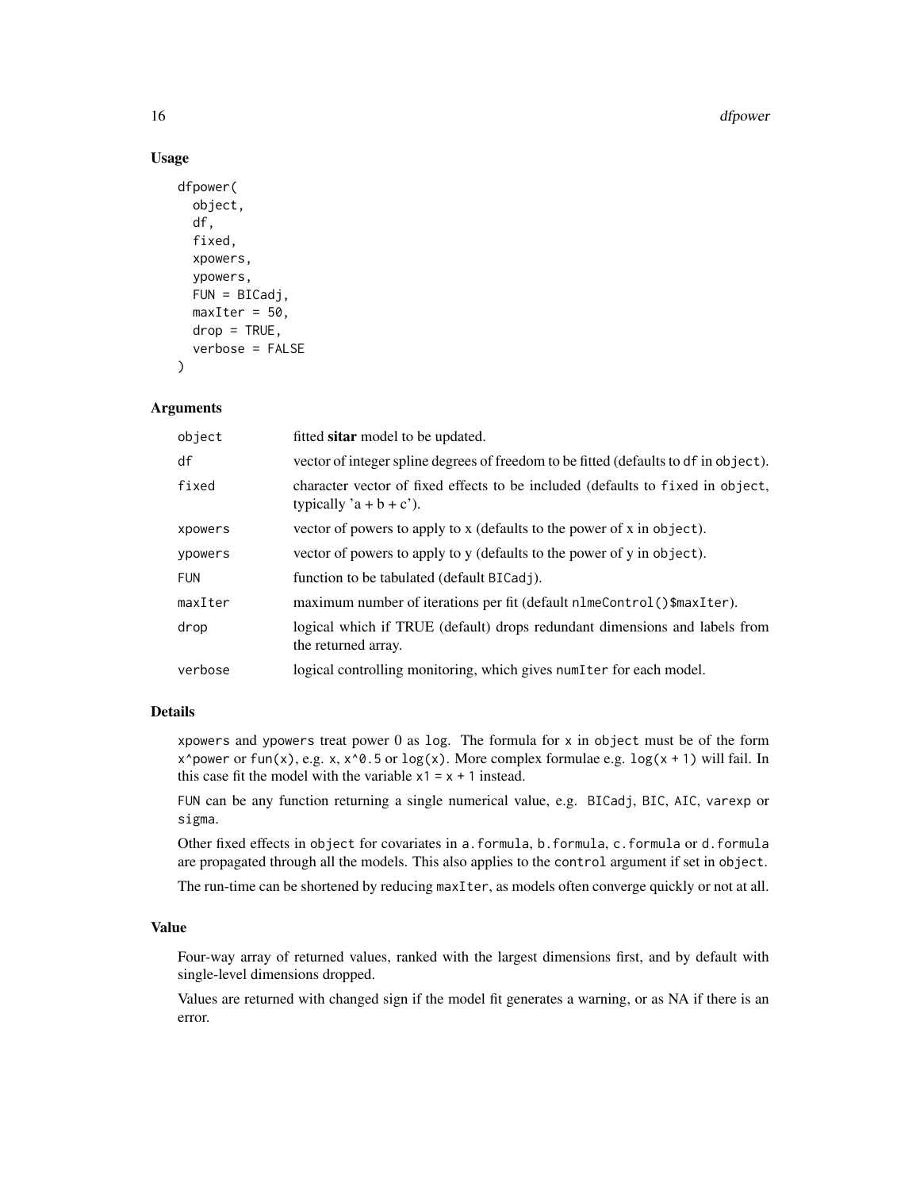## Usage

```
dfpower(
  object,
  df,
  fixed,
  xpowers,
  ypowers,
  FUN = BICadj,
  maxIter = 50,
  drop = TRUE,
  verbose = FALSE
)
```

## Arguments

| | |
|---|---|
| object | fitted **sitar** model to be updated. |
| df | vector of integer spline degrees of freedom to be fitted (defaults to df in object). |
| fixed | character vector of fixed effects to be included (defaults to fixed in object, typically 'a + b + c'). |
| xpowers | vector of powers to apply to x (defaults to the power of x in object). |
| ypowers | vector of powers to apply to y (defaults to the power of y in object). |
| FUN | function to be tabulated (default BICadj). |
| maxIter | maximum number of iterations per fit (default nlmeControl()$maxIter). |
| drop | logical which if TRUE (default) drops redundant dimensions and labels from the returned array. |
| verbose | logical controlling monitoring, which gives numIter for each model. |

## Details

xpowers and ypowers treat power 0 as log. The formula for x in object must be of the form x^power or fun(x), e.g. x, x^0.5 or log(x). More complex formulae e.g. log(x + 1) will fail. In this case fit the model with the variable x1 = x + 1 instead.

FUN can be any function returning a single numerical value, e.g. BICadj, BIC, AIC, varexp or sigma.

Other fixed effects in object for covariates in a.formula, b.formula, c.formula or d.formula are propagated through all the models. This also applies to the control argument if set in object.

The run-time can be shortened by reducing maxIter, as models often converge quickly or not at all.

## Value

Four-way array of returned values, ranked with the largest dimensions first, and by default with single-level dimensions dropped.

Values are returned with changed sign if the model fit generates a warning, or as NA if there is an error.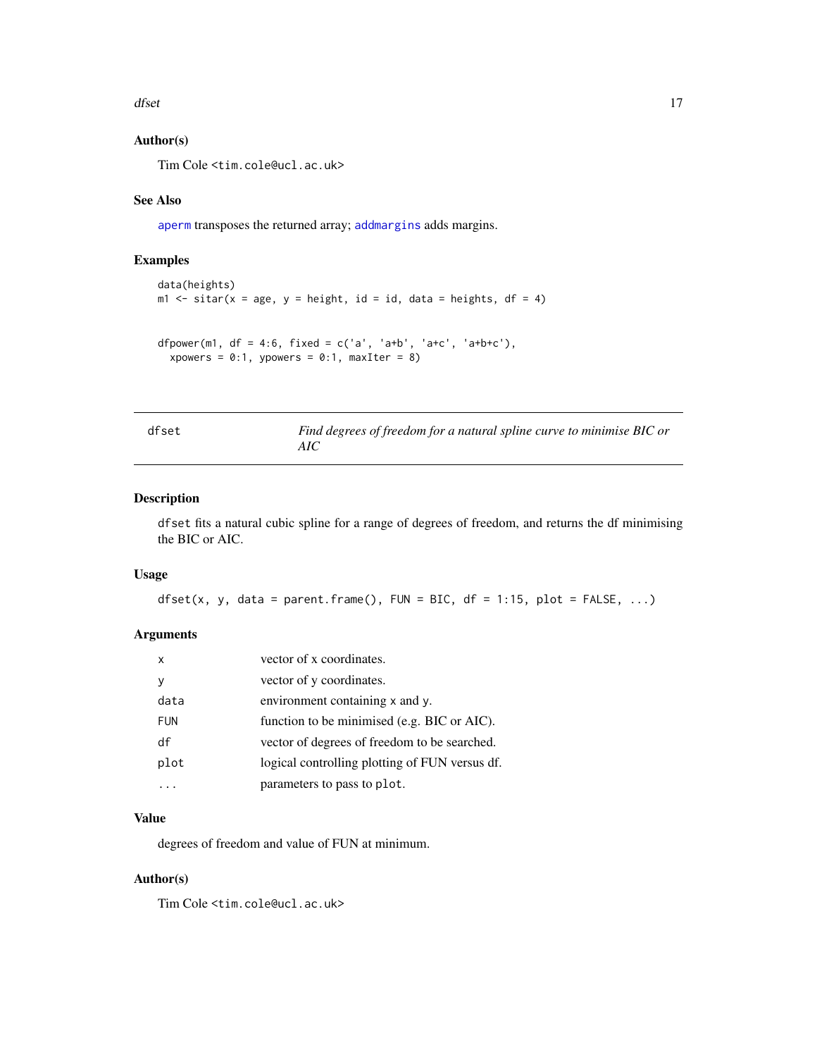## Author(s)

Tim Cole <tim.cole@ucl.ac.uk>

## See Also

aperm transposes the returned array; addmargins adds margins.

## Examples

```
data(heights)
m1 <- sitar(x = age, y = height, id = id, data = heights, df = 4)


dfpower(m1, df = 4:6, fixed = c('a', 'a+b', 'a+c', 'a+b+c'),
  xpowers = 0:1, ypowers = 0:1, maxIter = 8)
```

---

# dfset *Find degrees of freedom for a natural spline curve to minimise BIC or AIC*

---

## Description

`dfset` fits a natural cubic spline for a range of degrees of freedom, and returns the df minimising the BIC or AIC.

## Usage

```
dfset(x, y, data = parent.frame(), FUN = BIC, df = 1:15, plot = FALSE, ...)
```

## Arguments

| | |
|---|---|
| `x` | vector of x coordinates. |
| `y` | vector of y coordinates. |
| `data` | environment containing `x` and `y`. |
| `FUN` | function to be minimised (e.g. BIC or AIC). |
| `df` | vector of degrees of freedom to be searched. |
| `plot` | logical controlling plotting of FUN versus df. |
| `...` | parameters to pass to `plot`. |

## Value

degrees of freedom and value of FUN at minimum.

## Author(s)

Tim Cole <tim.cole@ucl.ac.uk>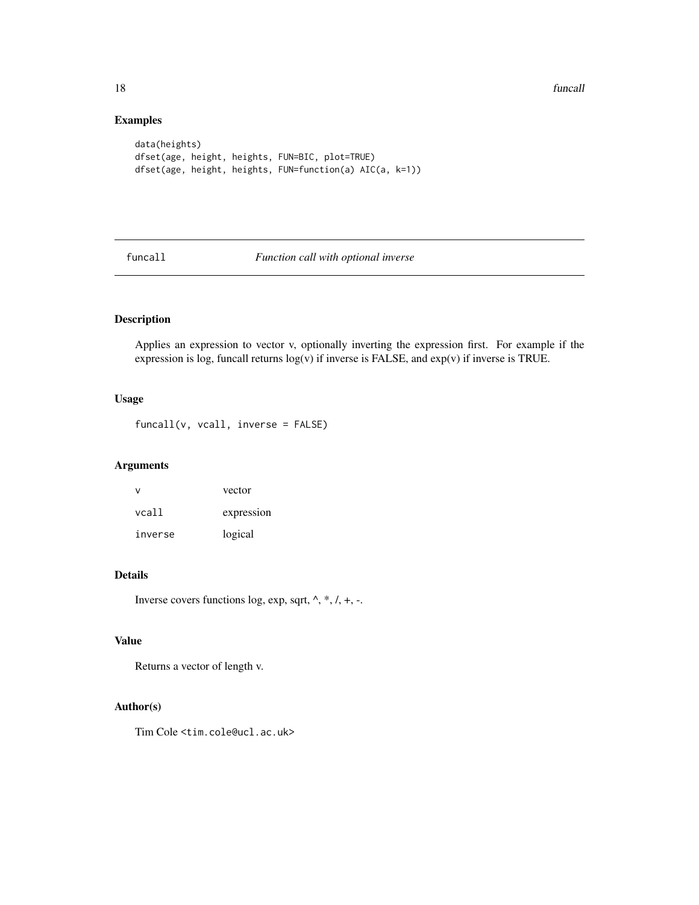## Examples

```
data(heights)
dfset(age, height, heights, FUN=BIC, plot=TRUE)
dfset(age, height, heights, FUN=function(a) AIC(a, k=1))
```

---

# funcall — *Function call with optional inverse*

---

## Description

Applies an expression to vector v, optionally inverting the expression first. For example if the expression is log, funcall returns log(v) if inverse is FALSE, and exp(v) if inverse is TRUE.

## Usage

```
funcall(v, vcall, inverse = FALSE)
```

## Arguments

| | |
|---|---|
| `v` | vector |
| `vcall` | expression |
| `inverse` | logical |

## Details

Inverse covers functions log, exp, sqrt, ^, *, /, +, -.

## Value

Returns a vector of length v.

## Author(s)

Tim Cole `<tim.cole@ucl.ac.uk>`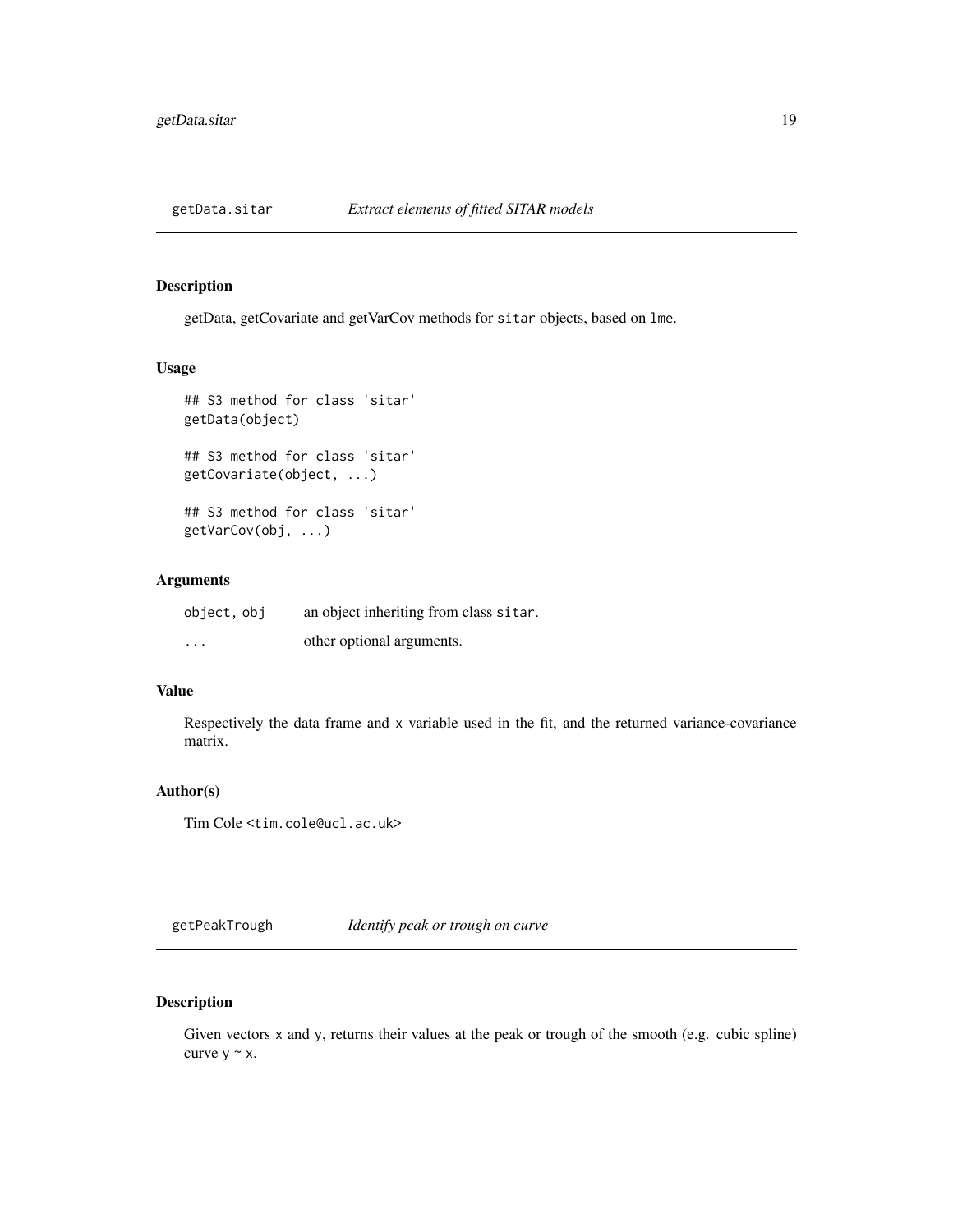## getData.sitar *Extract elements of fitted SITAR models*

### Description

getData, getCovariate and getVarCov methods for `sitar` objects, based on `lme`.

### Usage

```
## S3 method for class 'sitar'
getData(object)

## S3 method for class 'sitar'
getCovariate(object, ...)

## S3 method for class 'sitar'
getVarCov(obj, ...)
```

### Arguments

| | |
|---|---|
| `object, obj` | an object inheriting from class `sitar`. |
| `...` | other optional arguments. |

### Value

Respectively the data frame and `x` variable used in the fit, and the returned variance-covariance matrix.

### Author(s)

Tim Cole <`tim.cole@ucl.ac.uk`>

## getPeakTrough *Identify peak or trough on curve*

### Description

Given vectors `x` and `y`, returns their values at the peak or trough of the smooth (e.g. cubic spline) curve `y ~ x`.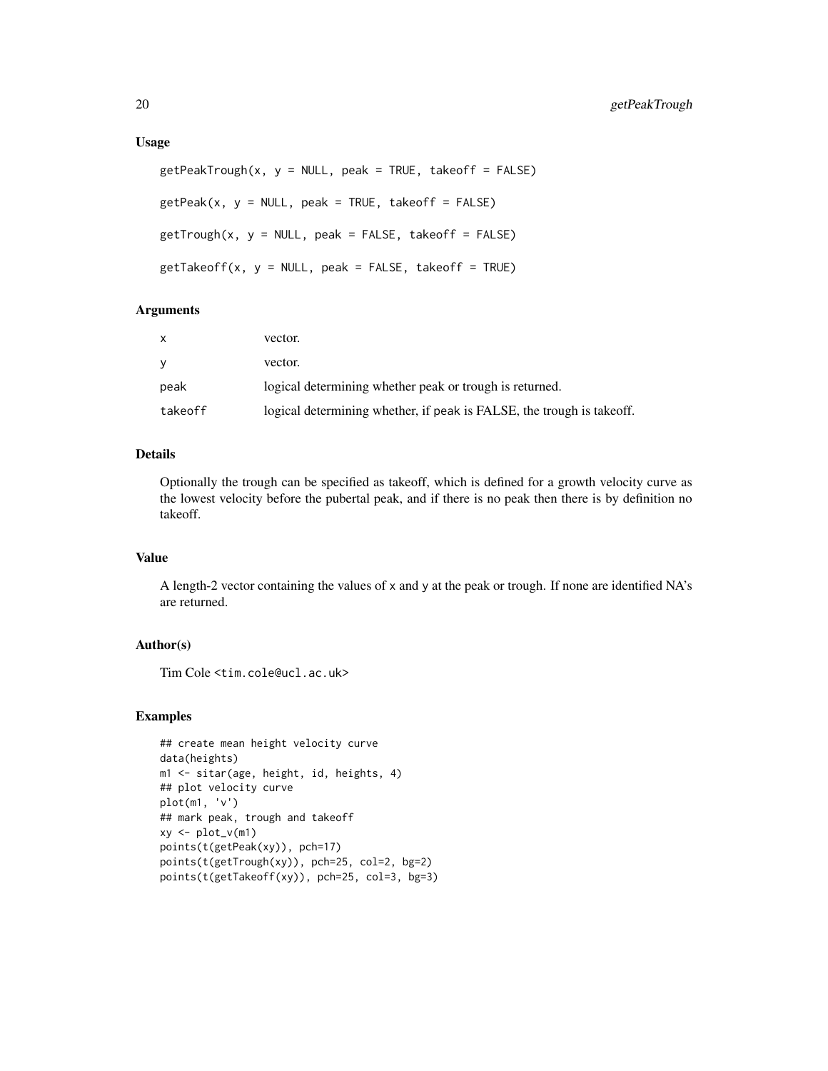### Usage

```
getPeakTrough(x, y = NULL, peak = TRUE, takeoff = FALSE)

getPeak(x, y = NULL, peak = TRUE, takeoff = FALSE)

getTrough(x, y = NULL, peak = FALSE, takeoff = FALSE)

getTakeoff(x, y = NULL, peak = FALSE, takeoff = TRUE)
```

### Arguments

| | |
|---|---|
| x | vector. |
| y | vector. |
| peak | logical determining whether peak or trough is returned. |
| takeoff | logical determining whether, if peak is FALSE, the trough is takeoff. |

### Details

Optionally the trough can be specified as takeoff, which is defined for a growth velocity curve as the lowest velocity before the pubertal peak, and if there is no peak then there is by definition no takeoff.

### Value

A length-2 vector containing the values of x and y at the peak or trough. If none are identified NA's are returned.

### Author(s)

Tim Cole <tim.cole@ucl.ac.uk>

### Examples

```
## create mean height velocity curve
data(heights)
m1 <- sitar(age, height, id, heights, 4)
## plot velocity curve
plot(m1, 'v')
## mark peak, trough and takeoff
xy <- plot_v(m1)
points(t(getPeak(xy)), pch=17)
points(t(getTrough(xy)), pch=25, col=2, bg=2)
points(t(getTakeoff(xy)), pch=25, col=3, bg=3)
```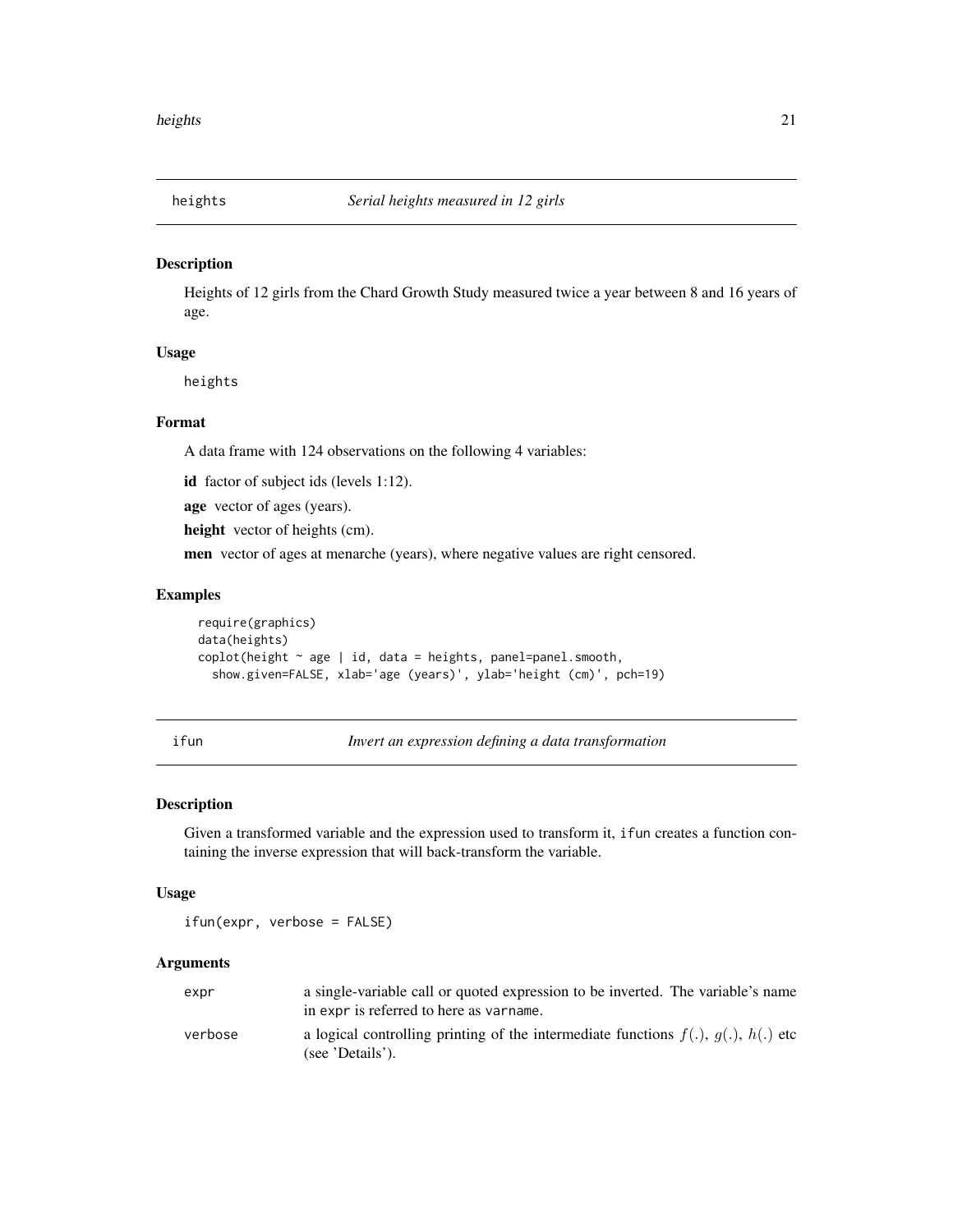## heights — *Serial heights measured in 12 girls*

### Description

Heights of 12 girls from the Chard Growth Study measured twice a year between 8 and 16 years of age.

### Usage

```
heights
```

### Format

A data frame with 124 observations on the following 4 variables:

**id** factor of subject ids (levels 1:12).

**age** vector of ages (years).

**height** vector of heights (cm).

**men** vector of ages at menarche (years), where negative values are right censored.

### Examples

```
require(graphics)
data(heights)
coplot(height ~ age | id, data = heights, panel=panel.smooth,
  show.given=FALSE, xlab='age (years)', ylab='height (cm)', pch=19)
```

## ifun — *Invert an expression defining a data transformation*

### Description

Given a transformed variable and the expression used to transform it, `ifun` creates a function containing the inverse expression that will back-transform the variable.

### Usage

```
ifun(expr, verbose = FALSE)
```

### Arguments

| | |
|---|---|
| expr | a single-variable call or quoted expression to be inverted. The variable's name in `expr` is referred to here as `varname`. |
| verbose | a logical controlling printing of the intermediate functions $f(.)$, $g(.)$, $h(.)$ etc (see 'Details'). |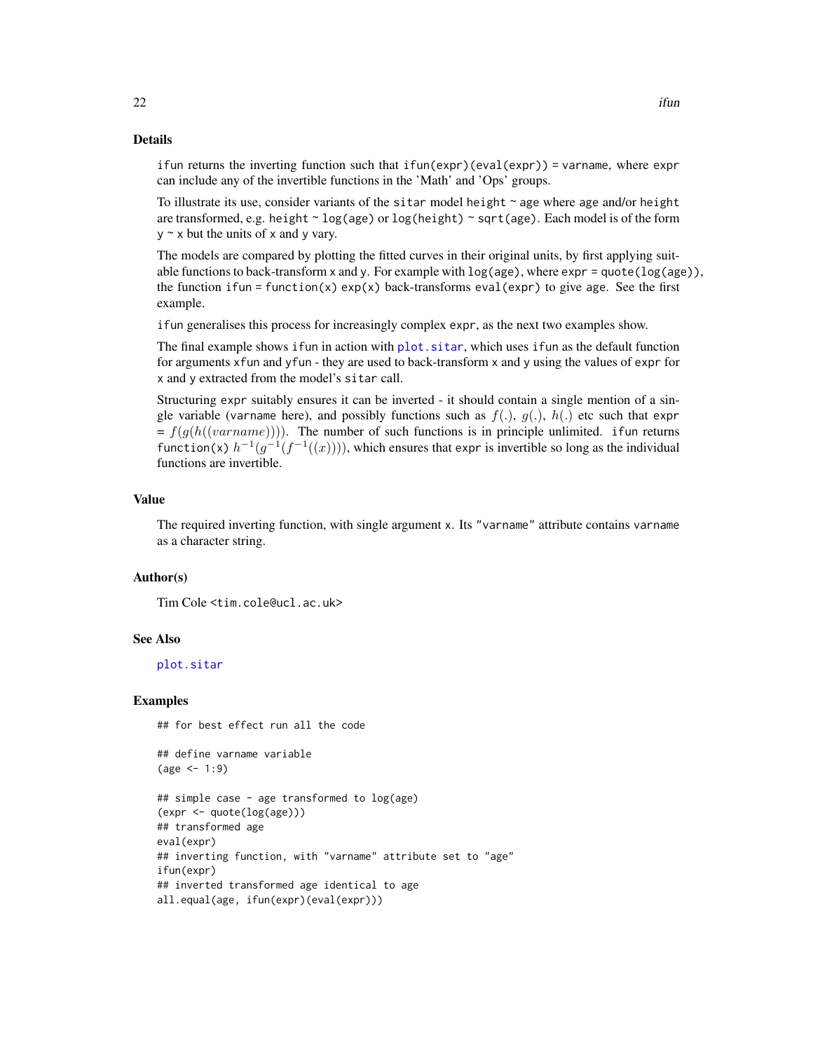## Details

`ifun` returns the inverting function such that `ifun(expr)(eval(expr)) = varname`, where `expr` can include any of the invertible functions in the 'Math' and 'Ops' groups.

To illustrate its use, consider variants of the `sitar` model `height ~ age` where `age` and/or `height` are transformed, e.g. `height ~ log(age)` or `log(height) ~ sqrt(age)`. Each model is of the form `y ~ x` but the units of `x` and `y` vary.

The models are compared by plotting the fitted curves in their original units, by first applying suitable functions to back-transform `x` and `y`. For example with `log(age)`, where `expr = quote(log(age))`, the function `ifun = function(x) exp(x)` back-transforms `eval(expr)` to give `age`. See the first example.

`ifun` generalises this process for increasingly complex `expr`, as the next two examples show.

The final example shows `ifun` in action with `plot.sitar`, which uses `ifun` as the default function for arguments `xfun` and `yfun` - they are used to back-transform `x` and `y` using the values of `expr` for `x` and `y` extracted from the model's `sitar` call.

Structuring `expr` suitably ensures it can be inverted - it should contain a single mention of a single variable (`varname` here), and possibly functions such as $f(.)$, $g(.)$, $h(.)$ etc such that `expr` = $f(g(h((varname))))$. The number of such functions is in principle unlimited. `ifun` returns `function(x)` $h^{-1}(g^{-1}(f^{-1}((x))))$, which ensures that `expr` is invertible so long as the individual functions are invertible.

## Value

The required inverting function, with single argument `x`. Its `"varname"` attribute contains `varname` as a character string.

## Author(s)

Tim Cole <tim.cole@ucl.ac.uk>

## See Also

`plot.sitar`

## Examples

```
## for best effect run all the code

## define varname variable
(age <- 1:9)

## simple case - age transformed to log(age)
(expr <- quote(log(age)))
## transformed age
eval(expr)
## inverting function, with "varname" attribute set to "age"
ifun(expr)
## inverted transformed age identical to age
all.equal(age, ifun(expr)(eval(expr)))
```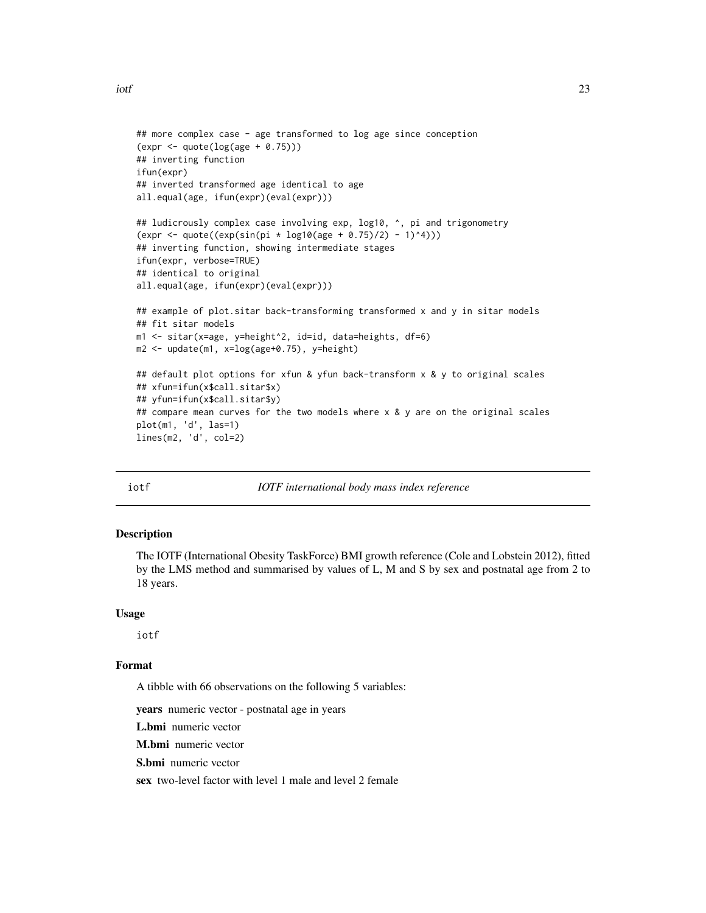```
## more complex case - age transformed to log age since conception
(expr <- quote(log(age + 0.75)))
## inverting function
ifun(expr)
## inverted transformed age identical to age
all.equal(age, ifun(expr)(eval(expr)))

## ludicrously complex case involving exp, log10, ^, pi and trigonometry
(expr <- quote((exp(sin(pi * log10(age + 0.75)/2) - 1)^4)))
## inverting function, showing intermediate stages
ifun(expr, verbose=TRUE)
## identical to original
all.equal(age, ifun(expr)(eval(expr)))

## example of plot.sitar back-transforming transformed x and y in sitar models
## fit sitar models
m1 <- sitar(x=age, y=height^2, id=id, data=heights, df=6)
m2 <- update(m1, x=log(age+0.75), y=height)

## default plot options for xfun & yfun back-transform x & y to original scales
## xfun=ifun(x$call.sitar$x)
## yfun=ifun(x$call.sitar$y)
## compare mean curves for the two models where x & y are on the original scales
plot(m1, 'd', las=1)
lines(m2, 'd', col=2)
```

---

## iotf — *IOTF international body mass index reference*

### Description

The IOTF (International Obesity TaskForce) BMI growth reference (Cole and Lobstein 2012), fitted by the LMS method and summarised by values of L, M and S by sex and postnatal age from 2 to 18 years.

### Usage

```
iotf
```

### Format

A tibble with 66 observations on the following 5 variables:

**years** numeric vector - postnatal age in years

**L.bmi** numeric vector

**M.bmi** numeric vector

**S.bmi** numeric vector

**sex** two-level factor with level 1 male and level 2 female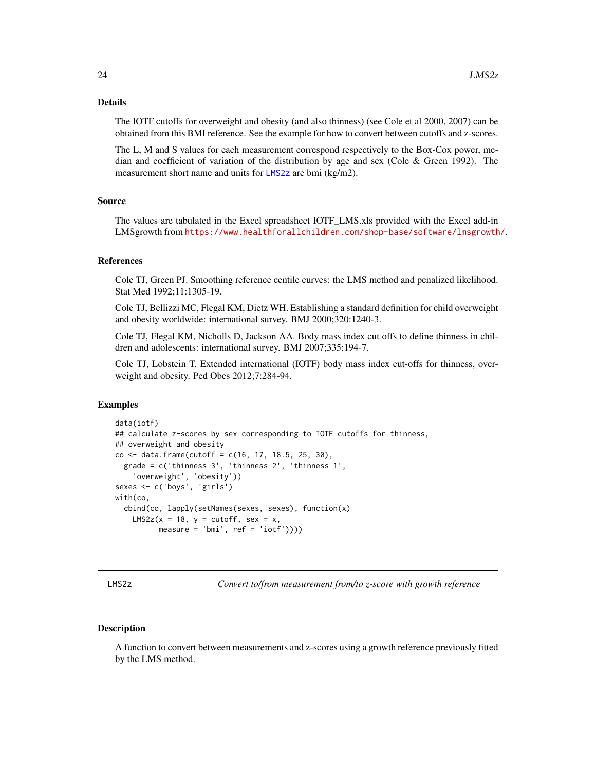### Details

The IOTF cutoffs for overweight and obesity (and also thinness) (see Cole et al 2000, 2007) can be obtained from this BMI reference. See the example for how to convert between cutoffs and z-scores.

The L, M and S values for each measurement correspond respectively to the Box-Cox power, median and coefficient of variation of the distribution by age and sex (Cole & Green 1992). The measurement short name and units for LMS2z are bmi (kg/m2).

### Source

The values are tabulated in the Excel spreadsheet IOTF_LMS.xls provided with the Excel add-in LMSgrowth from https://www.healthforallchildren.com/shop-base/software/lmsgrowth/.

### References

Cole TJ, Green PJ. Smoothing reference centile curves: the LMS method and penalized likelihood. Stat Med 1992;11:1305-19.

Cole TJ, Bellizzi MC, Flegal KM, Dietz WH. Establishing a standard definition for child overweight and obesity worldwide: international survey. BMJ 2000;320:1240-3.

Cole TJ, Flegal KM, Nicholls D, Jackson AA. Body mass index cut offs to define thinness in children and adolescents: international survey. BMJ 2007;335:194-7.

Cole TJ, Lobstein T. Extended international (IOTF) body mass index cut-offs for thinness, overweight and obesity. Ped Obes 2012;7:284-94.

### Examples

```
data(iotf)
## calculate z-scores by sex corresponding to IOTF cutoffs for thinness,
## overweight and obesity
co <- data.frame(cutoff = c(16, 17, 18.5, 25, 30),
  grade = c('thinness 3', 'thinness 2', 'thinness 1',
    'overweight', 'obesity'))
sexes <- c('boys', 'girls')
with(co,
  cbind(co, lapply(setNames(sexes, sexes), function(x)
    LMS2z(x = 18, y = cutoff, sex = x,
          measure = 'bmi', ref = 'iotf'))))
```

---

## LMS2z — *Convert to/from measurement from/to z-score with growth reference*

### Description

A function to convert between measurements and z-scores using a growth reference previously fitted by the LMS method.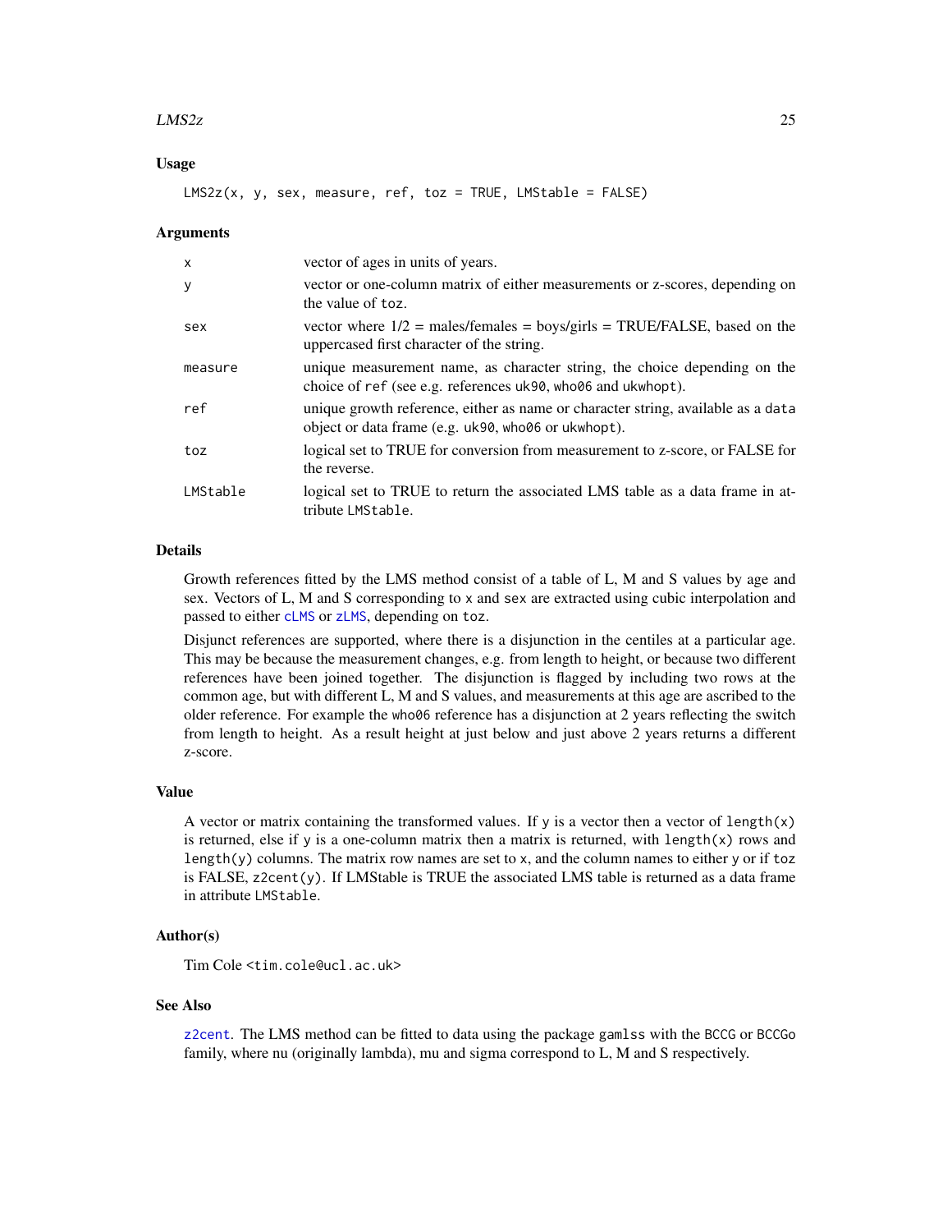### Usage

```
LMS2z(x, y, sex, measure, ref, toz = TRUE, LMStable = FALSE)
```

### Arguments

| | |
|---|---|
| `x` | vector of ages in units of years. |
| `y` | vector or one-column matrix of either measurements or z-scores, depending on the value of `toz`. |
| `sex` | vector where 1/2 = males/females = boys/girls = TRUE/FALSE, based on the uppercased first character of the string. |
| `measure` | unique measurement name, as character string, the choice depending on the choice of `ref` (see e.g. references `uk90`, `who06` and `ukwhopt`). |
| `ref` | unique growth reference, either as name or character string, available as a `data` object or data frame (e.g. `uk90`, `who06` or `ukwhopt`). |
| `toz` | logical set to TRUE for conversion from measurement to z-score, or FALSE for the reverse. |
| `LMStable` | logical set to TRUE to return the associated LMS table as a data frame in attribute `LMStable`. |

### Details

Growth references fitted by the LMS method consist of a table of L, M and S values by age and sex. Vectors of L, M and S corresponding to `x` and `sex` are extracted using cubic interpolation and passed to either `cLMS` or `zLMS`, depending on `toz`.

Disjunct references are supported, where there is a disjunction in the centiles at a particular age. This may be because the measurement changes, e.g. from length to height, or because two different references have been joined together. The disjunction is flagged by including two rows at the common age, but with different L, M and S values, and measurements at this age are ascribed to the older reference. For example the `who06` reference has a disjunction at 2 years reflecting the switch from length to height. As a result height at just below and just above 2 years returns a different z-score.

### Value

A vector or matrix containing the transformed values. If `y` is a vector then a vector of `length(x)` is returned, else if `y` is a one-column matrix then a matrix is returned, with `length(x)` rows and `length(y)` columns. The matrix row names are set to `x`, and the column names to either `y` or if `toz` is FALSE, `z2cent(y)`. If LMStable is TRUE the associated LMS table is returned as a data frame in attribute `LMStable`.

### Author(s)

Tim Cole <tim.cole@ucl.ac.uk>

### See Also

`z2cent`. The LMS method can be fitted to data using the package `gamlss` with the `BCCG` or `BCCGo` family, where nu (originally lambda), mu and sigma correspond to L, M and S respectively.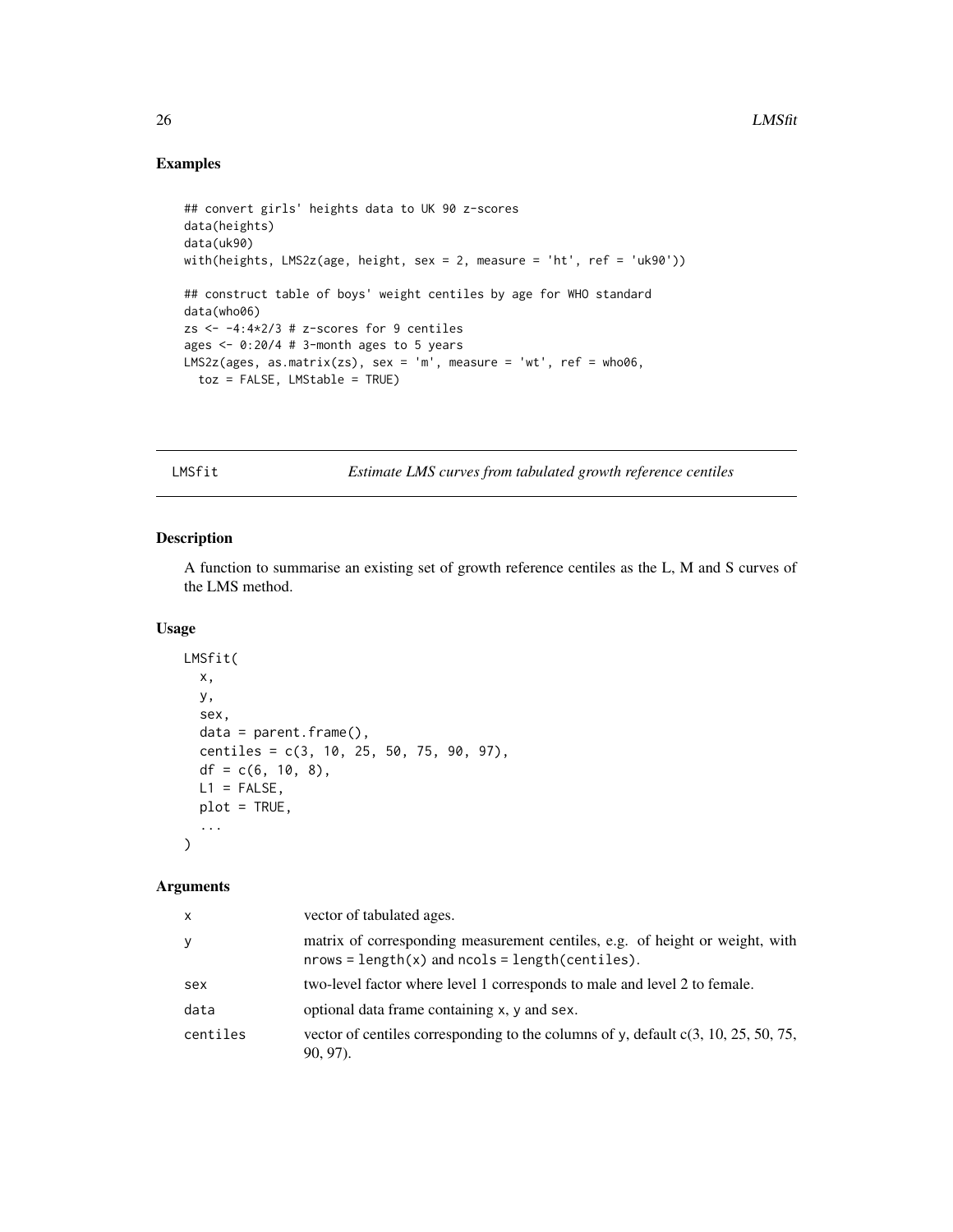## Examples

```
## convert girls' heights data to UK 90 z-scores
data(heights)
data(uk90)
with(heights, LMS2z(age, height, sex = 2, measure = 'ht', ref = 'uk90'))

## construct table of boys' weight centiles by age for WHO standard
data(who06)
zs <- -4:4*2/3 # z-scores for 9 centiles
ages <- 0:20/4 # 3-month ages to 5 years
LMS2z(ages, as.matrix(zs), sex = 'm', measure = 'wt', ref = who06,
  toz = FALSE, LMStable = TRUE)
```

---

LMSfit *Estimate LMS curves from tabulated growth reference centiles*

---

## Description

A function to summarise an existing set of growth reference centiles as the L, M and S curves of the LMS method.

## Usage

```
LMSfit(
  x,
  y,
  sex,
  data = parent.frame(),
  centiles = c(3, 10, 25, 50, 75, 90, 97),
  df = c(6, 10, 8),
  L1 = FALSE,
  plot = TRUE,
  ...
)
```

## Arguments

| | |
|---|---|
| x | vector of tabulated ages. |
| y | matrix of corresponding measurement centiles, e.g. of height or weight, with nrows = length(x) and ncols = length(centiles). |
| sex | two-level factor where level 1 corresponds to male and level 2 to female. |
| data | optional data frame containing x, y and sex. |
| centiles | vector of centiles corresponding to the columns of y, default c(3, 10, 25, 50, 75, 90, 97). |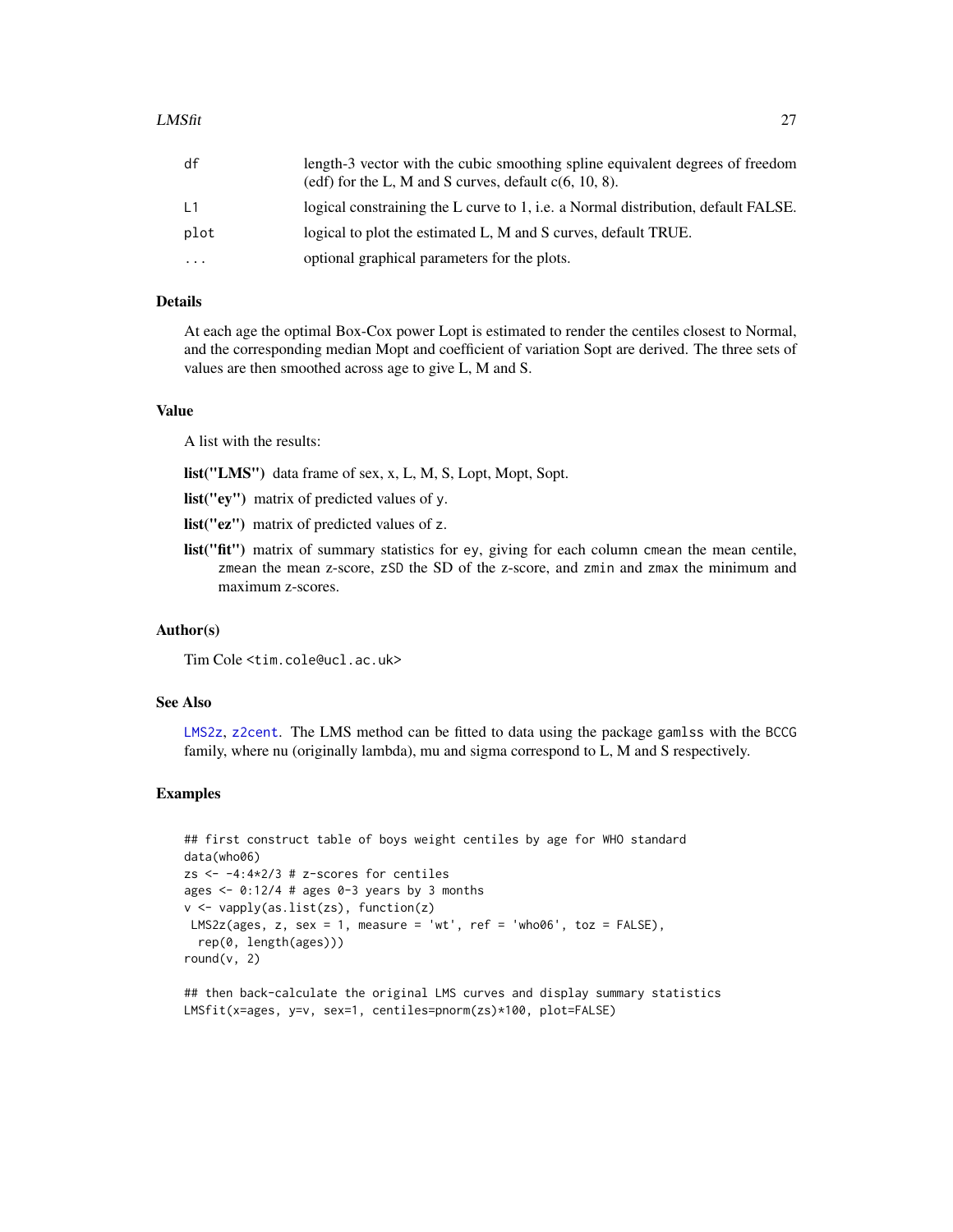| | |
|---|---|
| df | length-3 vector with the cubic smoothing spline equivalent degrees of freedom (edf) for the L, M and S curves, default c(6, 10, 8). |
| L1 | logical constraining the L curve to 1, i.e. a Normal distribution, default FALSE. |
| plot | logical to plot the estimated L, M and S curves, default TRUE. |
| ... | optional graphical parameters for the plots. |

## Details

At each age the optimal Box-Cox power Lopt is estimated to render the centiles closest to Normal, and the corresponding median Mopt and coefficient of variation Sopt are derived. The three sets of values are then smoothed across age to give L, M and S.

## Value

A list with the results:

**list("LMS")** data frame of sex, x, L, M, S, Lopt, Mopt, Sopt.

**list("ey")** matrix of predicted values of y.

**list("ez")** matrix of predicted values of z.

**list("fit")** matrix of summary statistics for ey, giving for each column cmean the mean centile, zmean the mean z-score, zSD the SD of the z-score, and zmin and zmax the minimum and maximum z-scores.

## Author(s)

Tim Cole <tim.cole@ucl.ac.uk>

## See Also

LMS2z, z2cent. The LMS method can be fitted to data using the package gamlss with the BCCG family, where nu (originally lambda), mu and sigma correspond to L, M and S respectively.

## Examples

```
## first construct table of boys weight centiles by age for WHO standard
data(who06)
zs <- -4:4*2/3 # z-scores for centiles
ages <- 0:12/4 # ages 0-3 years by 3 months
v <- vapply(as.list(zs), function(z)
 LMS2z(ages, z, sex = 1, measure = 'wt', ref = 'who06', toz = FALSE),
  rep(0, length(ages)))
round(v, 2)

## then back-calculate the original LMS curves and display summary statistics
LMSfit(x=ages, y=v, sex=1, centiles=pnorm(zs)*100, plot=FALSE)
```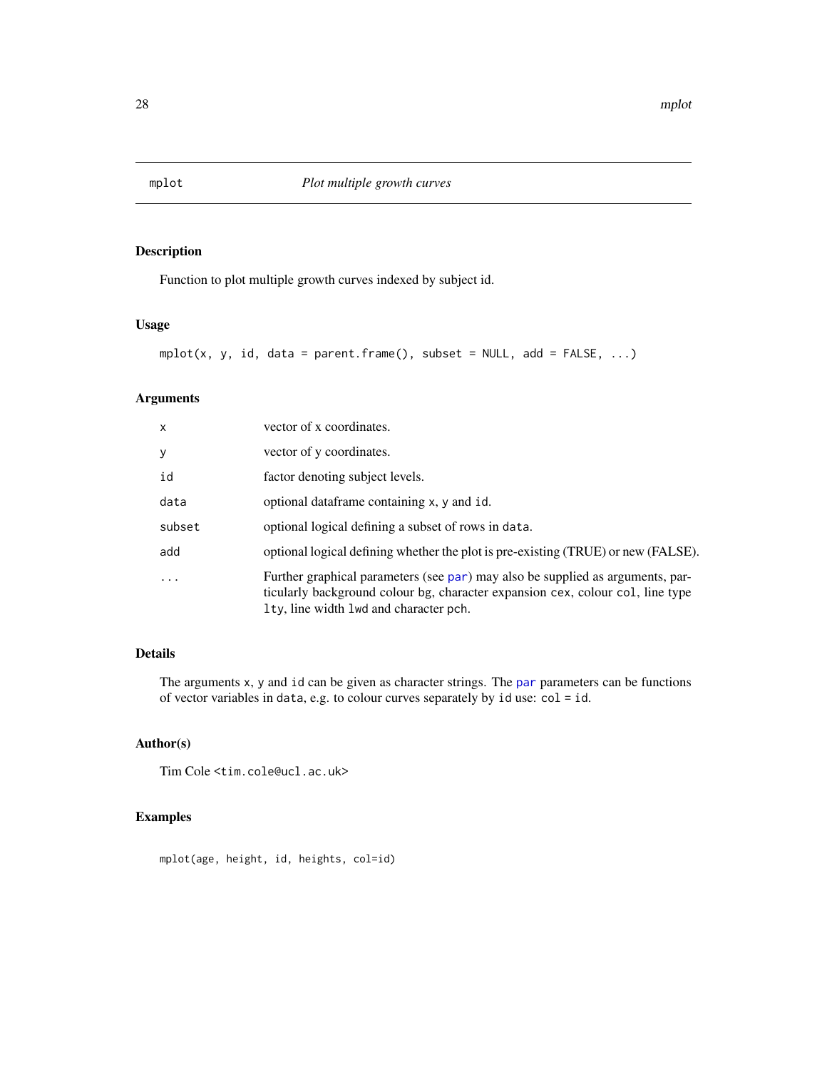# mplot — *Plot multiple growth curves*

## Description

Function to plot multiple growth curves indexed by subject id.

## Usage

```
mplot(x, y, id, data = parent.frame(), subset = NULL, add = FALSE, ...)
```

## Arguments

| Argument | Description |
|---|---|
| `x` | vector of x coordinates. |
| `y` | vector of y coordinates. |
| `id` | factor denoting subject levels. |
| `data` | optional dataframe containing `x`, `y` and `id`. |
| `subset` | optional logical defining a subset of rows in `data`. |
| `add` | optional logical defining whether the plot is pre-existing (TRUE) or new (FALSE). |
| `...` | Further graphical parameters (see `par`) may also be supplied as arguments, particularly background colour `bg`, character expansion `cex`, colour `col`, line type `lty`, line width `lwd` and character `pch`. |

## Details

The arguments `x`, `y` and `id` can be given as character strings. The `par` parameters can be functions of vector variables in `data`, e.g. to colour curves separately by `id` use: `col = id`.

## Author(s)

Tim Cole <tim.cole@ucl.ac.uk>

## Examples

```
mplot(age, height, id, heights, col=id)
```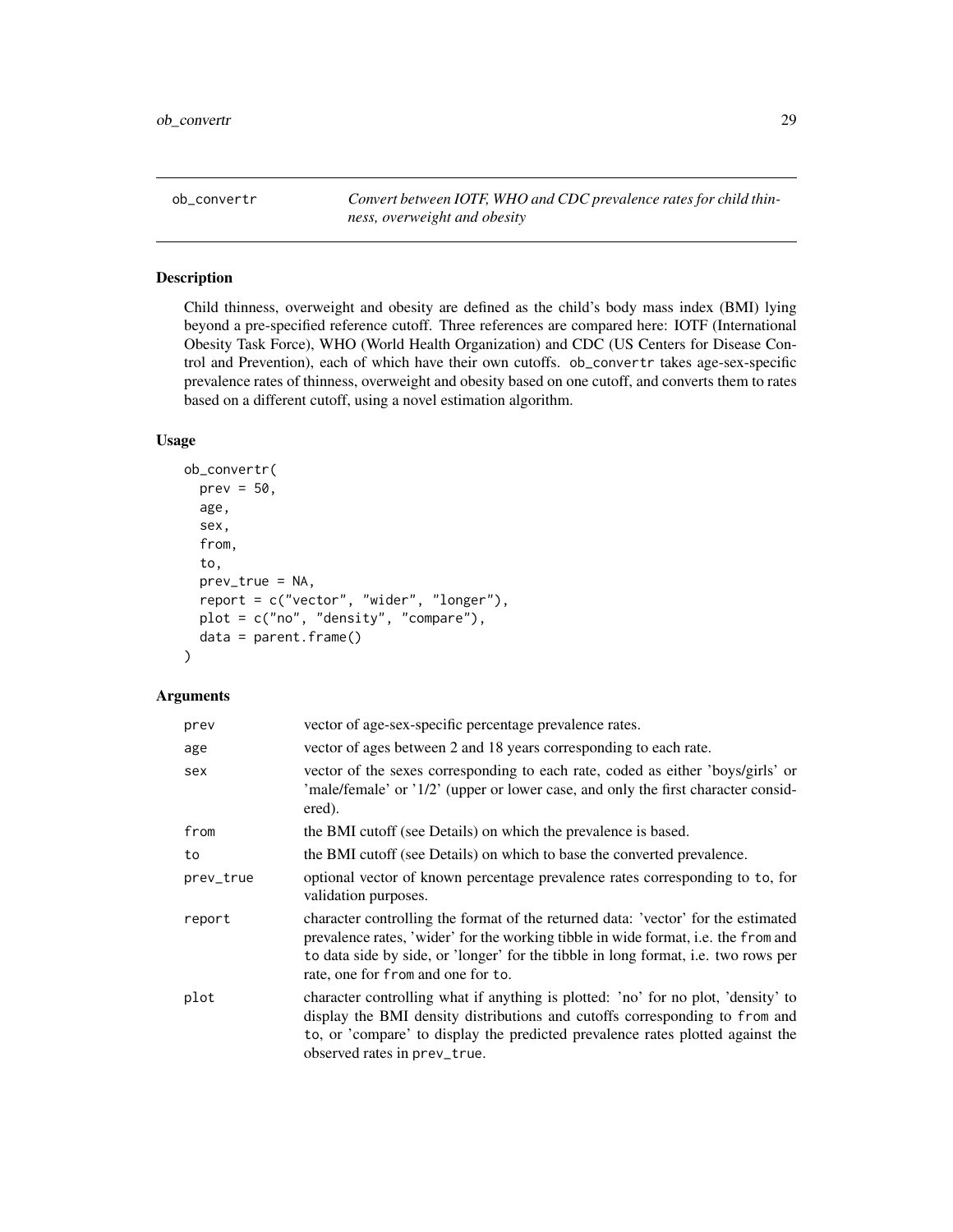## ob_convertr

*Convert between IOTF, WHO and CDC prevalence rates for child thinness, overweight and obesity*

### Description

Child thinness, overweight and obesity are defined as the child's body mass index (BMI) lying beyond a pre-specified reference cutoff. Three references are compared here: IOTF (International Obesity Task Force), WHO (World Health Organization) and CDC (US Centers for Disease Control and Prevention), each of which have their own cutoffs. `ob_convertr` takes age-sex-specific prevalence rates of thinness, overweight and obesity based on one cutoff, and converts them to rates based on a different cutoff, using a novel estimation algorithm.

### Usage

```
ob_convertr(
  prev = 50,
  age,
  sex,
  from,
  to,
  prev_true = NA,
  report = c("vector", "wider", "longer"),
  plot = c("no", "density", "compare"),
  data = parent.frame()
)
```

### Arguments

| | |
|---|---|
| `prev` | vector of age-sex-specific percentage prevalence rates. |
| `age` | vector of ages between 2 and 18 years corresponding to each rate. |
| `sex` | vector of the sexes corresponding to each rate, coded as either 'boys/girls' or 'male/female' or '1/2' (upper or lower case, and only the first character considered). |
| `from` | the BMI cutoff (see Details) on which the prevalence is based. |
| `to` | the BMI cutoff (see Details) on which to base the converted prevalence. |
| `prev_true` | optional vector of known percentage prevalence rates corresponding to `to`, for validation purposes. |
| `report` | character controlling the format of the returned data: 'vector' for the estimated prevalence rates, 'wider' for the working tibble in wide format, i.e. the `from` and `to` data side by side, or 'longer' for the tibble in long format, i.e. two rows per rate, one for `from` and one for `to`. |
| `plot` | character controlling what if anything is plotted: 'no' for no plot, 'density' to display the BMI density distributions and cutoffs corresponding to `from` and `to`, or 'compare' to display the predicted prevalence rates plotted against the observed rates in `prev_true`. |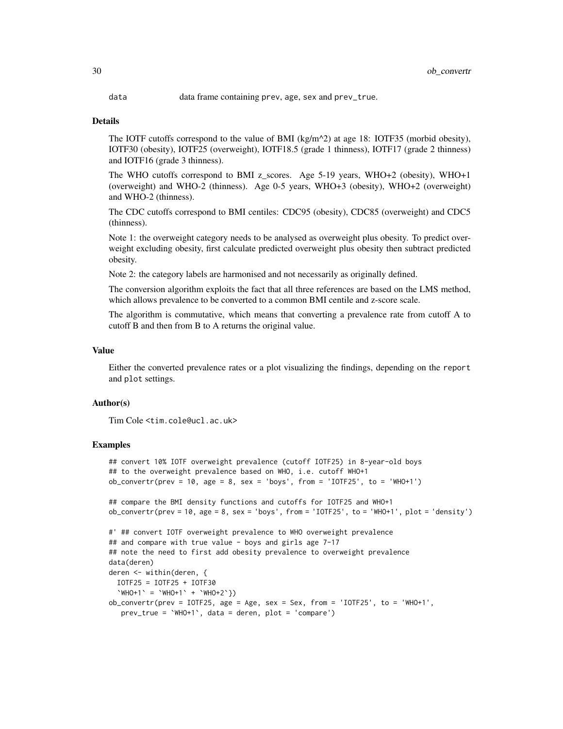data  data frame containing prev, age, sex and prev_true.

### Details

The IOTF cutoffs correspond to the value of BMI (kg/m^2) at age 18: IOTF35 (morbid obesity), IOTF30 (obesity), IOTF25 (overweight), IOTF18.5 (grade 1 thinness), IOTF17 (grade 2 thinness) and IOTF16 (grade 3 thinness).

The WHO cutoffs correspond to BMI z_scores. Age 5-19 years, WHO+2 (obesity), WHO+1 (overweight) and WHO-2 (thinness). Age 0-5 years, WHO+3 (obesity), WHO+2 (overweight) and WHO-2 (thinness).

The CDC cutoffs correspond to BMI centiles: CDC95 (obesity), CDC85 (overweight) and CDC5 (thinness).

Note 1: the overweight category needs to be analysed as overweight plus obesity. To predict overweight excluding obesity, first calculate predicted overweight plus obesity then subtract predicted obesity.

Note 2: the category labels are harmonised and not necessarily as originally defined.

The conversion algorithm exploits the fact that all three references are based on the LMS method, which allows prevalence to be converted to a common BMI centile and z-score scale.

The algorithm is commutative, which means that converting a prevalence rate from cutoff A to cutoff B and then from B to A returns the original value.

### Value

Either the converted prevalence rates or a plot visualizing the findings, depending on the report and plot settings.

### Author(s)

Tim Cole <tim.cole@ucl.ac.uk>

### Examples

```
## convert 10% IOTF overweight prevalence (cutoff IOTF25) in 8-year-old boys
## to the overweight prevalence based on WHO, i.e. cutoff WHO+1
ob_convertr(prev = 10, age = 8, sex = 'boys', from = 'IOTF25', to = 'WHO+1')

## compare the BMI density functions and cutoffs for IOTF25 and WHO+1
ob_convertr(prev = 10, age = 8, sex = 'boys', from = 'IOTF25', to = 'WHO+1', plot = 'density')

#' ## convert IOTF overweight prevalence to WHO overweight prevalence
## and compare with true value - boys and girls age 7-17
## note the need to first add obesity prevalence to overweight prevalence
data(deren)
deren <- within(deren, {
  IOTF25 = IOTF25 + IOTF30
  `WHO+1` = `WHO+1` + `WHO+2`})
ob_convertr(prev = IOTF25, age = Age, sex = Sex, from = 'IOTF25', to = 'WHO+1',
   prev_true = `WHO+1`, data = deren, plot = 'compare')
```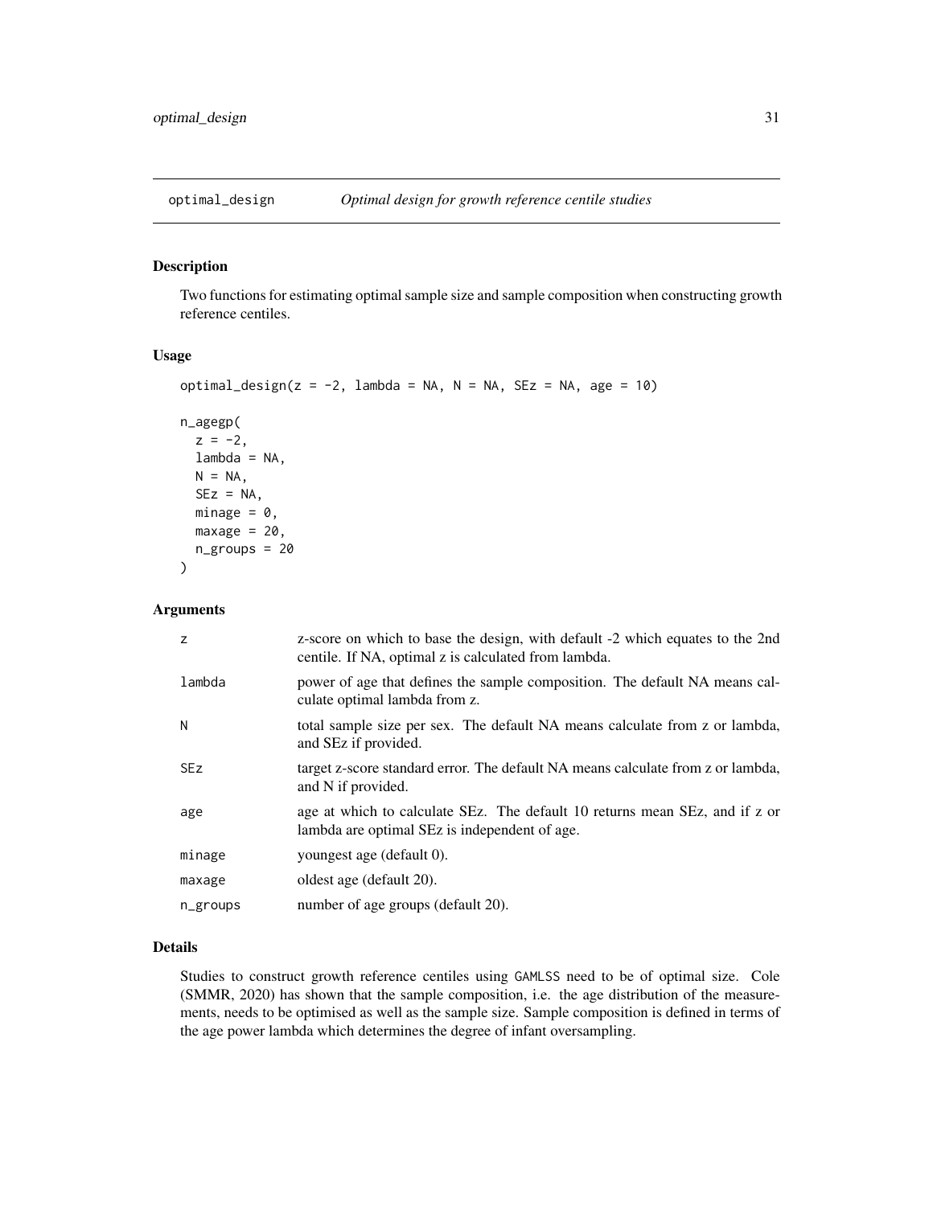## optimal_design — *Optimal design for growth reference centile studies*

### Description

Two functions for estimating optimal sample size and sample composition when constructing growth reference centiles.

### Usage

```
optimal_design(z = -2, lambda = NA, N = NA, SEz = NA, age = 10)

n_agegp(
  z = -2,
  lambda = NA,
  N = NA,
  SEz = NA,
  minage = 0,
  maxage = 20,
  n_groups = 20
)
```

### Arguments

| Argument | Description |
|---|---|
| z | z-score on which to base the design, with default -2 which equates to the 2nd centile. If NA, optimal z is calculated from lambda. |
| lambda | power of age that defines the sample composition. The default NA means calculate optimal lambda from z. |
| N | total sample size per sex. The default NA means calculate from z or lambda, and SEz if provided. |
| SEz | target z-score standard error. The default NA means calculate from z or lambda, and N if provided. |
| age | age at which to calculate SEz. The default 10 returns mean SEz, and if z or lambda are optimal SEz is independent of age. |
| minage | youngest age (default 0). |
| maxage | oldest age (default 20). |
| n_groups | number of age groups (default 20). |

### Details

Studies to construct growth reference centiles using GAMLSS need to be of optimal size. Cole (SMMR, 2020) has shown that the sample composition, i.e. the age distribution of the measurements, needs to be optimised as well as the sample size. Sample composition is defined in terms of the age power lambda which determines the degree of infant oversampling.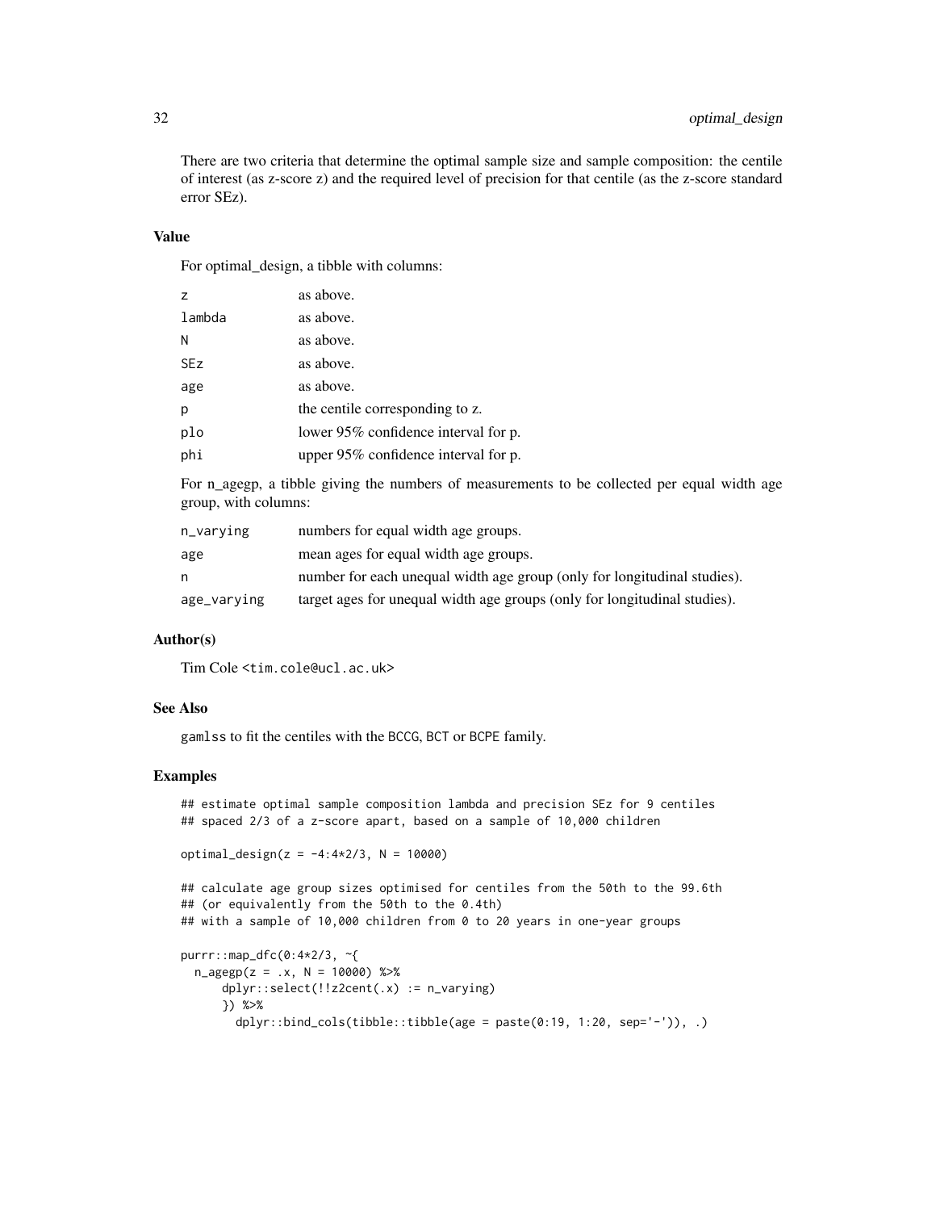There are two criteria that determine the optimal sample size and sample composition: the centile of interest (as z-score z) and the required level of precision for that centile (as the z-score standard error SEz).

## Value

For optimal_design, a tibble with columns:

| | |
|---|---|
| z | as above. |
| lambda | as above. |
| N | as above. |
| SEz | as above. |
| age | as above. |
| p | the centile corresponding to z. |
| plo | lower 95% confidence interval for p. |
| phi | upper 95% confidence interval for p. |

For n_agegp, a tibble giving the numbers of measurements to be collected per equal width age group, with columns:

| | |
|---|---|
| n_varying | numbers for equal width age groups. |
| age | mean ages for equal width age groups. |
| n | number for each unequal width age group (only for longitudinal studies). |
| age_varying | target ages for unequal width age groups (only for longitudinal studies). |

## Author(s)

Tim Cole <tim.cole@ucl.ac.uk>

## See Also

gamlss to fit the centiles with the BCCG, BCT or BCPE family.

## Examples

```
## estimate optimal sample composition lambda and precision SEz for 9 centiles
## spaced 2/3 of a z-score apart, based on a sample of 10,000 children

optimal_design(z = -4:4*2/3, N = 10000)

## calculate age group sizes optimised for centiles from the 50th to the 99.6th
## (or equivalently from the 50th to the 0.4th)
## with a sample of 10,000 children from 0 to 20 years in one-year groups

purrr::map_dfc(0:4*2/3, ~{
  n_agegp(z = .x, N = 10000) %>%
      dplyr::select(!!z2cent(.x) := n_varying)
      }) %>%
        dplyr::bind_cols(tibble::tibble(age = paste(0:19, 1:20, sep='-')), .)
```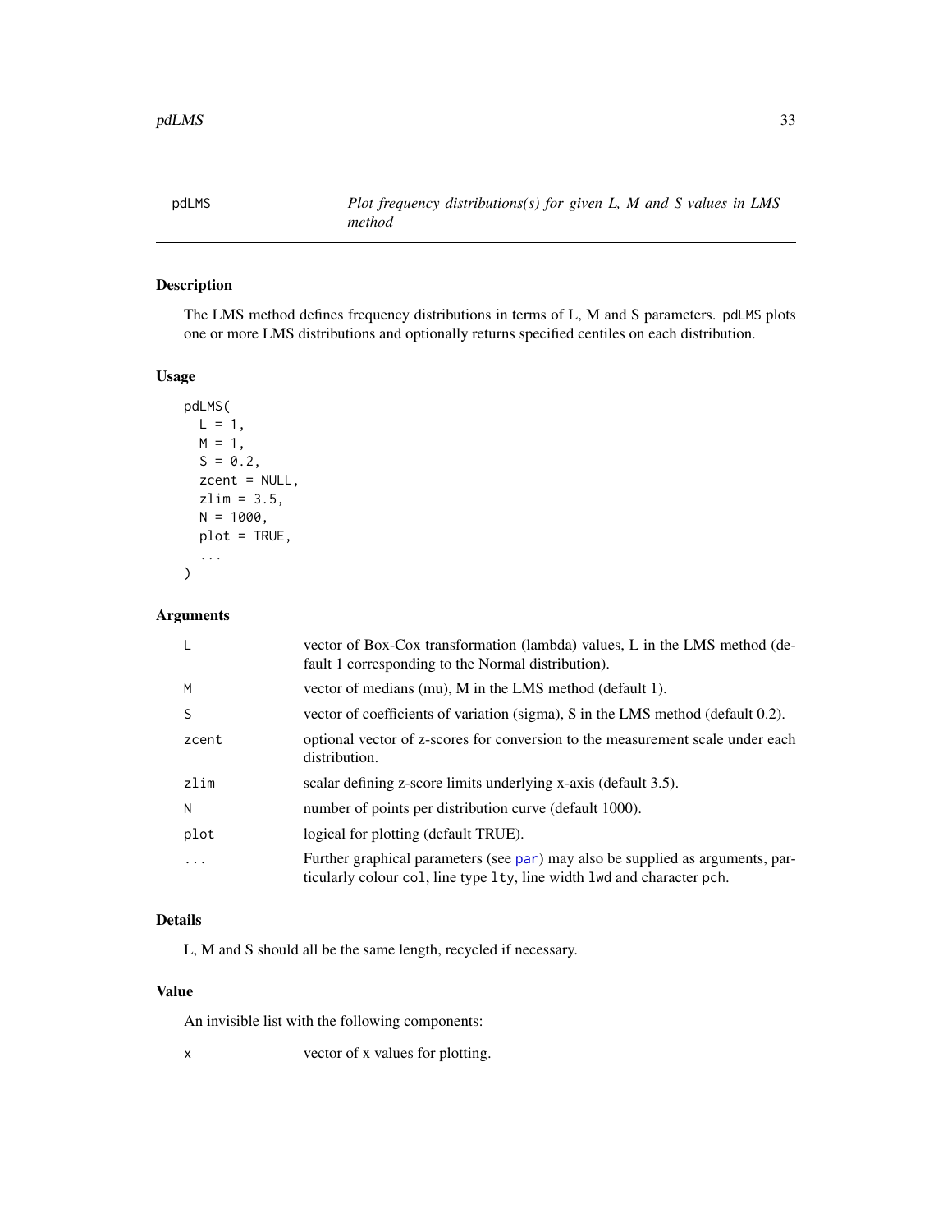## pdLMS — *Plot frequency distributions(s) for given L, M and S values in LMS method*

### Description

The LMS method defines frequency distributions in terms of L, M and S parameters. `pdLMS` plots one or more LMS distributions and optionally returns specified centiles on each distribution.

### Usage

```
pdLMS(
  L = 1,
  M = 1,
  S = 0.2,
  zcent = NULL,
  zlim = 3.5,
  N = 1000,
  plot = TRUE,
  ...
)
```

### Arguments

| | |
|---|---|
| `L` | vector of Box-Cox transformation (lambda) values, L in the LMS method (default 1 corresponding to the Normal distribution). |
| `M` | vector of medians (mu), M in the LMS method (default 1). |
| `S` | vector of coefficients of variation (sigma), S in the LMS method (default 0.2). |
| `zcent` | optional vector of z-scores for conversion to the measurement scale under each distribution. |
| `zlim` | scalar defining z-score limits underlying x-axis (default 3.5). |
| `N` | number of points per distribution curve (default 1000). |
| `plot` | logical for plotting (default TRUE). |
| `...` | Further graphical parameters (see `par`) may also be supplied as arguments, particularly colour `col`, line type `lty`, line width `lwd` and character `pch`. |

### Details

L, M and S should all be the same length, recycled if necessary.

### Value

An invisible list with the following components:

| | |
|---|---|
| `x` | vector of x values for plotting. |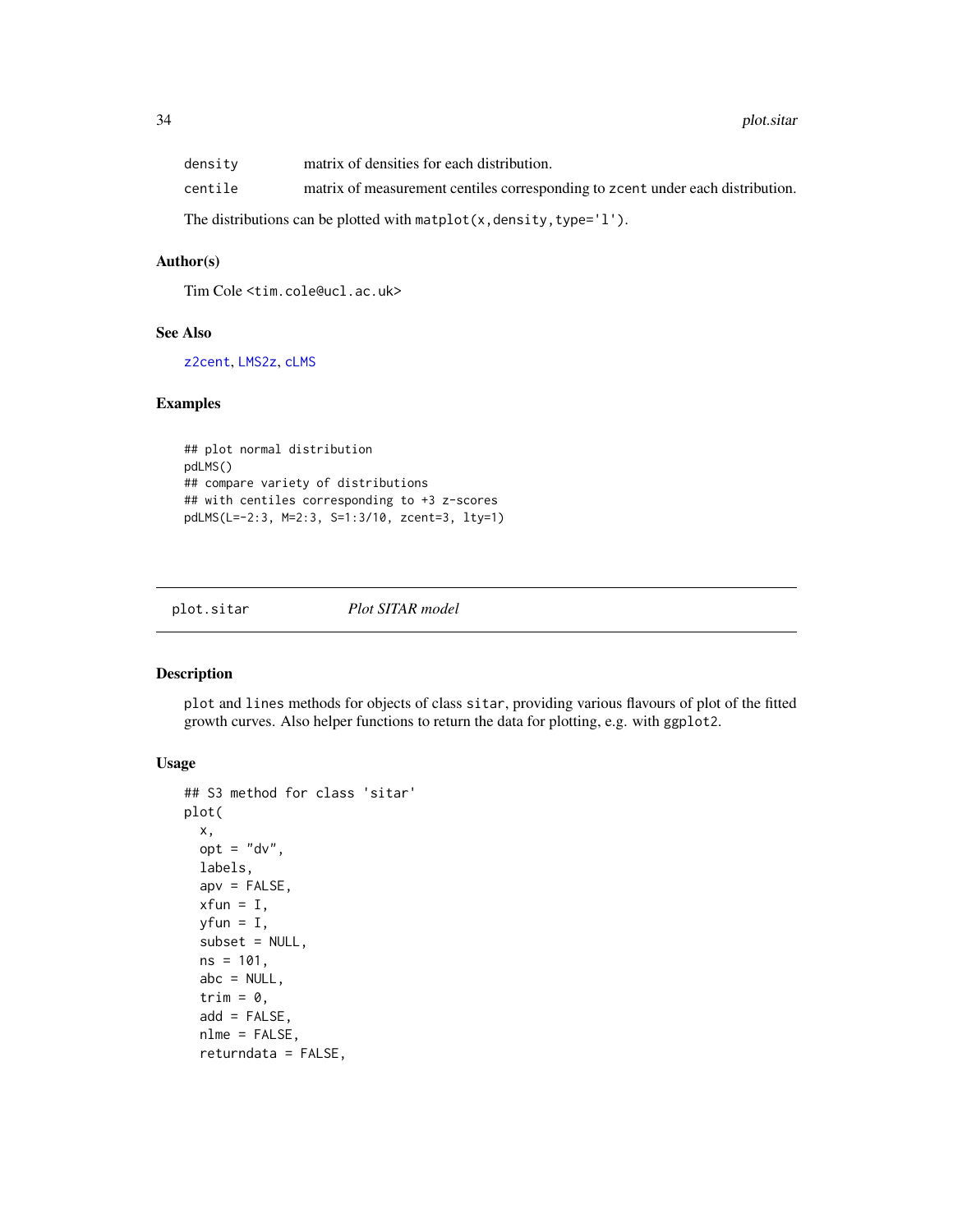| | |
|---|---|
| density | matrix of densities for each distribution. |
| centile | matrix of measurement centiles corresponding to zcent under each distribution. |

The distributions can be plotted with `matplot(x,density,type='l')`.

### Author(s)

Tim Cole <tim.cole@ucl.ac.uk>

### See Also

z2cent, LMS2z, cLMS

### Examples

```
## plot normal distribution
pdLMS()
## compare variety of distributions
## with centiles corresponding to +3 z-scores
pdLMS(L=-2:3, M=2:3, S=1:3/10, zcent=3, lty=1)
```

---

## plot.sitar &nbsp;&nbsp;&nbsp;&nbsp; *Plot SITAR model*

---

### Description

plot and lines methods for objects of class sitar, providing various flavours of plot of the fitted growth curves. Also helper functions to return the data for plotting, e.g. with ggplot2.

### Usage

```
## S3 method for class 'sitar'
plot(
  x,
  opt = "dv",
  labels,
  apv = FALSE,
  xfun = I,
  yfun = I,
  subset = NULL,
  ns = 101,
  abc = NULL,
  trim = 0,
  add = FALSE,
  nlme = FALSE,
  returndata = FALSE,
```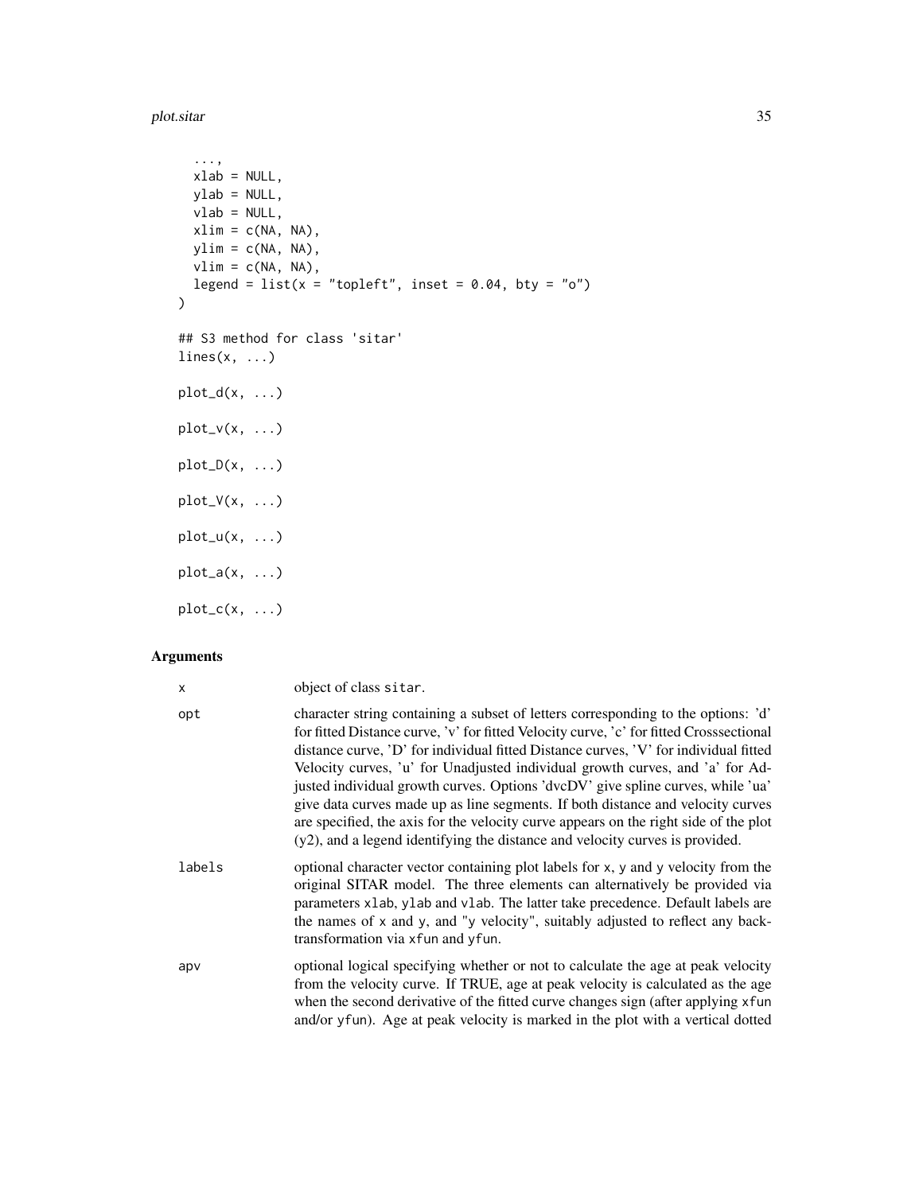```
  ...,
  xlab = NULL,
  ylab = NULL,
  vlab = NULL,
  xlim = c(NA, NA),
  ylim = c(NA, NA),
  vlim = c(NA, NA),
  legend = list(x = "topleft", inset = 0.04, bty = "o")
)

## S3 method for class 'sitar'
lines(x, ...)

plot_d(x, ...)

plot_v(x, ...)

plot_D(x, ...)

plot_V(x, ...)

plot_u(x, ...)

plot_a(x, ...)

plot_c(x, ...)
```

## Arguments

| | |
|---|---|
| x | object of class sitar. |
| opt | character string containing a subset of letters corresponding to the options: 'd' for fitted Distance curve, 'v' for fitted Velocity curve, 'c' for fitted Crosssectional distance curve, 'D' for individual fitted Distance curves, 'V' for individual fitted Velocity curves, 'u' for Unadjusted individual growth curves, and 'a' for Adjusted individual growth curves. Options 'dvcDV' give spline curves, while 'ua' give data curves made up as line segments. If both distance and velocity curves are specified, the axis for the velocity curve appears on the right side of the plot (y2), and a legend identifying the distance and velocity curves is provided. |
| labels | optional character vector containing plot labels for x, y and y velocity from the original SITAR model. The three elements can alternatively be provided via parameters xlab, ylab and vlab. The latter take precedence. Default labels are the names of x and y, and "y velocity", suitably adjusted to reflect any back-transformation via xfun and yfun. |
| apv | optional logical specifying whether or not to calculate the age at peak velocity from the velocity curve. If TRUE, age at peak velocity is calculated as the age when the second derivative of the fitted curve changes sign (after applying xfun and/or yfun). Age at peak velocity is marked in the plot with a vertical dotted |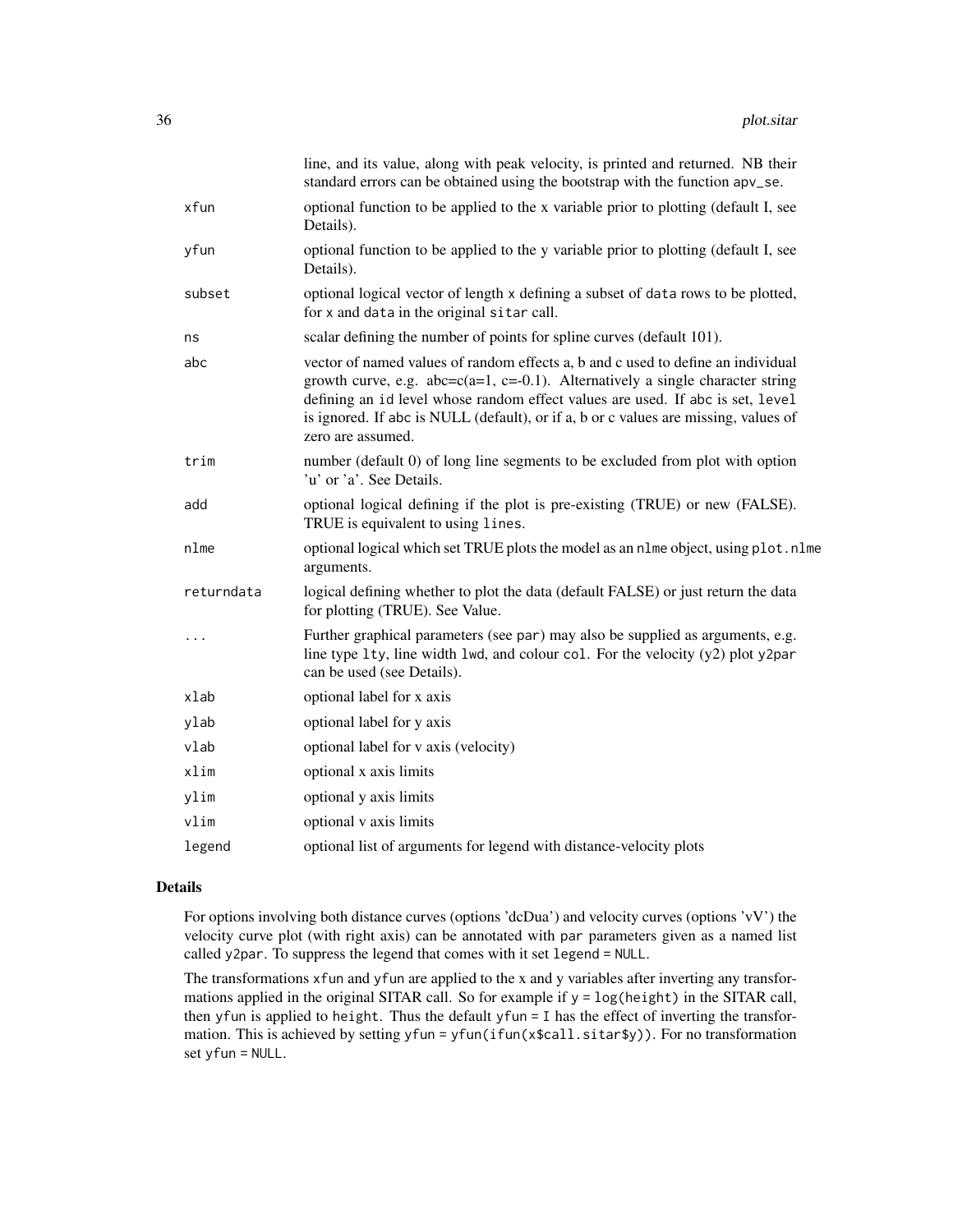line, and its value, along with peak velocity, is printed and returned. NB their standard errors can be obtained using the bootstrap with the function `apv_se`.

| | |
|---|---|
| `xfun` | optional function to be applied to the x variable prior to plotting (default I, see Details). |
| `yfun` | optional function to be applied to the y variable prior to plotting (default I, see Details). |
| `subset` | optional logical vector of length `x` defining a subset of `data` rows to be plotted, for `x` and `data` in the original `sitar` call. |
| `ns` | scalar defining the number of points for spline curves (default 101). |
| `abc` | vector of named values of random effects a, b and c used to define an individual growth curve, e.g. abc=c(a=1, c=-0.1). Alternatively a single character string defining an `id` level whose random effect values are used. If `abc` is set, `level` is ignored. If `abc` is NULL (default), or if a, b or c values are missing, values of zero are assumed. |
| `trim` | number (default 0) of long line segments to be excluded from plot with option 'u' or 'a'. See Details. |
| `add` | optional logical defining if the plot is pre-existing (TRUE) or new (FALSE). TRUE is equivalent to using `lines`. |
| `nlme` | optional logical which set TRUE plots the model as an `nlme` object, using `plot.nlme` arguments. |
| `returndata` | logical defining whether to plot the data (default FALSE) or just return the data for plotting (TRUE). See Value. |
| `...` | Further graphical parameters (see `par`) may also be supplied as arguments, e.g. line type `lty`, line width `lwd`, and colour `col`. For the velocity (y2) plot `y2par` can be used (see Details). |
| `xlab` | optional label for x axis |
| `ylab` | optional label for y axis |
| `vlab` | optional label for v axis (velocity) |
| `xlim` | optional x axis limits |
| `ylim` | optional y axis limits |
| `vlim` | optional v axis limits |
| `legend` | optional list of arguments for legend with distance-velocity plots |

## Details

For options involving both distance curves (options 'dcDua') and velocity curves (options 'vV') the velocity curve plot (with right axis) can be annotated with `par` parameters given as a named list called `y2par`. To suppress the legend that comes with it set `legend = NULL`.

The transformations `xfun` and `yfun` are applied to the x and y variables after inverting any transformations applied in the original SITAR call. So for example if `y = log(height)` in the SITAR call, then `yfun` is applied to `height`. Thus the default `yfun = I` has the effect of inverting the transformation. This is achieved by setting `yfun = yfun(ifun(x$call.sitar$y))`. For no transformation set `yfun = NULL`.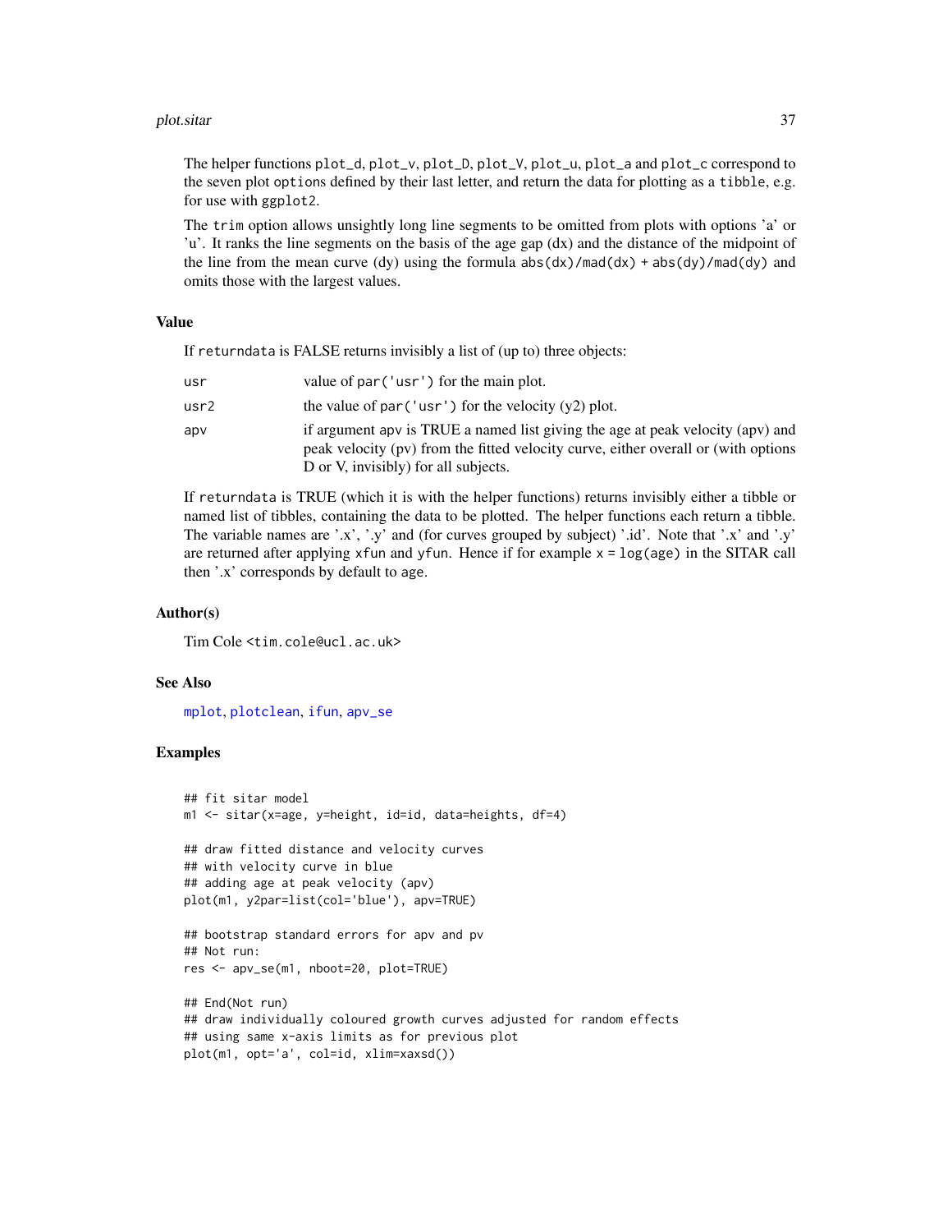The helper functions `plot_d`, `plot_v`, `plot_D`, `plot_V`, `plot_u`, `plot_a` and `plot_c` correspond to the seven plot options defined by their last letter, and return the data for plotting as a `tibble`, e.g. for use with `ggplot2`.

The `trim` option allows unsightly long line segments to be omitted from plots with options 'a' or 'u'. It ranks the line segments on the basis of the age gap (dx) and the distance of the midpoint of the line from the mean curve (dy) using the formula `abs(dx)/mad(dx) + abs(dy)/mad(dy)` and omits those with the largest values.

### Value

If `returndata` is FALSE returns invisibly a list of (up to) three objects:

| | |
|---|---|
| `usr` | value of `par('usr')` for the main plot. |
| `usr2` | the value of `par('usr')` for the velocity (y2) plot. |
| `apv` | if argument apv is TRUE a named list giving the age at peak velocity (apv) and peak velocity (pv) from the fitted velocity curve, either overall or (with options D or V, invisibly) for all subjects. |

If `returndata` is TRUE (which it is with the helper functions) returns invisibly either a tibble or named list of tibbles, containing the data to be plotted. The helper functions each return a tibble. The variable names are '.x', '.y' and (for curves grouped by subject) '.id'. Note that '.x' and '.y' are returned after applying `xfun` and `yfun`. Hence if for example `x = log(age)` in the SITAR call then '.x' corresponds by default to `age`.

### Author(s)

Tim Cole <tim.cole@ucl.ac.uk>

### See Also

`mplot`, `plotclean`, `ifun`, `apv_se`

### Examples

```
## fit sitar model
m1 <- sitar(x=age, y=height, id=id, data=heights, df=4)

## draw fitted distance and velocity curves
## with velocity curve in blue
## adding age at peak velocity (apv)
plot(m1, y2par=list(col='blue'), apv=TRUE)

## bootstrap standard errors for apv and pv
## Not run:
res <- apv_se(m1, nboot=20, plot=TRUE)

## End(Not run)
## draw individually coloured growth curves adjusted for random effects
## using same x-axis limits as for previous plot
plot(m1, opt='a', col=id, xlim=xaxsd())
```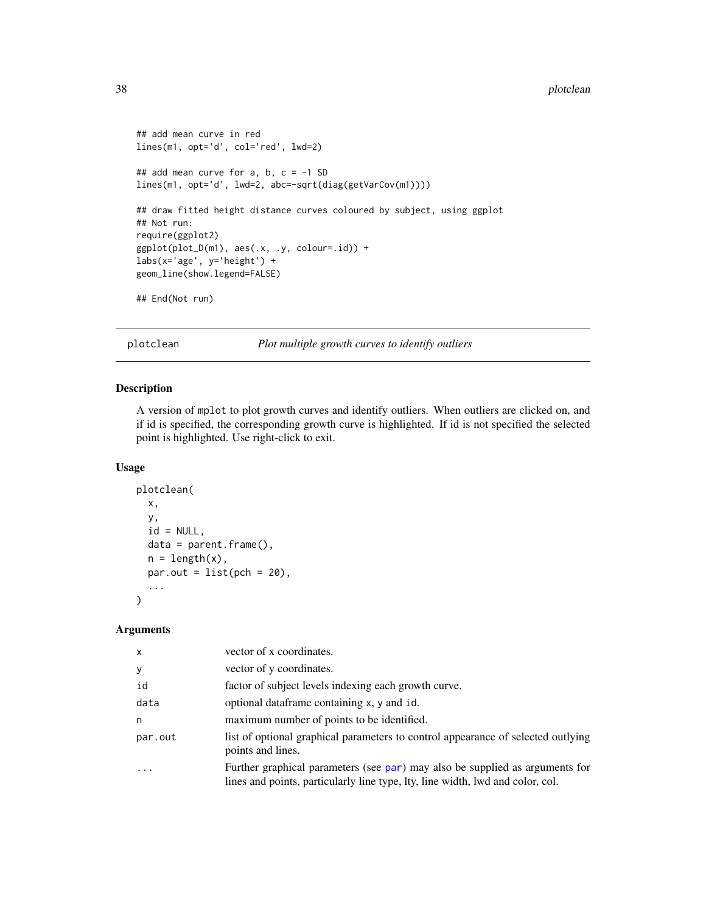```
## add mean curve in red
lines(m1, opt='d', col='red', lwd=2)

## add mean curve for a, b, c = -1 SD
lines(m1, opt='d', lwd=2, abc=-sqrt(diag(getVarCov(m1))))

## draw fitted height distance curves coloured by subject, using ggplot
## Not run:
require(ggplot2)
ggplot(plot_D(m1), aes(.x, .y, colour=.id)) +
labs(x='age', y='height') +
geom_line(show.legend=FALSE)

## End(Not run)
```

---

## plotclean — *Plot multiple growth curves to identify outliers*

### Description

A version of mplot to plot growth curves and identify outliers. When outliers are clicked on, and if id is specified, the corresponding growth curve is highlighted. If id is not specified the selected point is highlighted. Use right-click to exit.

### Usage

```
plotclean(
  x,
  y,
  id = NULL,
  data = parent.frame(),
  n = length(x),
  par.out = list(pch = 20),
  ...
)
```

### Arguments

| | |
|---|---|
| x | vector of x coordinates. |
| y | vector of y coordinates. |
| id | factor of subject levels indexing each growth curve. |
| data | optional dataframe containing x, y and id. |
| n | maximum number of points to be identified. |
| par.out | list of optional graphical parameters to control appearance of selected outlying points and lines. |
| ... | Further graphical parameters (see par) may also be supplied as arguments for lines and points, particularly line type, lty, line width, lwd and color, col. |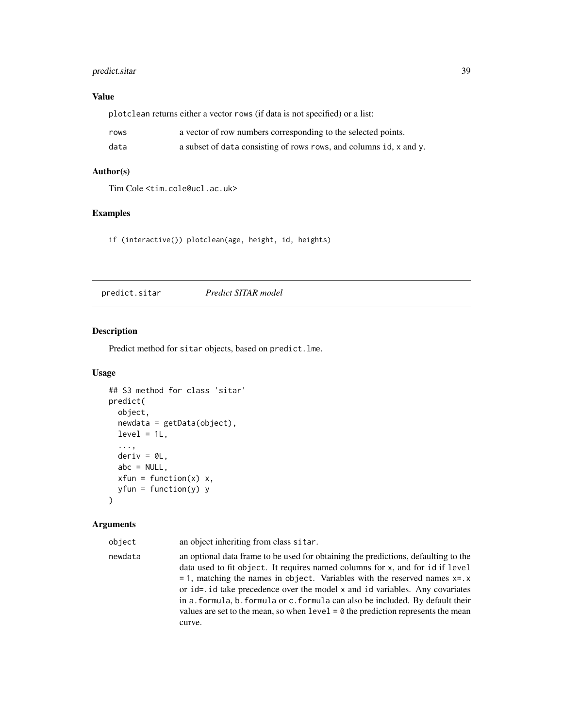### Value

plotclean returns either a vector rows (if data is not specified) or a list:

| | |
|---|---|
| rows | a vector of row numbers corresponding to the selected points. |
| data | a subset of data consisting of rows rows, and columns id, x and y. |

### Author(s)

Tim Cole <tim.cole@ucl.ac.uk>

### Examples

```
if (interactive()) plotclean(age, height, id, heights)
```

## predict.sitar *Predict SITAR model*

### Description

Predict method for sitar objects, based on predict.lme.

### Usage

```
## S3 method for class 'sitar'
predict(
  object,
  newdata = getData(object),
  level = 1L,
  ...,
  deriv = 0L,
  abc = NULL,
  xfun = function(x) x,
  yfun = function(y) y
)
```

### Arguments

| | |
|---|---|
| object | an object inheriting from class sitar. |
| newdata | an optional data frame to be used for obtaining the predictions, defaulting to the data used to fit object. It requires named columns for x, and for id if level = 1, matching the names in object. Variables with the reserved names x=.x or id=.id take precedence over the model x and id variables. Any covariates in a.formula, b.formula or c.formula can also be included. By default their values are set to the mean, so when level = 0 the prediction represents the mean curve. |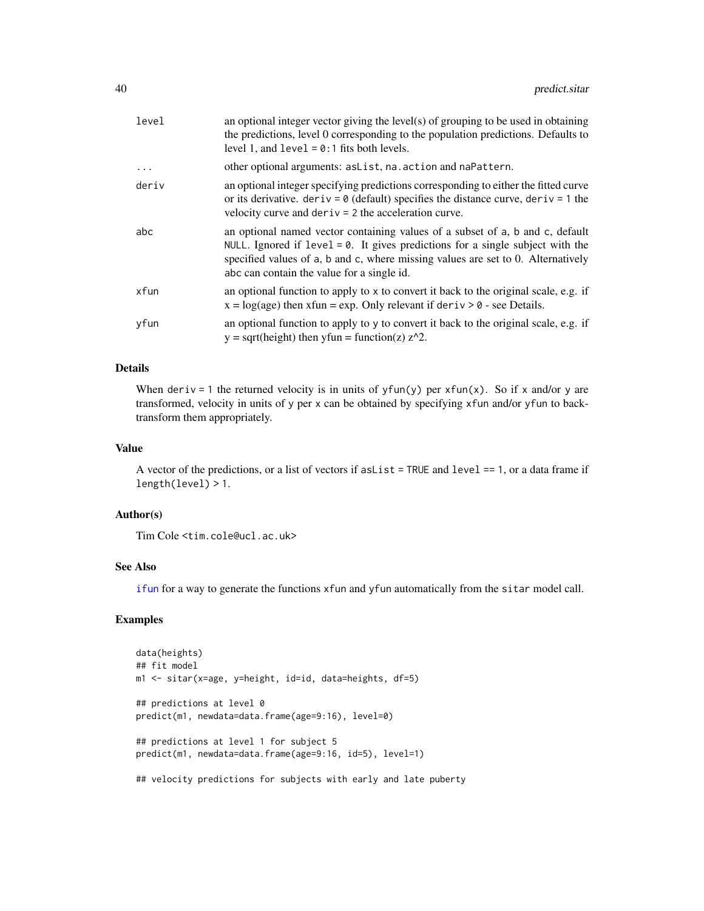| | |
|---|---|
| `level` | an optional integer vector giving the level(s) of grouping to be used in obtaining the predictions, level 0 corresponding to the population predictions. Defaults to level 1, and `level = 0:1` fits both levels. |
| `...` | other optional arguments: `asList`, `na.action` and `naPattern`. |
| `deriv` | an optional integer specifying predictions corresponding to either the fitted curve or its derivative. `deriv = 0` (default) specifies the distance curve, `deriv = 1` the velocity curve and `deriv = 2` the acceleration curve. |
| `abc` | an optional named vector containing values of a subset of a, b and c, default `NULL`. Ignored if `level = 0`. It gives predictions for a single subject with the specified values of a, b and c, where missing values are set to 0. Alternatively abc can contain the value for a single id. |
| `xfun` | an optional function to apply to x to convert it back to the original scale, e.g. if x = log(age) then xfun = exp. Only relevant if `deriv > 0` - see Details. |
| `yfun` | an optional function to apply to y to convert it back to the original scale, e.g. if y = sqrt(height) then yfun = function(z) z^2. |

### Details

When `deriv = 1` the returned velocity is in units of `yfun(y)` per `xfun(x)`. So if x and/or y are transformed, velocity in units of y per x can be obtained by specifying `xfun` and/or `yfun` to back-transform them appropriately.

### Value

A vector of the predictions, or a list of vectors if `asList = TRUE` and `level == 1`, or a data frame if `length(level) > 1`.

### Author(s)

Tim Cole <tim.cole@ucl.ac.uk>

### See Also

`ifun` for a way to generate the functions `xfun` and `yfun` automatically from the `sitar` model call.

### Examples

```
data(heights)
## fit model
m1 <- sitar(x=age, y=height, id=id, data=heights, df=5)

## predictions at level 0
predict(m1, newdata=data.frame(age=9:16), level=0)

## predictions at level 1 for subject 5
predict(m1, newdata=data.frame(age=9:16, id=5), level=1)

## velocity predictions for subjects with early and late puberty
```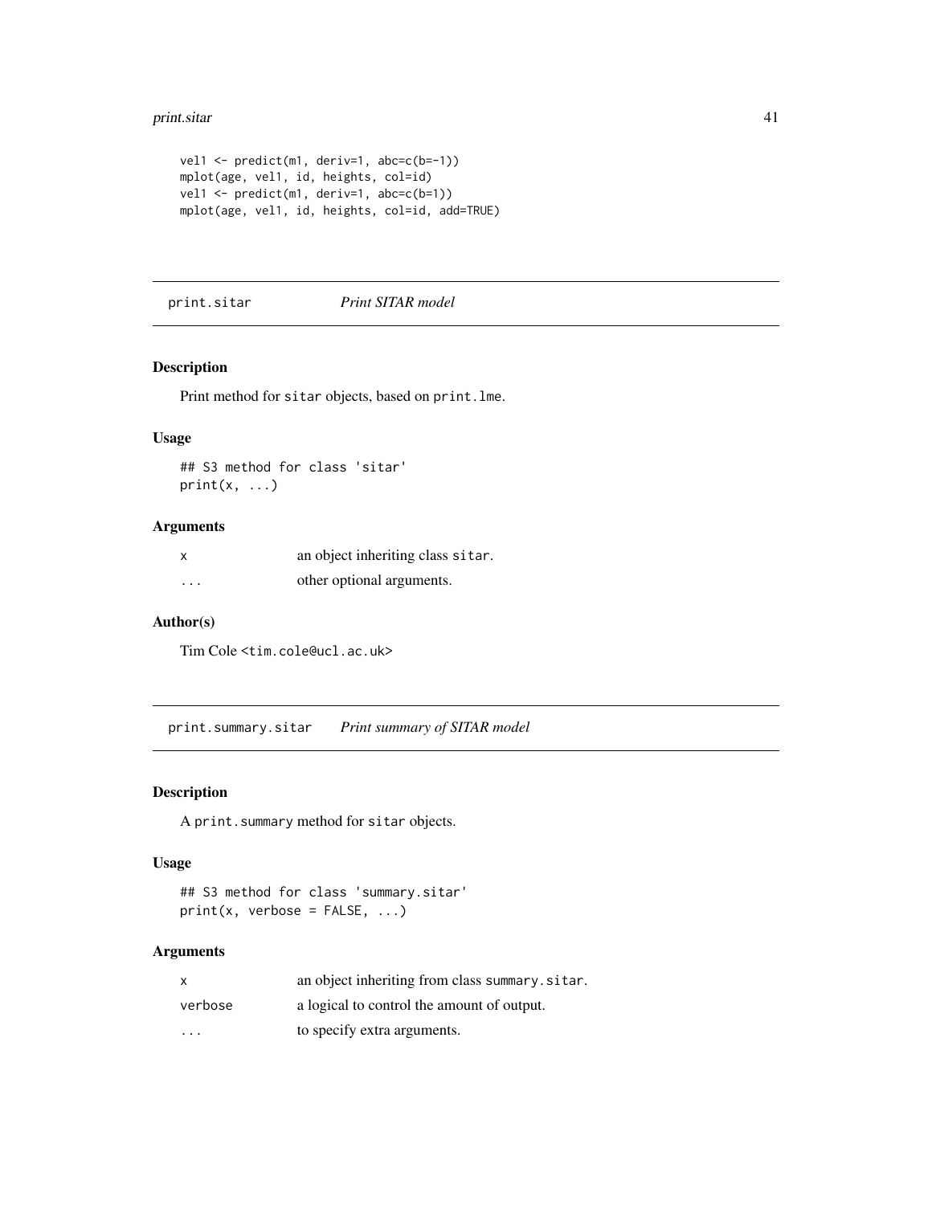```
vel1 <- predict(m1, deriv=1, abc=c(b=-1))
mplot(age, vel1, id, heights, col=id)
vel1 <- predict(m1, deriv=1, abc=c(b=1))
mplot(age, vel1, id, heights, col=id, add=TRUE)
```

## print.sitar *Print SITAR model*

### Description

Print method for sitar objects, based on print.lme.

### Usage

```
## S3 method for class 'sitar'
print(x, ...)
```

### Arguments

| | |
|---|---|
| x | an object inheriting class sitar. |
| ... | other optional arguments. |

### Author(s)

Tim Cole <tim.cole@ucl.ac.uk>

## print.summary.sitar *Print summary of SITAR model*

### Description

A print.summary method for sitar objects.

### Usage

```
## S3 method for class 'summary.sitar'
print(x, verbose = FALSE, ...)
```

### Arguments

| | |
|---|---|
| x | an object inheriting from class summary.sitar. |
| verbose | a logical to control the amount of output. |
| ... | to specify extra arguments. |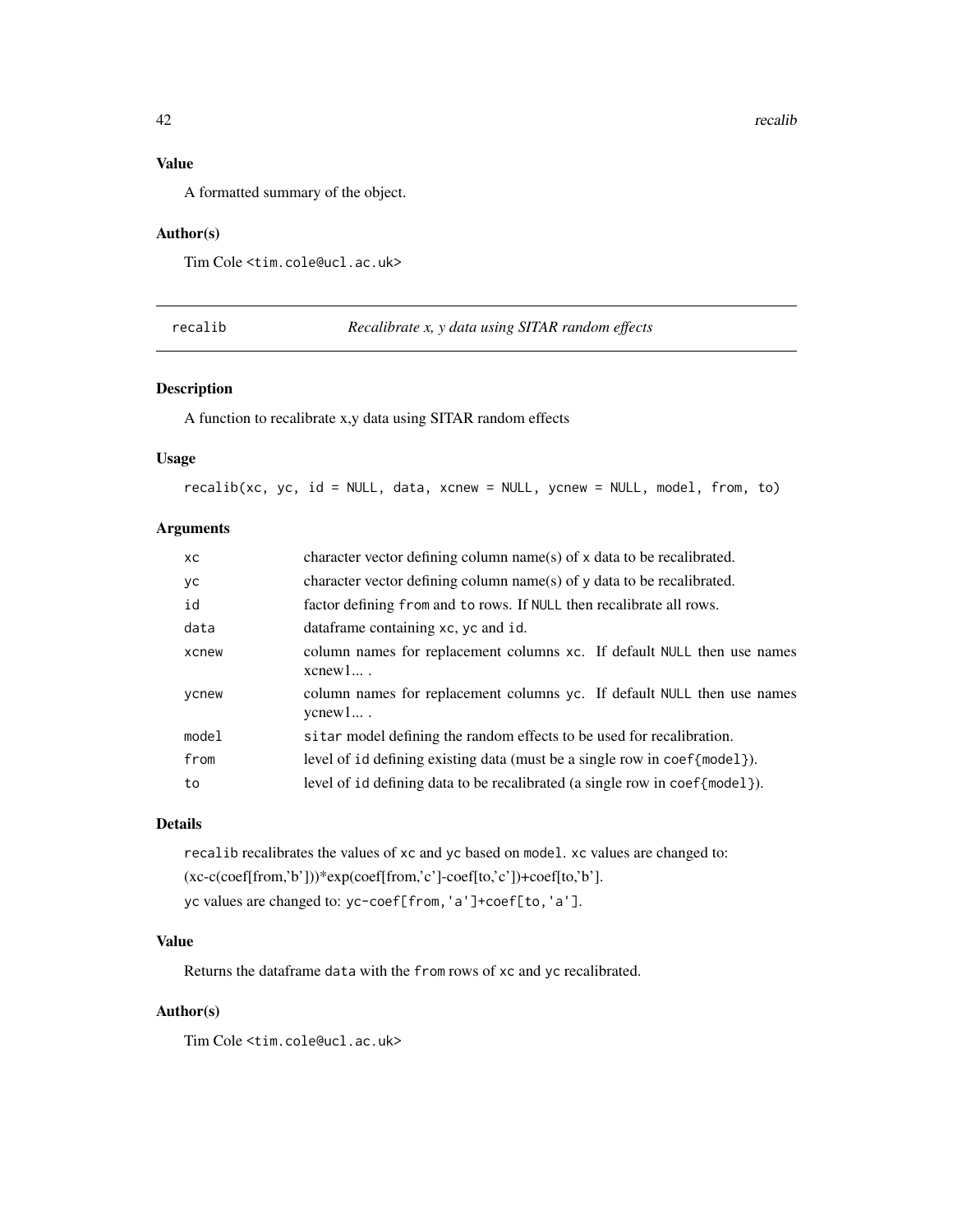## Value

A formatted summary of the object.

## Author(s)

Tim Cole <tim.cole@ucl.ac.uk>

---

# recalib — *Recalibrate x, y data using SITAR random effects*

## Description

A function to recalibrate x,y data using SITAR random effects

## Usage

```
recalib(xc, yc, id = NULL, data, xcnew = NULL, ycnew = NULL, model, from, to)
```

## Arguments

| | |
|---|---|
| xc | character vector defining column name(s) of x data to be recalibrated. |
| yc | character vector defining column name(s) of y data to be recalibrated. |
| id | factor defining from and to rows. If NULL then recalibrate all rows. |
| data | dataframe containing xc, yc and id. |
| xcnew | column names for replacement columns xc. If default NULL then use names xcnew1... . |
| ycnew | column names for replacement columns yc. If default NULL then use names ycnew1... . |
| model | sitar model defining the random effects to be used for recalibration. |
| from | level of id defining existing data (must be a single row in coef{model}). |
| to | level of id defining data to be recalibrated (a single row in coef{model}). |

## Details

recalib recalibrates the values of xc and yc based on model. xc values are changed to:

(xc-c(coef[from,'b']))*exp(coef[from,'c']-coef[to,'c'])+coef[to,'b'].

yc values are changed to: yc-coef[from,'a']+coef[to,'a'].

## Value

Returns the dataframe data with the from rows of xc and yc recalibrated.

## Author(s)

Tim Cole <tim.cole@ucl.ac.uk>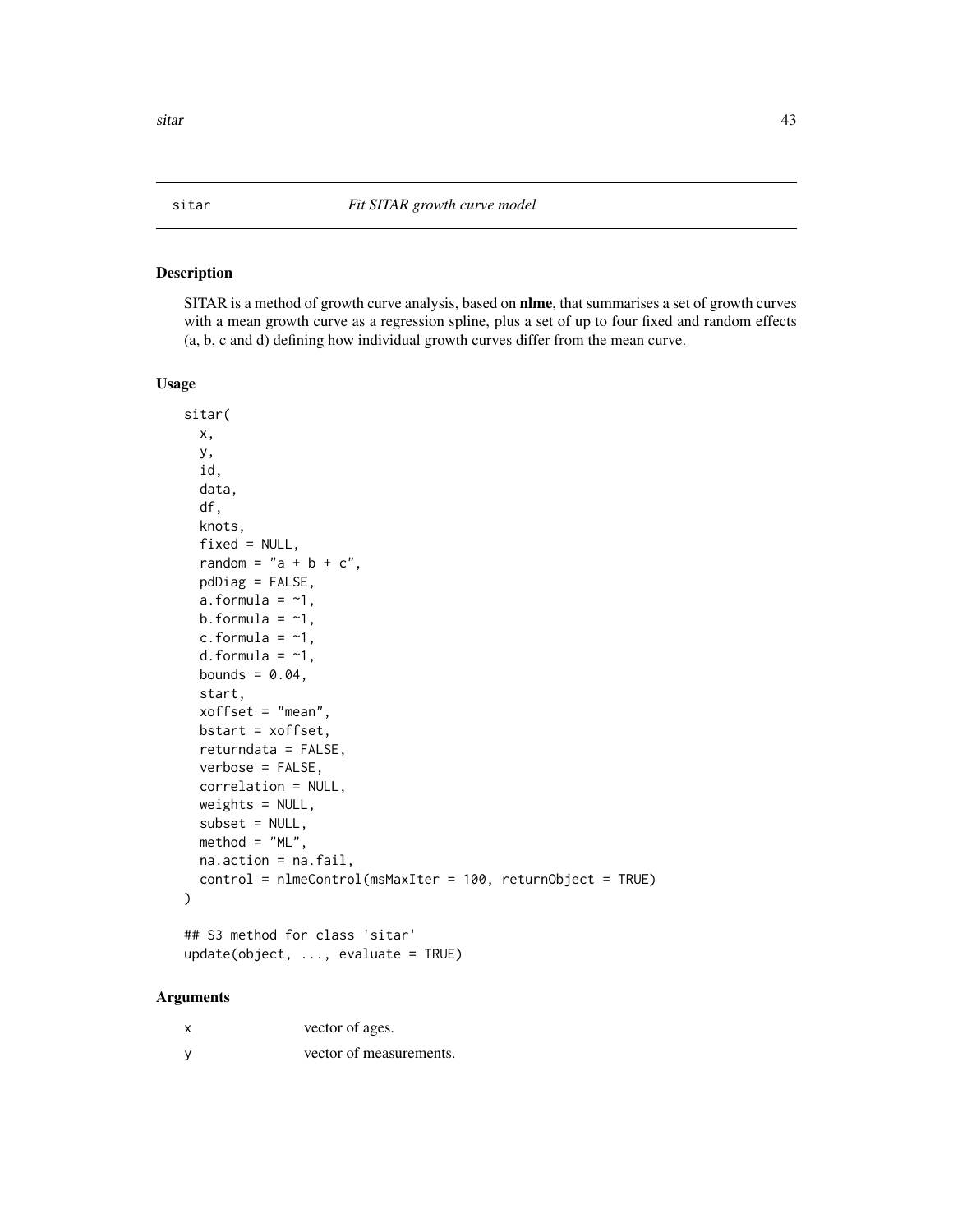# sitar — *Fit SITAR growth curve model*

## Description

SITAR is a method of growth curve analysis, based on **nlme**, that summarises a set of growth curves with a mean growth curve as a regression spline, plus a set of up to four fixed and random effects (a, b, c and d) defining how individual growth curves differ from the mean curve.

## Usage

```
sitar(
  x,
  y,
  id,
  data,
  df,
  knots,
  fixed = NULL,
  random = "a + b + c",
  pdDiag = FALSE,
  a.formula = ~1,
  b.formula = ~1,
  c.formula = ~1,
  d.formula = ~1,
  bounds = 0.04,
  start,
  xoffset = "mean",
  bstart = xoffset,
  returndata = FALSE,
  verbose = FALSE,
  correlation = NULL,
  weights = NULL,
  subset = NULL,
  method = "ML",
  na.action = na.fail,
  control = nlmeControl(msMaxIter = 100, returnObject = TRUE)
)

## S3 method for class 'sitar'
update(object, ..., evaluate = TRUE)
```

## Arguments

| | |
|---|---|
| x | vector of ages. |
| y | vector of measurements. |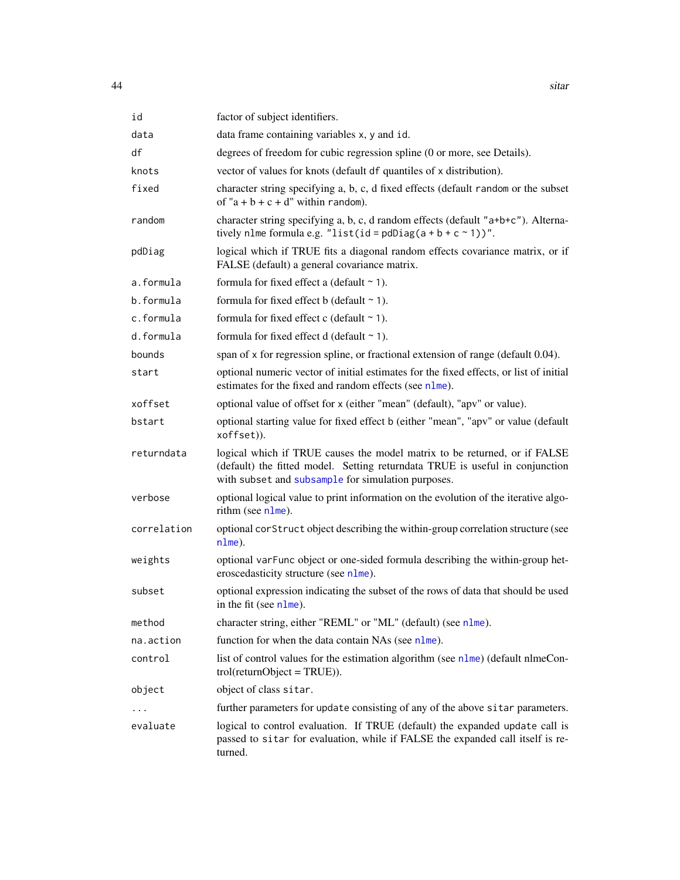| | |
|---|---|
| `id` | factor of subject identifiers. |
| `data` | data frame containing variables `x`, `y` and `id`. |
| `df` | degrees of freedom for cubic regression spline (0 or more, see Details). |
| `knots` | vector of values for knots (default `df` quantiles of `x` distribution). |
| `fixed` | character string specifying a, b, c, d fixed effects (default `random` or the subset of "a + b + c + d" within `random`). |
| `random` | character string specifying a, b, c, d random effects (default `"a+b+c"`). Alternatively `nlme` formula e.g. `"list(id = pdDiag(a + b + c ~ 1))"`. |
| `pdDiag` | logical which if TRUE fits a diagonal random effects covariance matrix, or if FALSE (default) a general covariance matrix. |
| `a.formula` | formula for fixed effect a (default ~ 1). |
| `b.formula` | formula for fixed effect b (default ~ 1). |
| `c.formula` | formula for fixed effect c (default ~ 1). |
| `d.formula` | formula for fixed effect d (default ~ 1). |
| `bounds` | span of `x` for regression spline, or fractional extension of range (default 0.04). |
| `start` | optional numeric vector of initial estimates for the fixed effects, or list of initial estimates for the fixed and random effects (see `nlme`). |
| `xoffset` | optional value of offset for `x` (either "mean" (default), "apv" or value). |
| `bstart` | optional starting value for fixed effect `b` (either "mean", "apv" or value (default `xoffset`)). |
| `returndata` | logical which if TRUE causes the model matrix to be returned, or if FALSE (default) the fitted model. Setting returndata TRUE is useful in conjunction with `subset` and `subsample` for simulation purposes. |
| `verbose` | optional logical value to print information on the evolution of the iterative algorithm (see `nlme`). |
| `correlation` | optional `corStruct` object describing the within-group correlation structure (see `nlme`). |
| `weights` | optional `varFunc` object or one-sided formula describing the within-group heteroscedasticity structure (see `nlme`). |
| `subset` | optional expression indicating the subset of the rows of data that should be used in the fit (see `nlme`). |
| `method` | character string, either "REML" or "ML" (default) (see `nlme`). |
| `na.action` | function for when the data contain NAs (see `nlme`). |
| `control` | list of control values for the estimation algorithm (see `nlme`) (default nlmeControl(returnObject = TRUE)). |
| `object` | object of class `sitar`. |
| `...` | further parameters for `update` consisting of any of the above `sitar` parameters. |
| `evaluate` | logical to control evaluation. If TRUE (default) the expanded `update` call is passed to `sitar` for evaluation, while if FALSE the expanded call itself is returned. |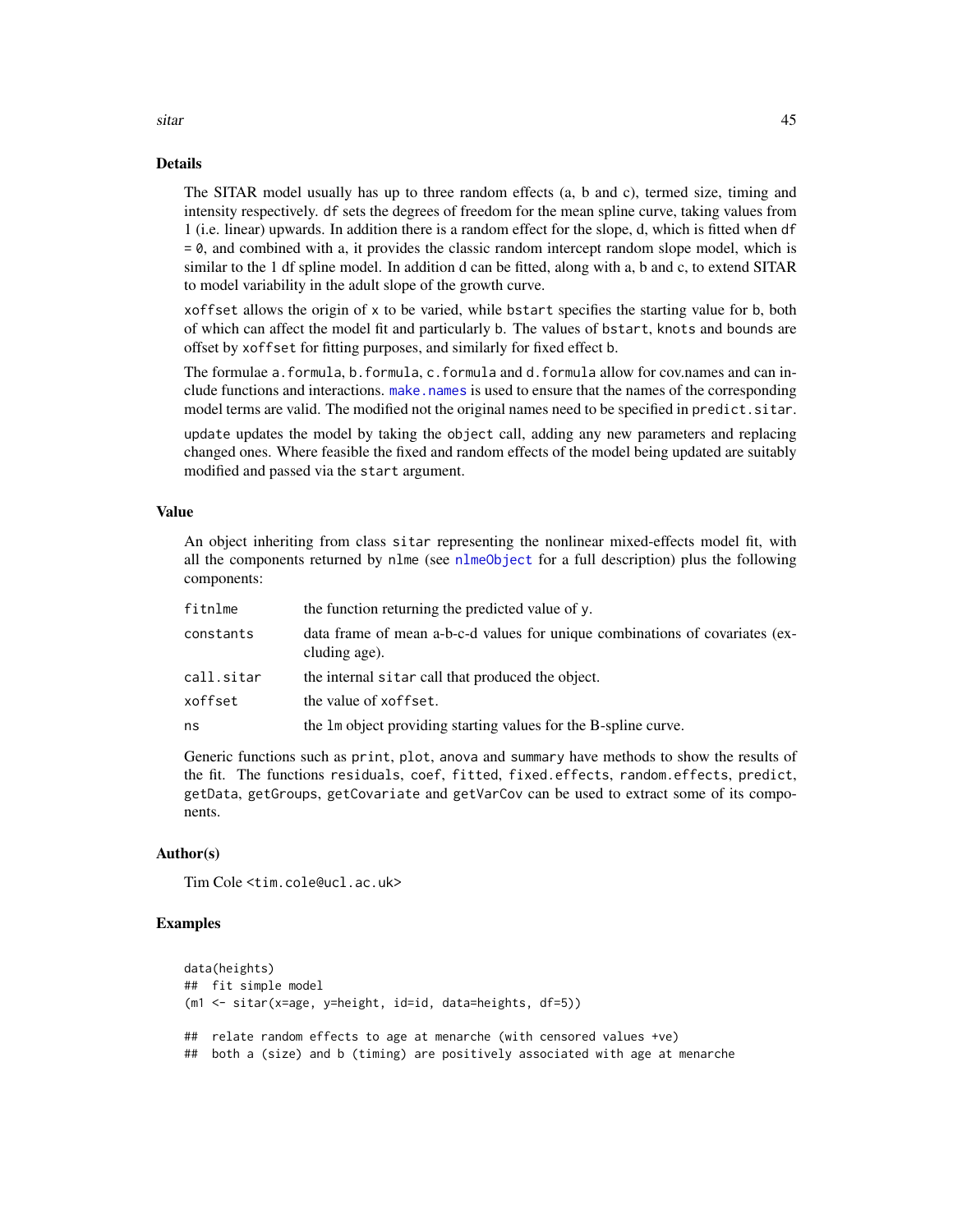## Details

The SITAR model usually has up to three random effects (a, b and c), termed size, timing and intensity respectively. `df` sets the degrees of freedom for the mean spline curve, taking values from 1 (i.e. linear) upwards. In addition there is a random effect for the slope, d, which is fitted when `df = 0`, and combined with a, it provides the classic random intercept random slope model, which is similar to the 1 df spline model. In addition d can be fitted, along with a, b and c, to extend SITAR to model variability in the adult slope of the growth curve.

`xoffset` allows the origin of x to be varied, while `bstart` specifies the starting value for b, both of which can affect the model fit and particularly b. The values of `bstart`, `knots` and `bounds` are offset by `xoffset` for fitting purposes, and similarly for fixed effect b.

The formulae `a.formula`, `b.formula`, `c.formula` and `d.formula` allow for cov.names and can include functions and interactions. `make.names` is used to ensure that the names of the corresponding model terms are valid. The modified not the original names need to be specified in `predict.sitar`.

`update` updates the model by taking the `object` call, adding any new parameters and replacing changed ones. Where feasible the fixed and random effects of the model being updated are suitably modified and passed via the `start` argument.

## Value

An object inheriting from class `sitar` representing the nonlinear mixed-effects model fit, with all the components returned by `nlme` (see `nlmeObject` for a full description) plus the following components:

| | |
|---|---|
| `fitnlme` | the function returning the predicted value of `y`. |
| `constants` | data frame of mean a-b-c-d values for unique combinations of covariates (excluding age). |
| `call.sitar` | the internal `sitar` call that produced the object. |
| `xoffset` | the value of `xoffset`. |
| `ns` | the `lm` object providing starting values for the B-spline curve. |

Generic functions such as `print`, `plot`, `anova` and `summary` have methods to show the results of the fit. The functions `residuals`, `coef`, `fitted`, `fixed.effects`, `random.effects`, `predict`, `getData`, `getGroups`, `getCovariate` and `getVarCov` can be used to extract some of its components.

## Author(s)

Tim Cole <tim.cole@ucl.ac.uk>

## Examples

```
data(heights)
##  fit simple model
(m1 <- sitar(x=age, y=height, id=id, data=heights, df=5))

##  relate random effects to age at menarche (with censored values +ve)
##  both a (size) and b (timing) are positively associated with age at menarche
```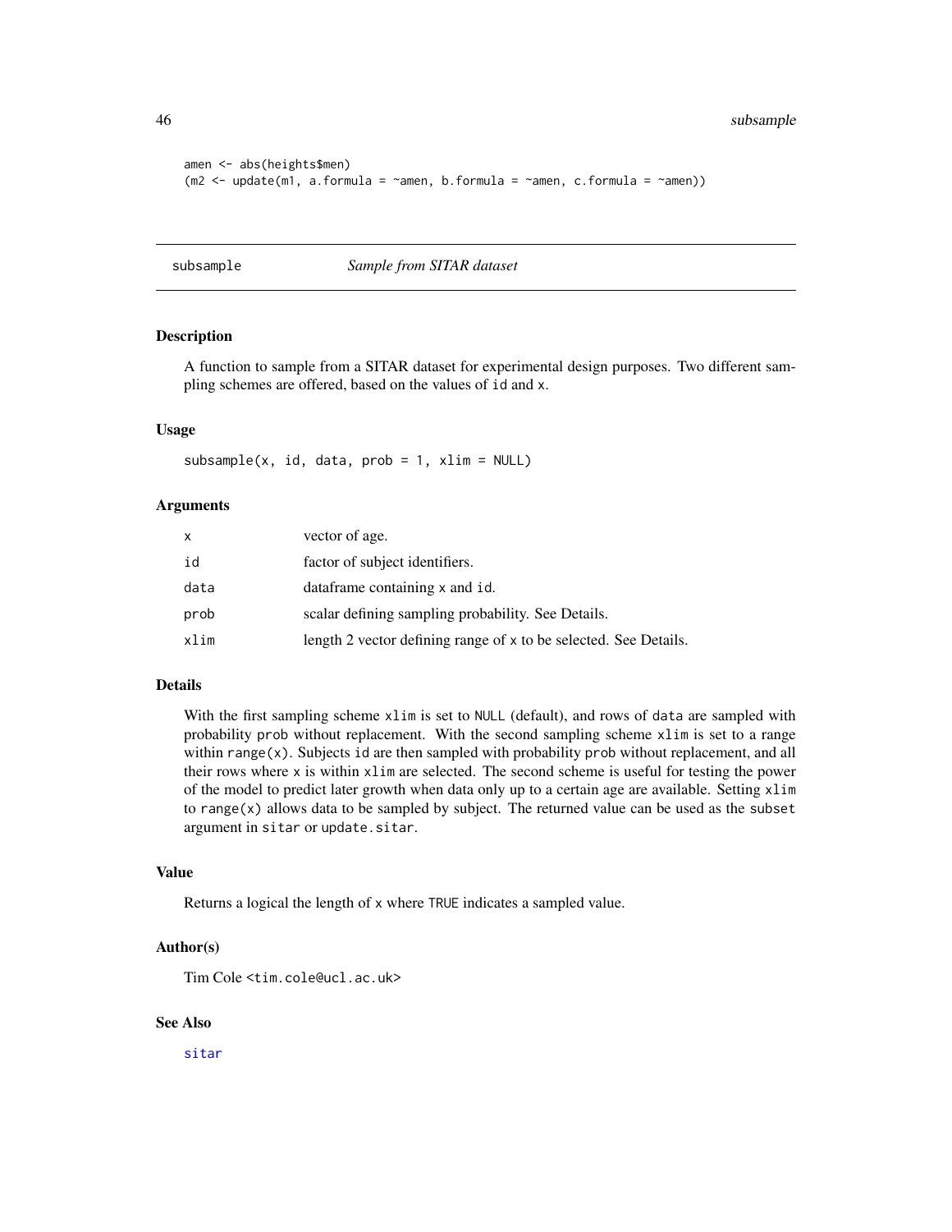```
amen <- abs(heights$men)
(m2 <- update(m1, a.formula = ~amen, b.formula = ~amen, c.formula = ~amen))
```

## subsample — *Sample from SITAR dataset*

### Description

A function to sample from a SITAR dataset for experimental design purposes. Two different sampling schemes are offered, based on the values of id and x.

### Usage

```
subsample(x, id, data, prob = 1, xlim = NULL)
```

### Arguments

| | |
|---|---|
| x | vector of age. |
| id | factor of subject identifiers. |
| data | dataframe containing x and id. |
| prob | scalar defining sampling probability. See Details. |
| xlim | length 2 vector defining range of x to be selected. See Details. |

### Details

With the first sampling scheme xlim is set to NULL (default), and rows of data are sampled with probability prob without replacement. With the second sampling scheme xlim is set to a range within range(x). Subjects id are then sampled with probability prob without replacement, and all their rows where x is within xlim are selected. The second scheme is useful for testing the power of the model to predict later growth when data only up to a certain age are available. Setting xlim to range(x) allows data to be sampled by subject. The returned value can be used as the subset argument in sitar or update.sitar.

### Value

Returns a logical the length of x where TRUE indicates a sampled value.

### Author(s)

Tim Cole <tim.cole@ucl.ac.uk>

### See Also

sitar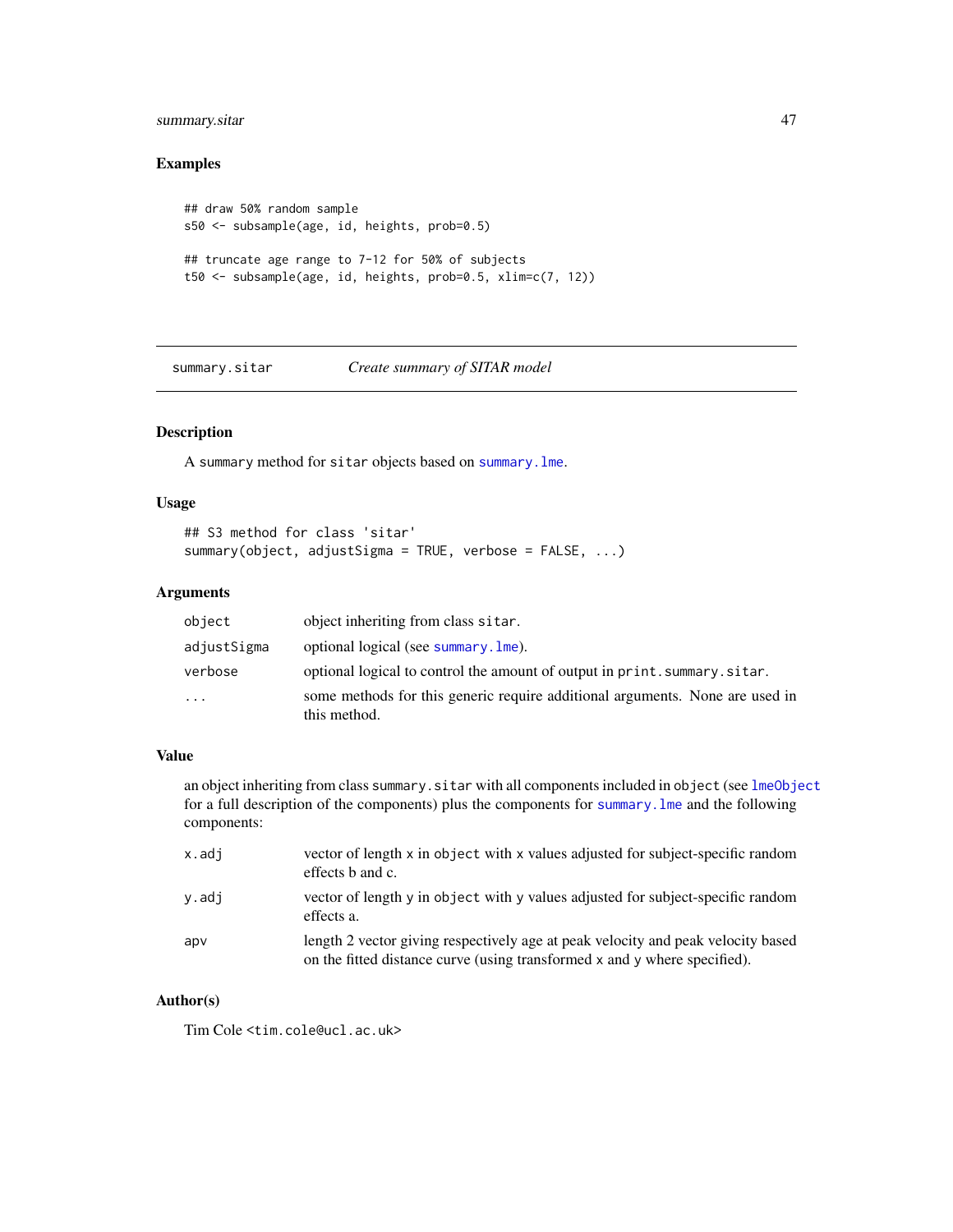## Examples

```
## draw 50% random sample
s50 <- subsample(age, id, heights, prob=0.5)

## truncate age range to 7-12 for 50% of subjects
t50 <- subsample(age, id, heights, prob=0.5, xlim=c(7, 12))
```

---

# summary.sitar — *Create summary of SITAR model*

---

### Description

A summary method for sitar objects based on summary.lme.

### Usage

```
## S3 method for class 'sitar'
summary(object, adjustSigma = TRUE, verbose = FALSE, ...)
```

### Arguments

| | |
|---|---|
| object | object inheriting from class sitar. |
| adjustSigma | optional logical (see summary.lme). |
| verbose | optional logical to control the amount of output in print.summary.sitar. |
| ... | some methods for this generic require additional arguments. None are used in this method. |

### Value

an object inheriting from class summary.sitar with all components included in object (see lmeObject for a full description of the components) plus the components for summary.lme and the following components:

| | |
|---|---|
| x.adj | vector of length x in object with x values adjusted for subject-specific random effects b and c. |
| y.adj | vector of length y in object with y values adjusted for subject-specific random effects a. |
| apv | length 2 vector giving respectively age at peak velocity and peak velocity based on the fitted distance curve (using transformed x and y where specified). |

### Author(s)

Tim Cole <tim.cole@ucl.ac.uk>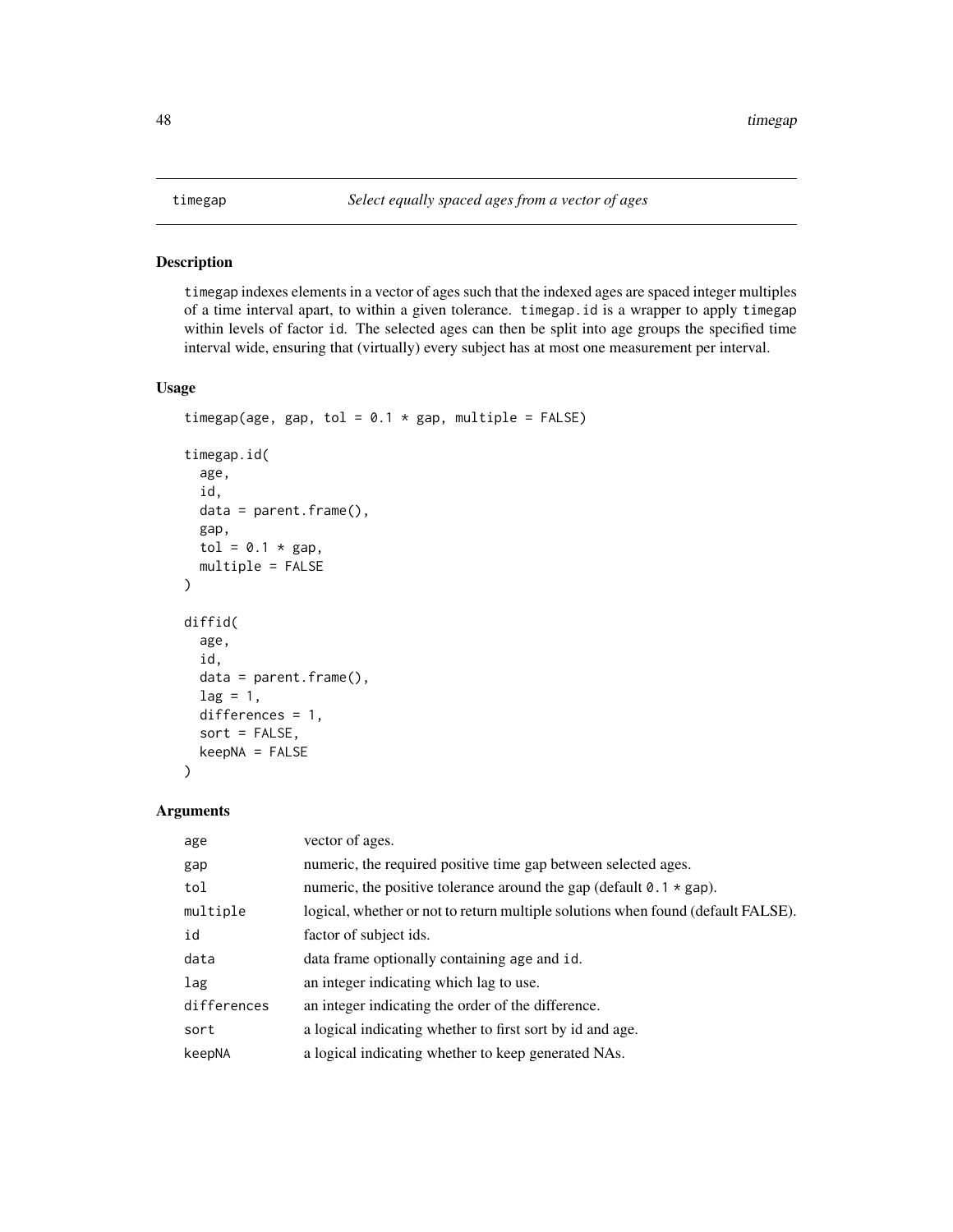# timegap — *Select equally spaced ages from a vector of ages*

## Description

timegap indexes elements in a vector of ages such that the indexed ages are spaced integer multiples of a time interval apart, to within a given tolerance. timegap.id is a wrapper to apply timegap within levels of factor id. The selected ages can then be split into age groups the specified time interval wide, ensuring that (virtually) every subject has at most one measurement per interval.

## Usage

```
timegap(age, gap, tol = 0.1 * gap, multiple = FALSE)

timegap.id(
  age,
  id,
  data = parent.frame(),
  gap,
  tol = 0.1 * gap,
  multiple = FALSE
)

diffid(
  age,
  id,
  data = parent.frame(),
  lag = 1,
  differences = 1,
  sort = FALSE,
  keepNA = FALSE
)
```

## Arguments

| | |
|---|---|
| age | vector of ages. |
| gap | numeric, the required positive time gap between selected ages. |
| tol | numeric, the positive tolerance around the gap (default 0.1 * gap). |
| multiple | logical, whether or not to return multiple solutions when found (default FALSE). |
| id | factor of subject ids. |
| data | data frame optionally containing age and id. |
| lag | an integer indicating which lag to use. |
| differences | an integer indicating the order of the difference. |
| sort | a logical indicating whether to first sort by id and age. |
| keepNA | a logical indicating whether to keep generated NAs. |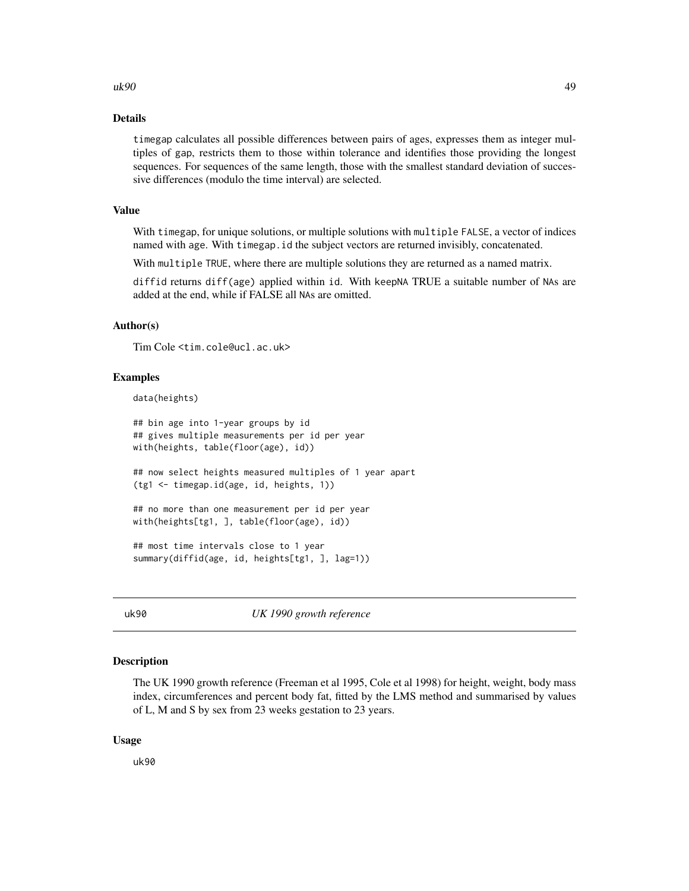## Details

timegap calculates all possible differences between pairs of ages, expresses them as integer multiples of gap, restricts them to those within tolerance and identifies those providing the longest sequences. For sequences of the same length, those with the smallest standard deviation of successive differences (modulo the time interval) are selected.

## Value

With timegap, for unique solutions, or multiple solutions with multiple FALSE, a vector of indices named with age. With timegap.id the subject vectors are returned invisibly, concatenated.

With multiple TRUE, where there are multiple solutions they are returned as a named matrix.

diffid returns diff(age) applied within id. With keepNA TRUE a suitable number of NAs are added at the end, while if FALSE all NAs are omitted.

## Author(s)

Tim Cole <tim.cole@ucl.ac.uk>

## Examples

```
data(heights)

## bin age into 1-year groups by id
## gives multiple measurements per id per year
with(heights, table(floor(age), id))

## now select heights measured multiples of 1 year apart
(tg1 <- timegap.id(age, id, heights, 1))

## no more than one measurement per id per year
with(heights[tg1, ], table(floor(age), id))

## most time intervals close to 1 year
summary(diffid(age, id, heights[tg1, ], lag=1))
```

---

# uk90 — *UK 1990 growth reference*

## Description

The UK 1990 growth reference (Freeman et al 1995, Cole et al 1998) for height, weight, body mass index, circumferences and percent body fat, fitted by the LMS method and summarised by values of L, M and S by sex from 23 weeks gestation to 23 years.

## Usage

```
uk90
```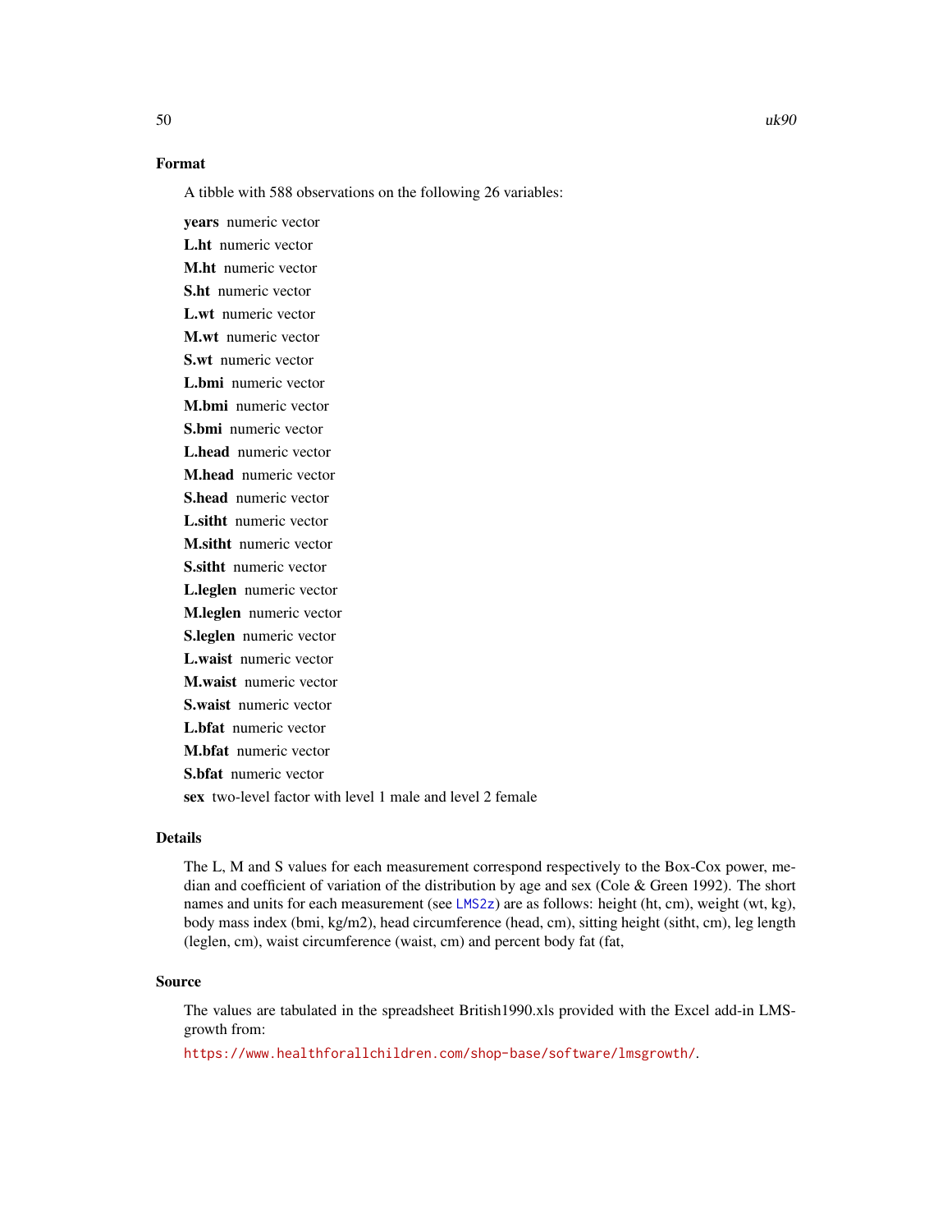### Format

A tibble with 588 observations on the following 26 variables:

**years** numeric vector

**L.ht** numeric vector

**M.ht** numeric vector

**S.ht** numeric vector

**L.wt** numeric vector

**M.wt** numeric vector

**S.wt** numeric vector

**L.bmi** numeric vector

**M.bmi** numeric vector

**S.bmi** numeric vector

**L.head** numeric vector

**M.head** numeric vector

**S.head** numeric vector

**L.sitht** numeric vector

**M.sitht** numeric vector

**S.sitht** numeric vector

**L.leglen** numeric vector

**M.leglen** numeric vector

**S.leglen** numeric vector

**L.waist** numeric vector

**M.waist** numeric vector

**S.waist** numeric vector

**L.bfat** numeric vector

**M.bfat** numeric vector

**S.bfat** numeric vector

**sex** two-level factor with level 1 male and level 2 female

### Details

The L, M and S values for each measurement correspond respectively to the Box-Cox power, median and coefficient of variation of the distribution by age and sex (Cole & Green 1992). The short names and units for each measurement (see `LMS2z`) are as follows: height (ht, cm), weight (wt, kg), body mass index (bmi, kg/m2), head circumference (head, cm), sitting height (sitht, cm), leg length (leglen, cm), waist circumference (waist, cm) and percent body fat (fat,

### Source

The values are tabulated in the spreadsheet British1990.xls provided with the Excel add-in LMSgrowth from:

https://www.healthforallchildren.com/shop-base/software/lmsgrowth/.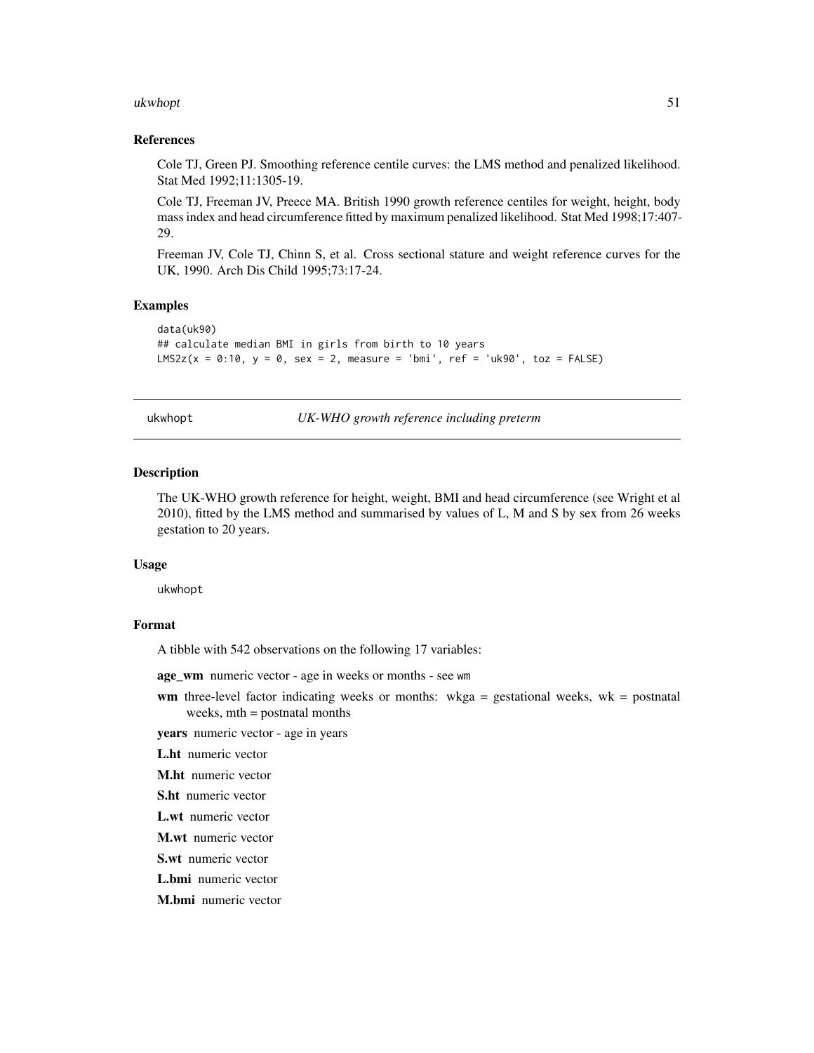### References

Cole TJ, Green PJ. Smoothing reference centile curves: the LMS method and penalized likelihood. Stat Med 1992;11:1305-19.

Cole TJ, Freeman JV, Preece MA. British 1990 growth reference centiles for weight, height, body mass index and head circumference fitted by maximum penalized likelihood. Stat Med 1998;17:407-29.

Freeman JV, Cole TJ, Chinn S, et al. Cross sectional stature and weight reference curves for the UK, 1990. Arch Dis Child 1995;73:17-24.

### Examples

```
data(uk90)
## calculate median BMI in girls from birth to 10 years
LMS2z(x = 0:10, y = 0, sex = 2, measure = 'bmi', ref = 'uk90', toz = FALSE)
```

---

## ukwhopt — *UK-WHO growth reference including preterm*

---

### Description

The UK-WHO growth reference for height, weight, BMI and head circumference (see Wright et al 2010), fitted by the LMS method and summarised by values of L, M and S by sex from 26 weeks gestation to 20 years.

### Usage

```
ukwhopt
```

### Format

A tibble with 542 observations on the following 17 variables:

- **age_wm** numeric vector - age in weeks or months - see `wm`
- **wm** three-level factor indicating weeks or months: wkga = gestational weeks, wk = postnatal weeks, mth = postnatal months
- **years** numeric vector - age in years
- **L.ht** numeric vector
- **M.ht** numeric vector
- **S.ht** numeric vector
- **L.wt** numeric vector
- **M.wt** numeric vector
- **S.wt** numeric vector
- **L.bmi** numeric vector
- **M.bmi** numeric vector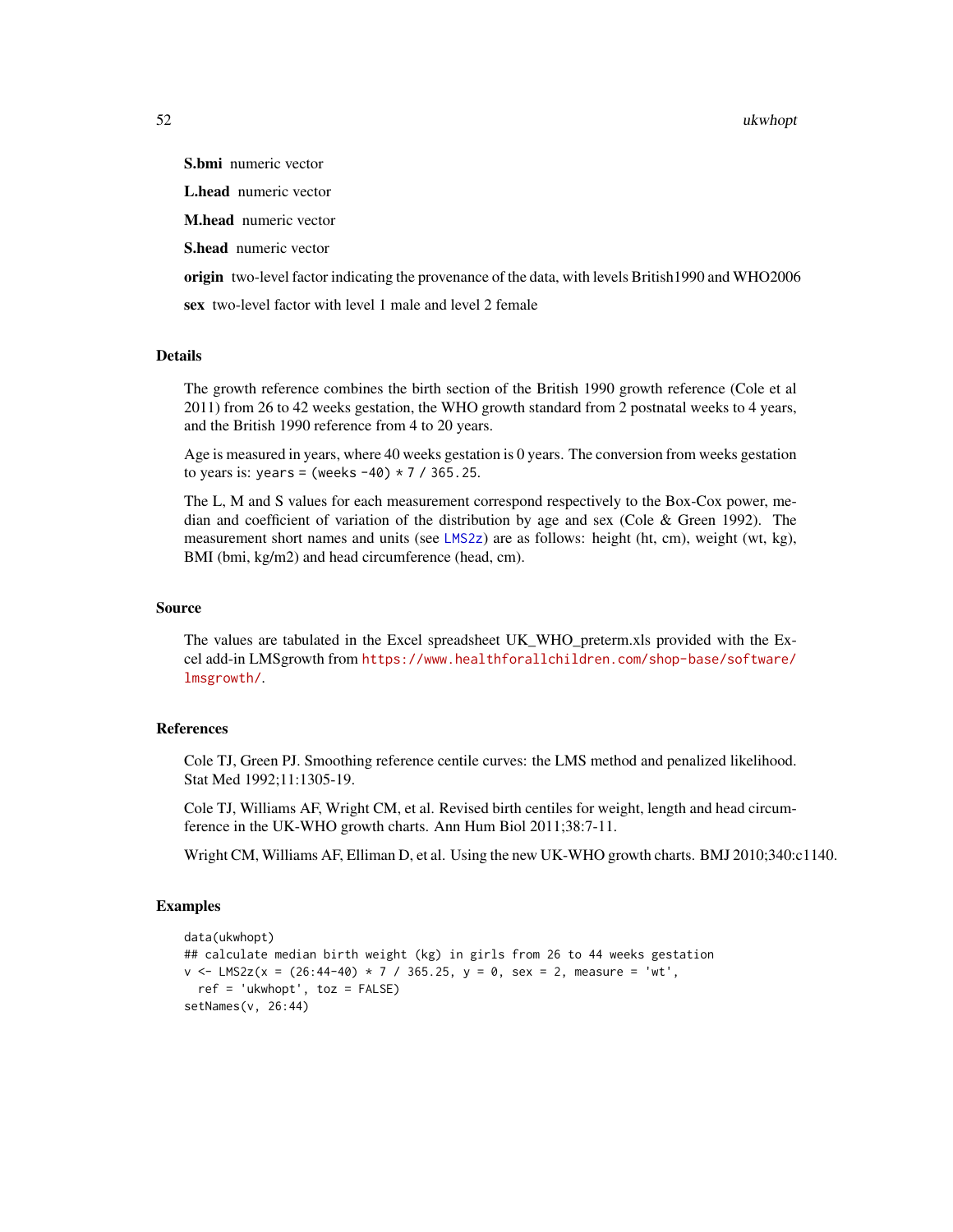**S.bmi** numeric vector

**L.head** numeric vector

**M.head** numeric vector

**S.head** numeric vector

**origin** two-level factor indicating the provenance of the data, with levels British1990 and WHO2006

**sex** two-level factor with level 1 male and level 2 female

## Details

The growth reference combines the birth section of the British 1990 growth reference (Cole et al 2011) from 26 to 42 weeks gestation, the WHO growth standard from 2 postnatal weeks to 4 years, and the British 1990 reference from 4 to 20 years.

Age is measured in years, where 40 weeks gestation is 0 years. The conversion from weeks gestation to years is: `years = (weeks -40) * 7 / 365.25`.

The L, M and S values for each measurement correspond respectively to the Box-Cox power, median and coefficient of variation of the distribution by age and sex (Cole & Green 1992). The measurement short names and units (see `LMS2z`) are as follows: height (ht, cm), weight (wt, kg), BMI (bmi, kg/m2) and head circumference (head, cm).

## Source

The values are tabulated in the Excel spreadsheet UK_WHO_preterm.xls provided with the Excel add-in LMSgrowth from https://www.healthforallchildren.com/shop-base/software/lmsgrowth/.

## References

Cole TJ, Green PJ. Smoothing reference centile curves: the LMS method and penalized likelihood. Stat Med 1992;11:1305-19.

Cole TJ, Williams AF, Wright CM, et al. Revised birth centiles for weight, length and head circumference in the UK-WHO growth charts. Ann Hum Biol 2011;38:7-11.

Wright CM, Williams AF, Elliman D, et al. Using the new UK-WHO growth charts. BMJ 2010;340:c1140.

## Examples

```
data(ukwhopt)
## calculate median birth weight (kg) in girls from 26 to 44 weeks gestation
v <- LMS2z(x = (26:44-40) * 7 / 365.25, y = 0, sex = 2, measure = 'wt',
  ref = 'ukwhopt', toz = FALSE)
setNames(v, 26:44)
```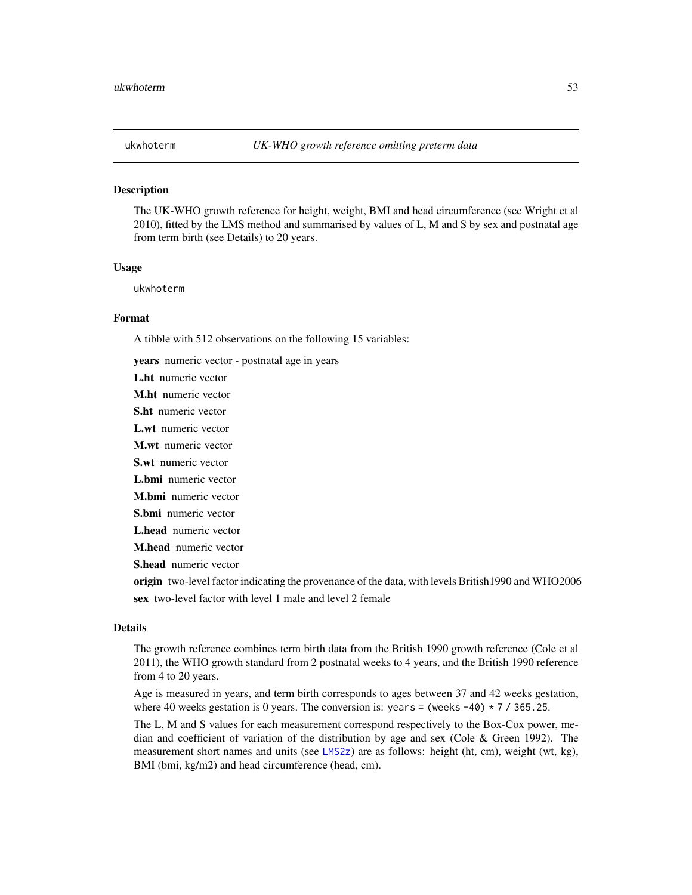`ukwhoterm` *UK-WHO growth reference omitting preterm data*

## Description

The UK-WHO growth reference for height, weight, BMI and head circumference (see Wright et al 2010), fitted by the LMS method and summarised by values of L, M and S by sex and postnatal age from term birth (see Details) to 20 years.

## Usage

```
ukwhoterm
```

## Format

A tibble with 512 observations on the following 15 variables:

**years** numeric vector - postnatal age in years

**L.ht** numeric vector

**M.ht** numeric vector

**S.ht** numeric vector

**L.wt** numeric vector

**M.wt** numeric vector

**S.wt** numeric vector

**L.bmi** numeric vector

**M.bmi** numeric vector

**S.bmi** numeric vector

**L.head** numeric vector

**M.head** numeric vector

**S.head** numeric vector

**origin** two-level factor indicating the provenance of the data, with levels British1990 and WHO2006

**sex** two-level factor with level 1 male and level 2 female

## Details

The growth reference combines term birth data from the British 1990 growth reference (Cole et al 2011), the WHO growth standard from 2 postnatal weeks to 4 years, and the British 1990 reference from 4 to 20 years.

Age is measured in years, and term birth corresponds to ages between 37 and 42 weeks gestation, where 40 weeks gestation is 0 years. The conversion is: `years = (weeks -40) * 7 / 365.25`.

The L, M and S values for each measurement correspond respectively to the Box-Cox power, median and coefficient of variation of the distribution by age and sex (Cole & Green 1992). The measurement short names and units (see `LMS2z`) are as follows: height (ht, cm), weight (wt, kg), BMI (bmi, kg/m2) and head circumference (head, cm).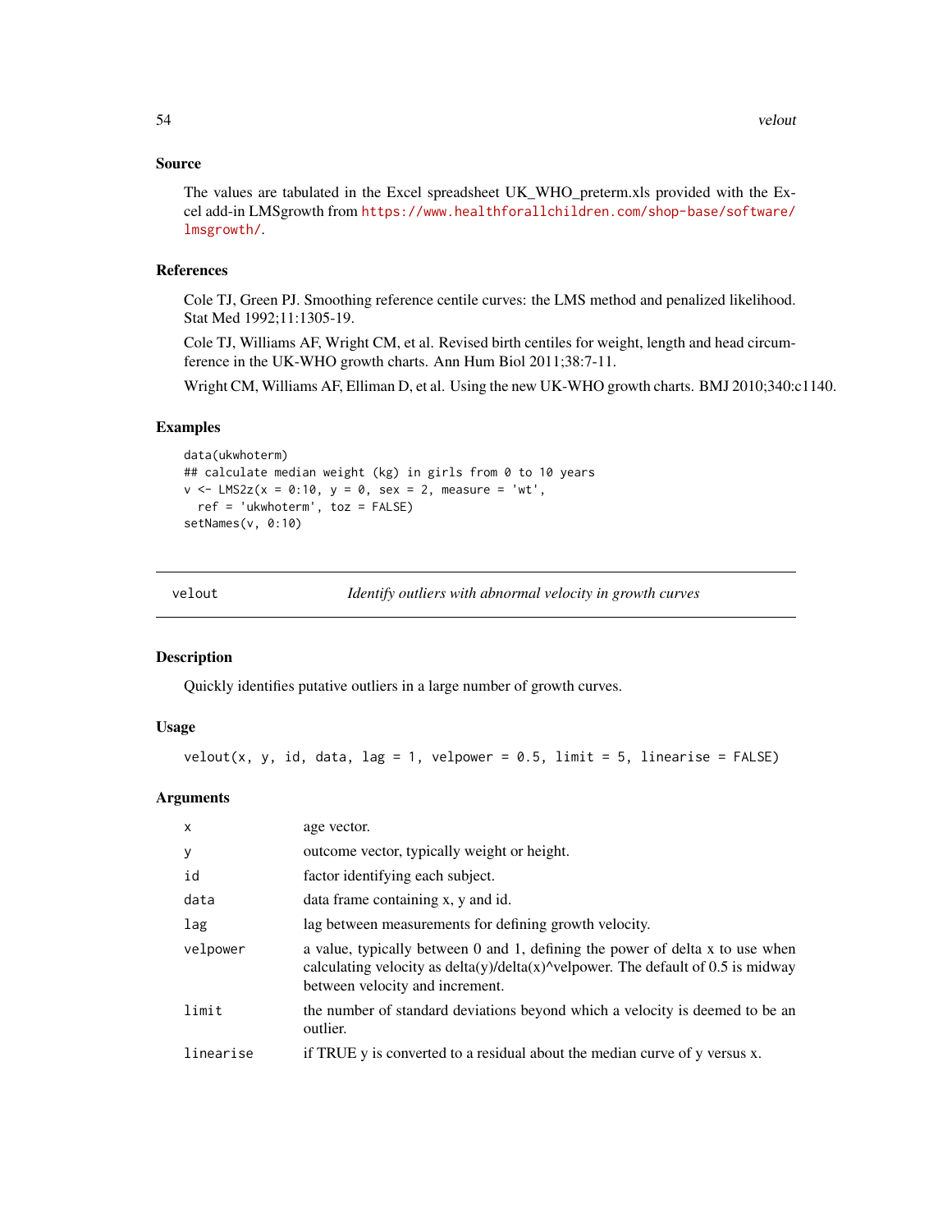## Source

The values are tabulated in the Excel spreadsheet UK_WHO_preterm.xls provided with the Excel add-in LMSgrowth from https://www.healthforallchildren.com/shop-base/software/lmsgrowth/.

## References

Cole TJ, Green PJ. Smoothing reference centile curves: the LMS method and penalized likelihood. Stat Med 1992;11:1305-19.

Cole TJ, Williams AF, Wright CM, et al. Revised birth centiles for weight, length and head circumference in the UK-WHO growth charts. Ann Hum Biol 2011;38:7-11.

Wright CM, Williams AF, Elliman D, et al. Using the new UK-WHO growth charts. BMJ 2010;340:c1140.

## Examples

```
data(ukwhoterm)
## calculate median weight (kg) in girls from 0 to 10 years
v <- LMS2z(x = 0:10, y = 0, sex = 2, measure = 'wt',
  ref = 'ukwhoterm', toz = FALSE)
setNames(v, 0:10)
```

---

# velout — *Identify outliers with abnormal velocity in growth curves*

---

## Description

Quickly identifies putative outliers in a large number of growth curves.

## Usage

```
velout(x, y, id, data, lag = 1, velpower = 0.5, limit = 5, linearise = FALSE)
```

## Arguments

| | |
|---|---|
| `x` | age vector. |
| `y` | outcome vector, typically weight or height. |
| `id` | factor identifying each subject. |
| `data` | data frame containing x, y and id. |
| `lag` | lag between measurements for defining growth velocity. |
| `velpower` | a value, typically between 0 and 1, defining the power of delta x to use when calculating velocity as delta(y)/delta(x)^velpower. The default of 0.5 is midway between velocity and increment. |
| `limit` | the number of standard deviations beyond which a velocity is deemed to be an outlier. |
| `linearise` | if TRUE y is converted to a residual about the median curve of y versus x. |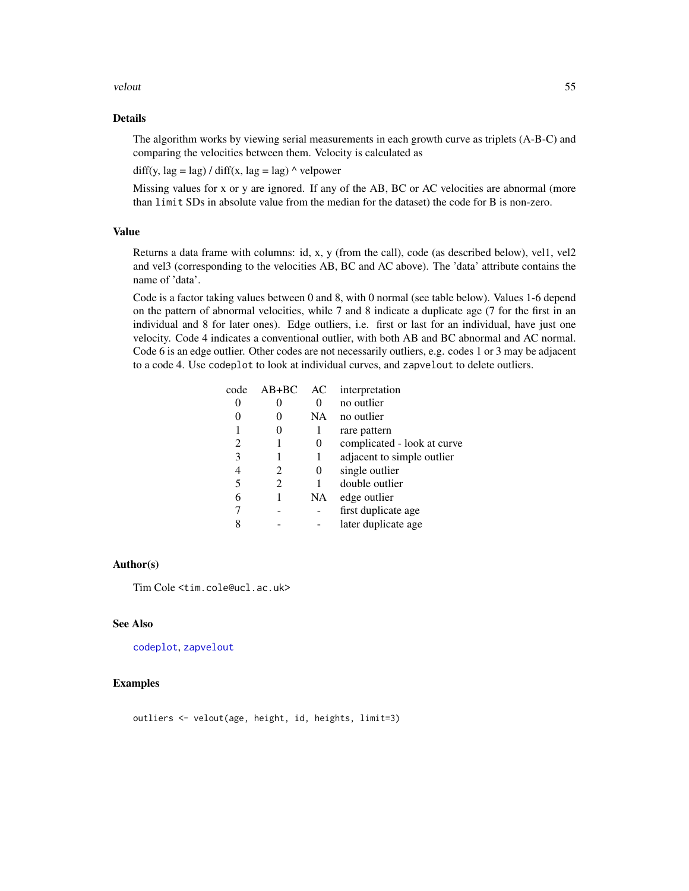## Details

The algorithm works by viewing serial measurements in each growth curve as triplets (A-B-C) and comparing the velocities between them. Velocity is calculated as

diff(y, lag = lag) / diff(x, lag = lag) ^ velpower

Missing values for x or y are ignored. If any of the AB, BC or AC velocities are abnormal (more than `limit` SDs in absolute value from the median for the dataset) the code for B is non-zero.

## Value

Returns a data frame with columns: id, x, y (from the call), code (as described below), vel1, vel2 and vel3 (corresponding to the velocities AB, BC and AC above). The 'data' attribute contains the name of 'data'.

Code is a factor taking values between 0 and 8, with 0 normal (see table below). Values 1-6 depend on the pattern of abnormal velocities, while 7 and 8 indicate a duplicate age (7 for the first in an individual and 8 for later ones). Edge outliers, i.e. first or last for an individual, have just one velocity. Code 4 indicates a conventional outlier, with both AB and BC abnormal and AC normal. Code 6 is an edge outlier. Other codes are not necessarily outliers, e.g. codes 1 or 3 may be adjacent to a code 4. Use `codeplot` to look at individual curves, and `zapvelout` to delete outliers.

| code | AB+BC | AC | interpretation |
|---|---|---|---|
| 0 | 0 | 0 | no outlier |
| 0 | 0 | NA | no outlier |
| 1 | 0 | 1 | rare pattern |
| 2 | 1 | 0 | complicated - look at curve |
| 3 | 1 | 1 | adjacent to simple outlier |
| 4 | 2 | 0 | single outlier |
| 5 | 2 | 1 | double outlier |
| 6 | 1 | NA | edge outlier |
| 7 | - | - | first duplicate age |
| 8 | - | - | later duplicate age |

## Author(s)

Tim Cole <tim.cole@ucl.ac.uk>

## See Also

codeplot, zapvelout

## Examples

```
outliers <- velout(age, height, id, heights, limit=3)
```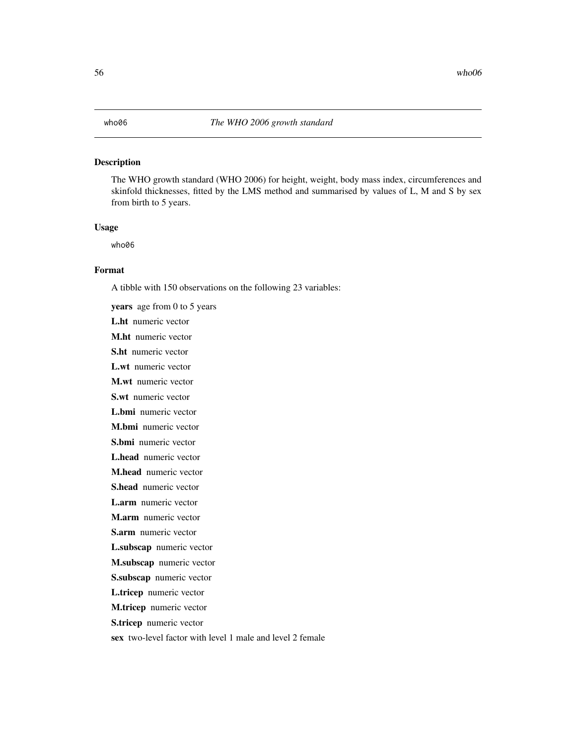## who06 *The WHO 2006 growth standard*

### Description

The WHO growth standard (WHO 2006) for height, weight, body mass index, circumferences and skinfold thicknesses, fitted by the LMS method and summarised by values of L, M and S by sex from birth to 5 years.

### Usage

```
who06
```

### Format

A tibble with 150 observations on the following 23 variables:

**years** age from 0 to 5 years

**L.ht** numeric vector

**M.ht** numeric vector

**S.ht** numeric vector

**L.wt** numeric vector

**M.wt** numeric vector

**S.wt** numeric vector

**L.bmi** numeric vector

**M.bmi** numeric vector

**S.bmi** numeric vector

**L.head** numeric vector

**M.head** numeric vector

**S.head** numeric vector

**L.arm** numeric vector

**M.arm** numeric vector

**S.arm** numeric vector

**L.subscap** numeric vector

**M.subscap** numeric vector

**S.subscap** numeric vector

**L.tricep** numeric vector

**M.tricep** numeric vector

**S.tricep** numeric vector

**sex** two-level factor with level 1 male and level 2 female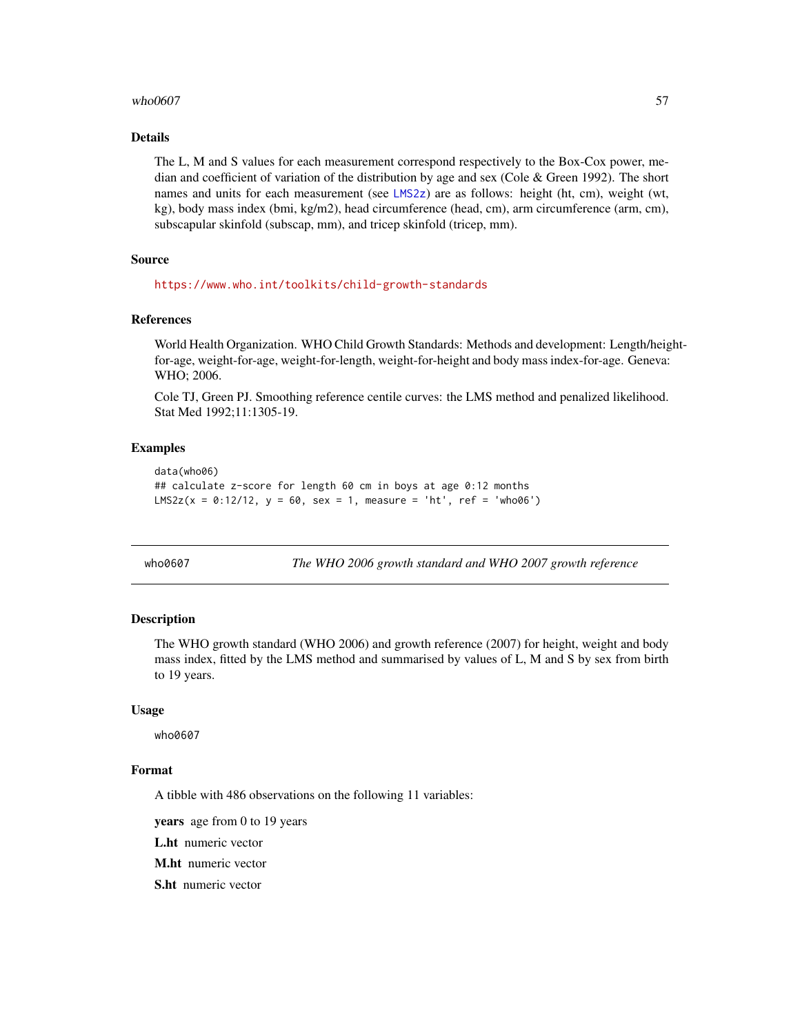### Details

The L, M and S values for each measurement correspond respectively to the Box-Cox power, median and coefficient of variation of the distribution by age and sex (Cole & Green 1992). The short names and units for each measurement (see LMS2z) are as follows: height (ht, cm), weight (wt, kg), body mass index (bmi, kg/m2), head circumference (head, cm), arm circumference (arm, cm), subscapular skinfold (subscap, mm), and tricep skinfold (tricep, mm).

### Source

https://www.who.int/toolkits/child-growth-standards

### References

World Health Organization. WHO Child Growth Standards: Methods and development: Length/height-for-age, weight-for-age, weight-for-length, weight-for-height and body mass index-for-age. Geneva: WHO; 2006.

Cole TJ, Green PJ. Smoothing reference centile curves: the LMS method and penalized likelihood. Stat Med 1992;11:1305-19.

### Examples

```
data(who06)
## calculate z-score for length 60 cm in boys at age 0:12 months
LMS2z(x = 0:12/12, y = 60, sex = 1, measure = 'ht', ref = 'who06')
```

---

## who0607 — *The WHO 2006 growth standard and WHO 2007 growth reference*

---

### Description

The WHO growth standard (WHO 2006) and growth reference (2007) for height, weight and body mass index, fitted by the LMS method and summarised by values of L, M and S by sex from birth to 19 years.

### Usage

```
who0607
```

### Format

A tibble with 486 observations on the following 11 variables:

**years** age from 0 to 19 years

**L.ht** numeric vector

**M.ht** numeric vector

**S.ht** numeric vector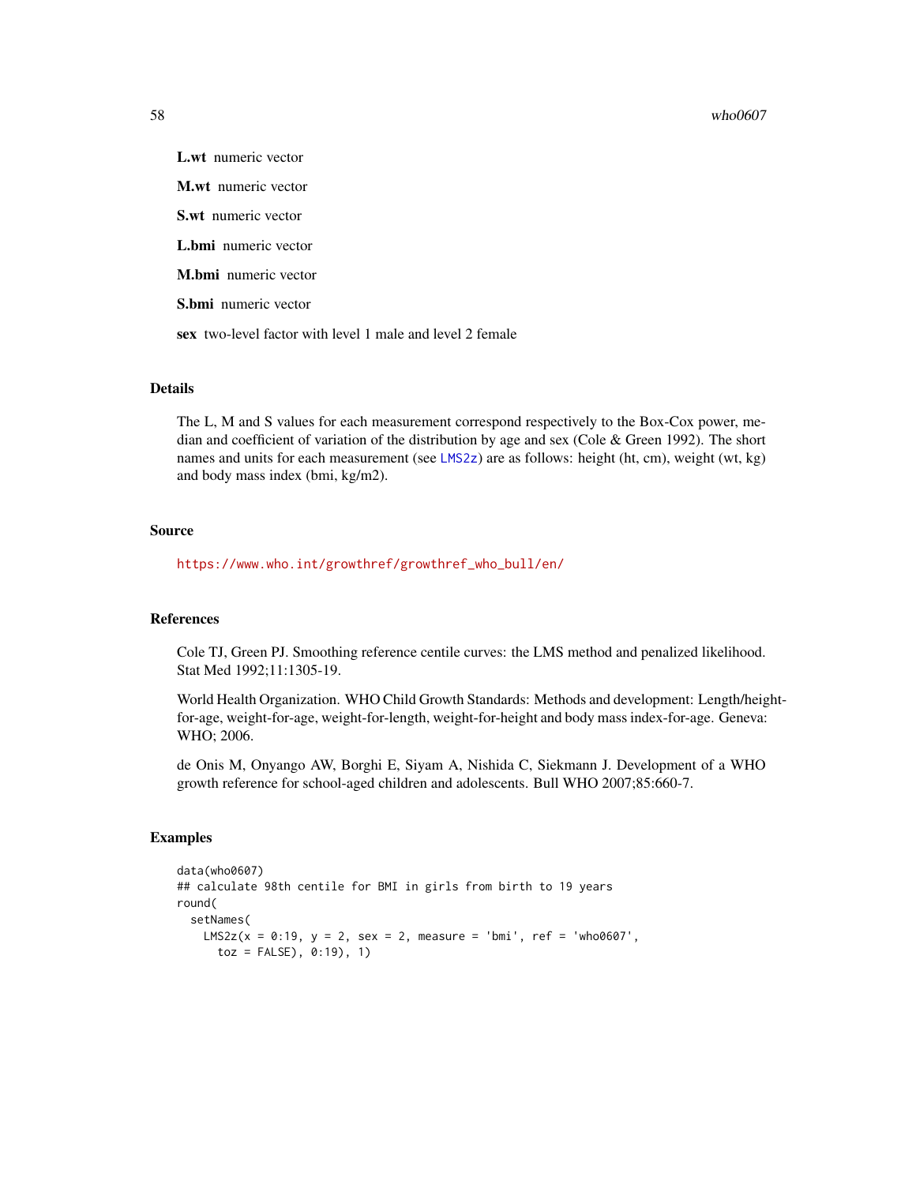**L.wt** numeric vector

**M.wt** numeric vector

**S.wt** numeric vector

**L.bmi** numeric vector

**M.bmi** numeric vector

**S.bmi** numeric vector

**sex** two-level factor with level 1 male and level 2 female

## Details

The L, M and S values for each measurement correspond respectively to the Box-Cox power, median and coefficient of variation of the distribution by age and sex (Cole & Green 1992). The short names and units for each measurement (see LMS2z) are as follows: height (ht, cm), weight (wt, kg) and body mass index (bmi, kg/m2).

## Source

https://www.who.int/growthref/growthref_who_bull/en/

## References

Cole TJ, Green PJ. Smoothing reference centile curves: the LMS method and penalized likelihood. Stat Med 1992;11:1305-19.

World Health Organization. WHO Child Growth Standards: Methods and development: Length/height-for-age, weight-for-age, weight-for-length, weight-for-height and body mass index-for-age. Geneva: WHO; 2006.

de Onis M, Onyango AW, Borghi E, Siyam A, Nishida C, Siekmann J. Development of a WHO growth reference for school-aged children and adolescents. Bull WHO 2007;85:660-7.

## Examples

```
data(who0607)
## calculate 98th centile for BMI in girls from birth to 19 years
round(
  setNames(
    LMS2z(x = 0:19, y = 2, sex = 2, measure = 'bmi', ref = 'who0607',
      toz = FALSE), 0:19), 1)
```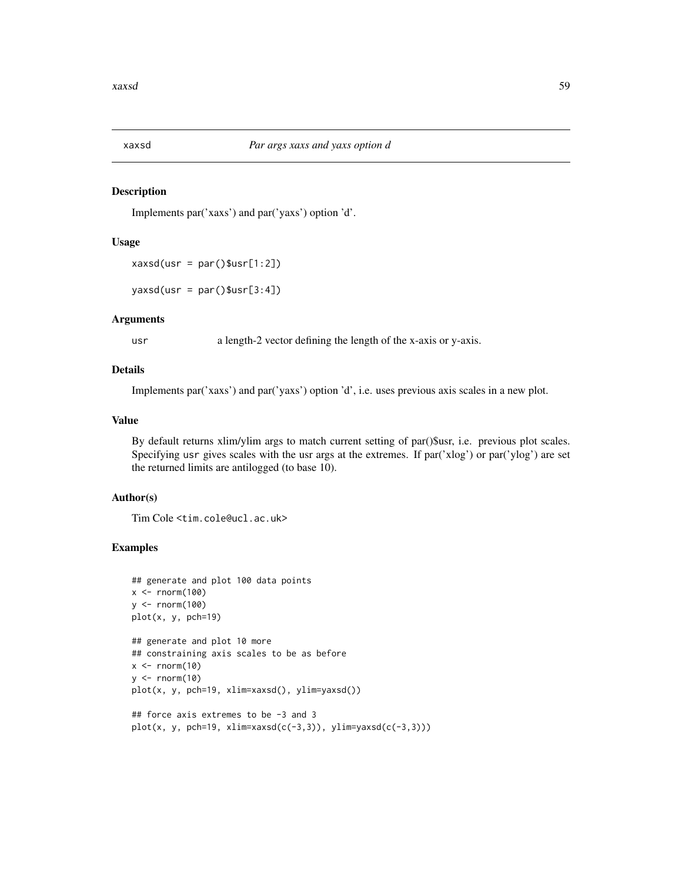# xaxsd — *Par args xaxs and yaxs option d*

## Description

Implements par('xaxs') and par('yaxs') option 'd'.

## Usage

```
xaxsd(usr = par()$usr[1:2])

yaxsd(usr = par()$usr[3:4])
```

## Arguments

| | |
|---|---|
| usr | a length-2 vector defining the length of the x-axis or y-axis. |

## Details

Implements par('xaxs') and par('yaxs') option 'd', i.e. uses previous axis scales in a new plot.

## Value

By default returns xlim/ylim args to match current setting of par()$usr, i.e. previous plot scales. Specifying `usr` gives scales with the usr args at the extremes. If par('xlog') or par('ylog') are set the returned limits are antilogged (to base 10).

## Author(s)

Tim Cole <tim.cole@ucl.ac.uk>

## Examples

```
## generate and plot 100 data points
x <- rnorm(100)
y <- rnorm(100)
plot(x, y, pch=19)

## generate and plot 10 more
## constraining axis scales to be as before
x <- rnorm(10)
y <- rnorm(10)
plot(x, y, pch=19, xlim=xaxsd(), ylim=yaxsd())

## force axis extremes to be -3 and 3
plot(x, y, pch=19, xlim=xaxsd(c(-3,3)), ylim=yaxsd(c(-3,3)))
```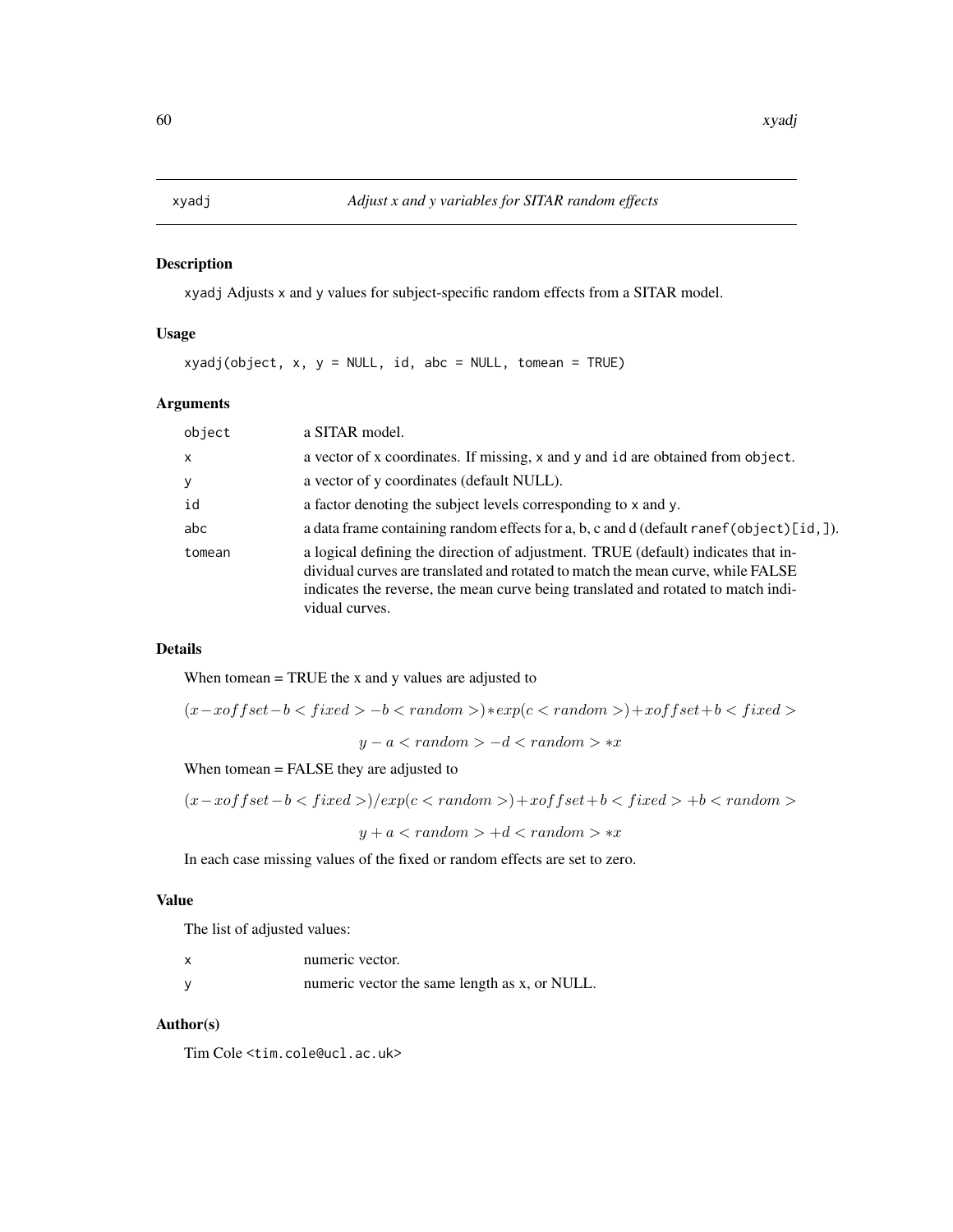## xyadj — *Adjust x and y variables for SITAR random effects*

### Description

xyadj Adjusts x and y values for subject-specific random effects from a SITAR model.

### Usage

```
xyadj(object, x, y = NULL, id, abc = NULL, tomean = TRUE)
```

### Arguments

| | |
|---|---|
| object | a SITAR model. |
| x | a vector of x coordinates. If missing, x and y and id are obtained from object. |
| y | a vector of y coordinates (default NULL). |
| id | a factor denoting the subject levels corresponding to x and y. |
| abc | a data frame containing random effects for a, b, c and d (default ranef(object)[id,]). |
| tomean | a logical defining the direction of adjustment. TRUE (default) indicates that individual curves are translated and rotated to match the mean curve, while FALSE indicates the reverse, the mean curve being translated and rotated to match individual curves. |

### Details

When tomean = TRUE the x and y values are adjusted to

$$(x - xoffset - b < fixed > - b < random >) * exp(c < random >) + xoffset + b < fixed >$$

$$y - a < random > - d < random > * x$$

When tomean = FALSE they are adjusted to

$$(x - xoffset - b < fixed >)/exp(c < random >) + xoffset + b < fixed > + b < random >$$

$$y + a < random > + d < random > * x$$

In each case missing values of the fixed or random effects are set to zero.

### Value

The list of adjusted values:

| | |
|---|---|
| x | numeric vector. |
| y | numeric vector the same length as x, or NULL. |

### Author(s)

Tim Cole <tim.cole@ucl.ac.uk>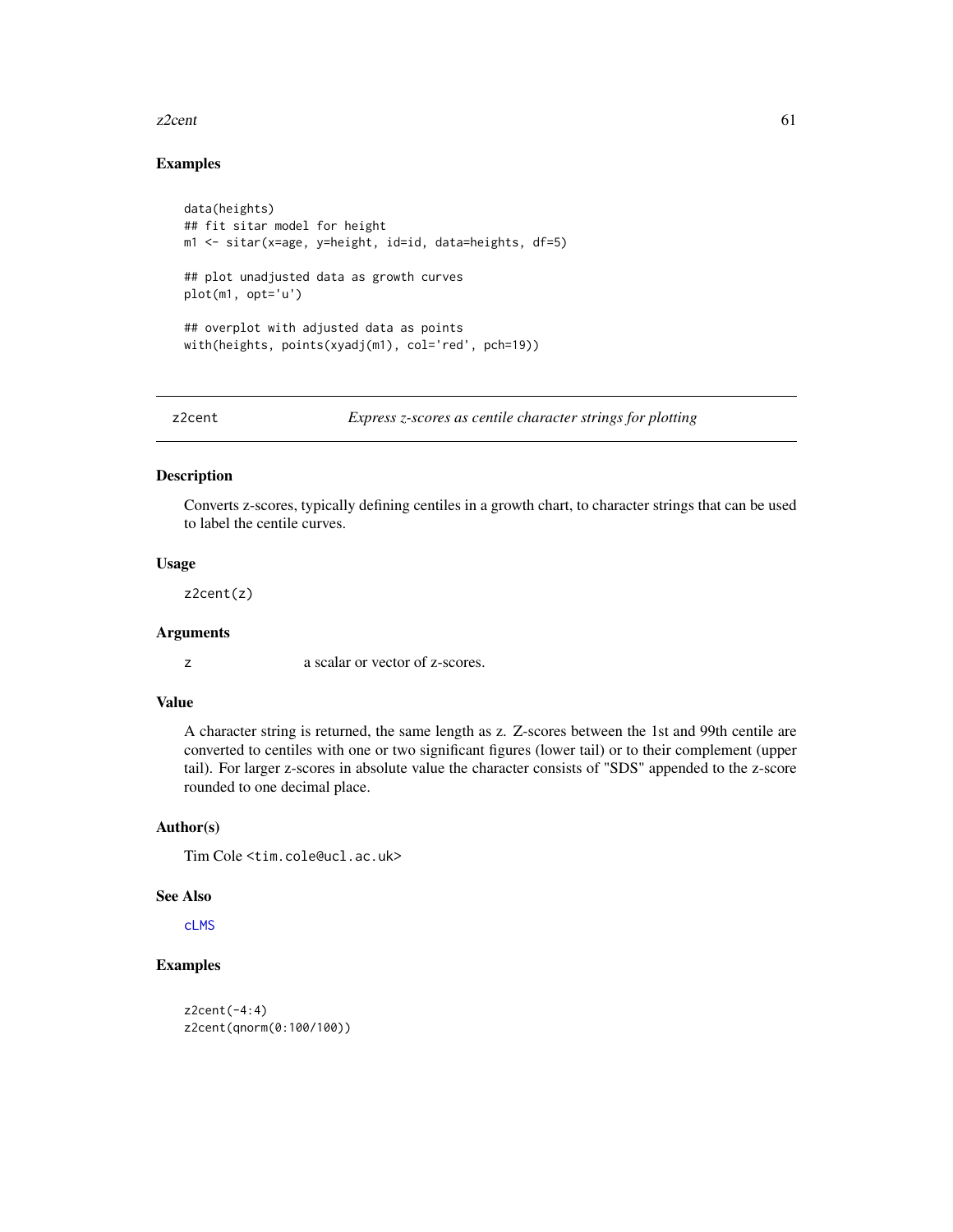## Examples

```
data(heights)
## fit sitar model for height
m1 <- sitar(x=age, y=height, id=id, data=heights, df=5)

## plot unadjusted data as growth curves
plot(m1, opt='u')

## overplot with adjusted data as points
with(heights, points(xyadj(m1), col='red', pch=19))
```

---

# z2cent — *Express z-scores as centile character strings for plotting*

---

## Description

Converts z-scores, typically defining centiles in a growth chart, to character strings that can be used to label the centile curves.

## Usage

```
z2cent(z)
```

## Arguments

| | |
|---|---|
| z | a scalar or vector of z-scores. |

## Value

A character string is returned, the same length as z. Z-scores between the 1st and 99th centile are converted to centiles with one or two significant figures (lower tail) or to their complement (upper tail). For larger z-scores in absolute value the character consists of "SDS" appended to the z-score rounded to one decimal place.

## Author(s)

Tim Cole <tim.cole@ucl.ac.uk>

## See Also

cLMS

## Examples

```
z2cent(-4:4)
z2cent(qnorm(0:100/100))
```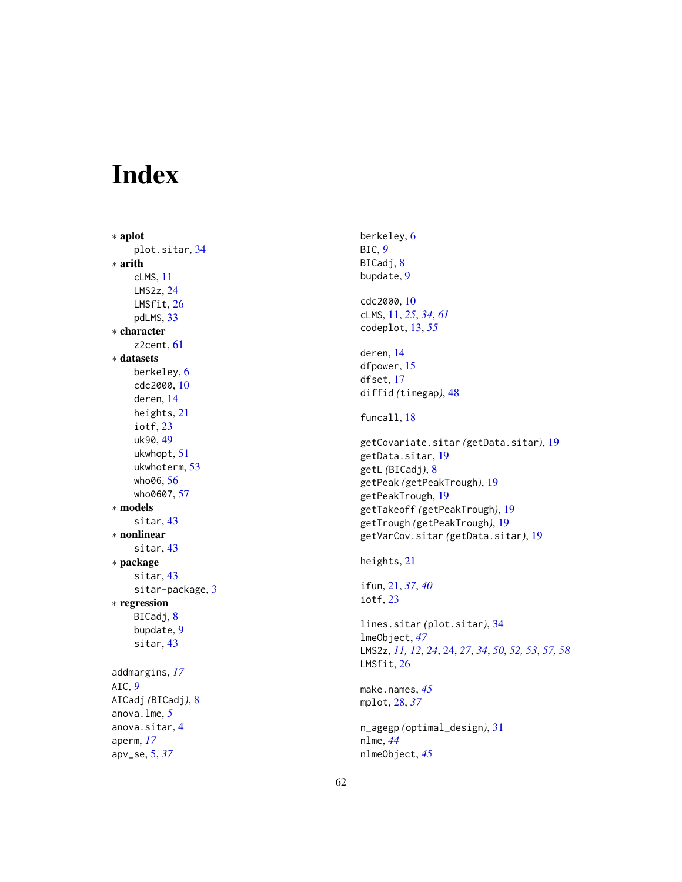# Index

* **aplot**
  plot.sitar, 34
* **arith**
  cLMS, 11
  LMS2z, 24
  LMSfit, 26
  pdLMS, 33
* **character**
  z2cent, 61
* **datasets**
  berkeley, 6
  cdc2000, 10
  deren, 14
  heights, 21
  iotf, 23
  uk90, 49
  ukwhopt, 51
  ukwhoterm, 53
  who06, 56
  who0607, 57
* **models**
  sitar, 43
* **nonlinear**
  sitar, 43
* **package**
  sitar, 43
  sitar-package, 3
* **regression**
  BICadj, 8
  bupdate, 9
  sitar, 43

addmargins, *17*
AIC, *9*
AICadj *(BICadj)*, 8
anova.lme, *5*
anova.sitar, 4
aperm, *17*
apv_se, 5, *37*

berkeley, 6
BIC, *9*
BICadj, 8
bupdate, 9

cdc2000, 10
cLMS, 11, *25*, *34*, *61*
codeplot, 13, *55*

deren, 14
dfpower, 15
dfset, 17
diffid *(timegap)*, 48

funcall, 18

getCovariate.sitar *(getData.sitar)*, 19
getData.sitar, 19
getL *(BICadj)*, 8
getPeak *(getPeakTrough)*, 19
getPeakTrough, 19
getTakeoff *(getPeakTrough)*, 19
getTrough *(getPeakTrough)*, 19
getVarCov.sitar *(getData.sitar)*, 19

heights, 21

ifun, 21, *37*, *40*
iotf, 23

lines.sitar *(plot.sitar)*, 34
lmeObject, *47*
LMS2z, *11*, *12*, *24*, 24, *27*, *34*, *50*, *52*, *53*, *57*, *58*
LMSfit, 26

make.names, *45*
mplot, 28, *37*

n_agegp *(optimal_design)*, 31
nlme, *44*
nlmeObject, *45*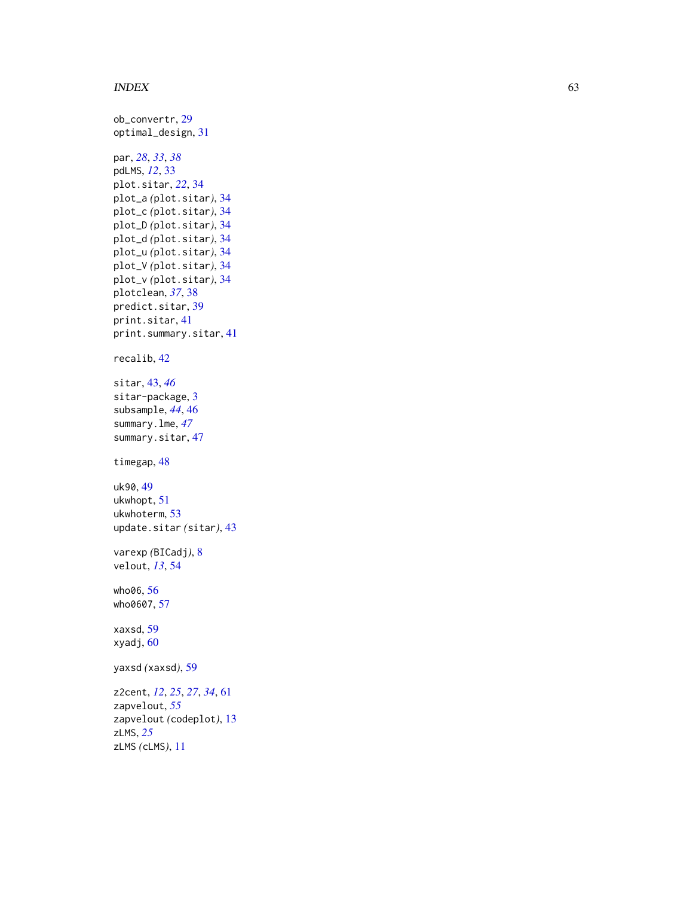ob_convertr, 29
optimal_design, 31

par, *28*, *33*, *38*
pdLMS, *12*, 33
plot.sitar, *22*, 34
plot_a (plot.sitar), 34
plot_c (plot.sitar), 34
plot_D (plot.sitar), 34
plot_d (plot.sitar), 34
plot_u (plot.sitar), 34
plot_V (plot.sitar), 34
plot_v (plot.sitar), 34
plotclean, *37*, 38
predict.sitar, 39
print.sitar, 41
print.summary.sitar, 41

recalib, 42

sitar, 43, *46*
sitar-package, 3
subsample, *44*, 46
summary.lme, *47*
summary.sitar, 47

timegap, 48

uk90, 49
ukwhopt, 51
ukwhoterm, 53
update.sitar (sitar), 43

varexp (BICadj), 8
velout, *13*, 54

who06, 56
who0607, 57

xaxsd, 59
xyadj, 60

yaxsd (xaxsd), 59

z2cent, *12*, *25*, *27*, *34*, 61
zapvelout, *55*
zapvelout (codeplot), 13
zLMS, *25*
zLMS (cLMS), 11